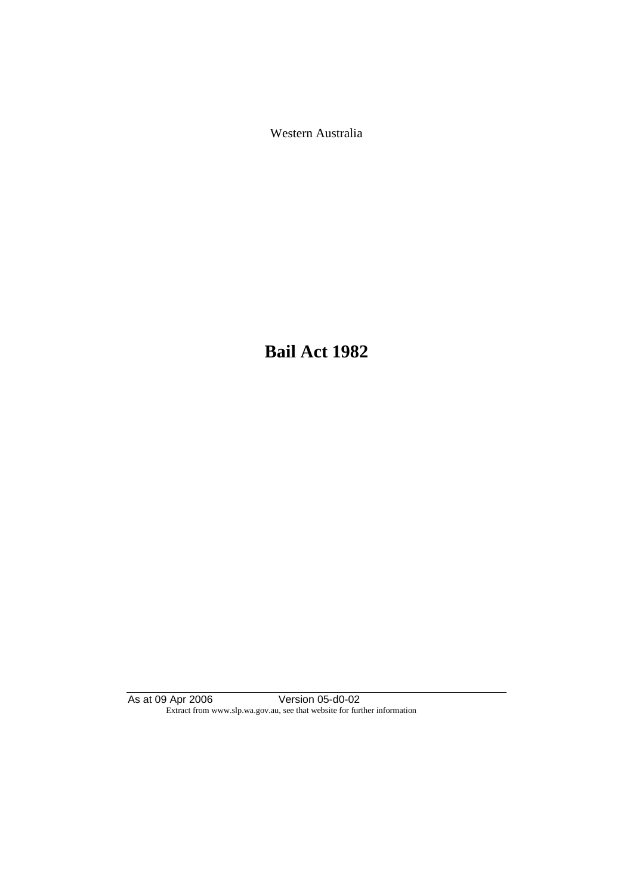Western Australia

# Bail Act 1982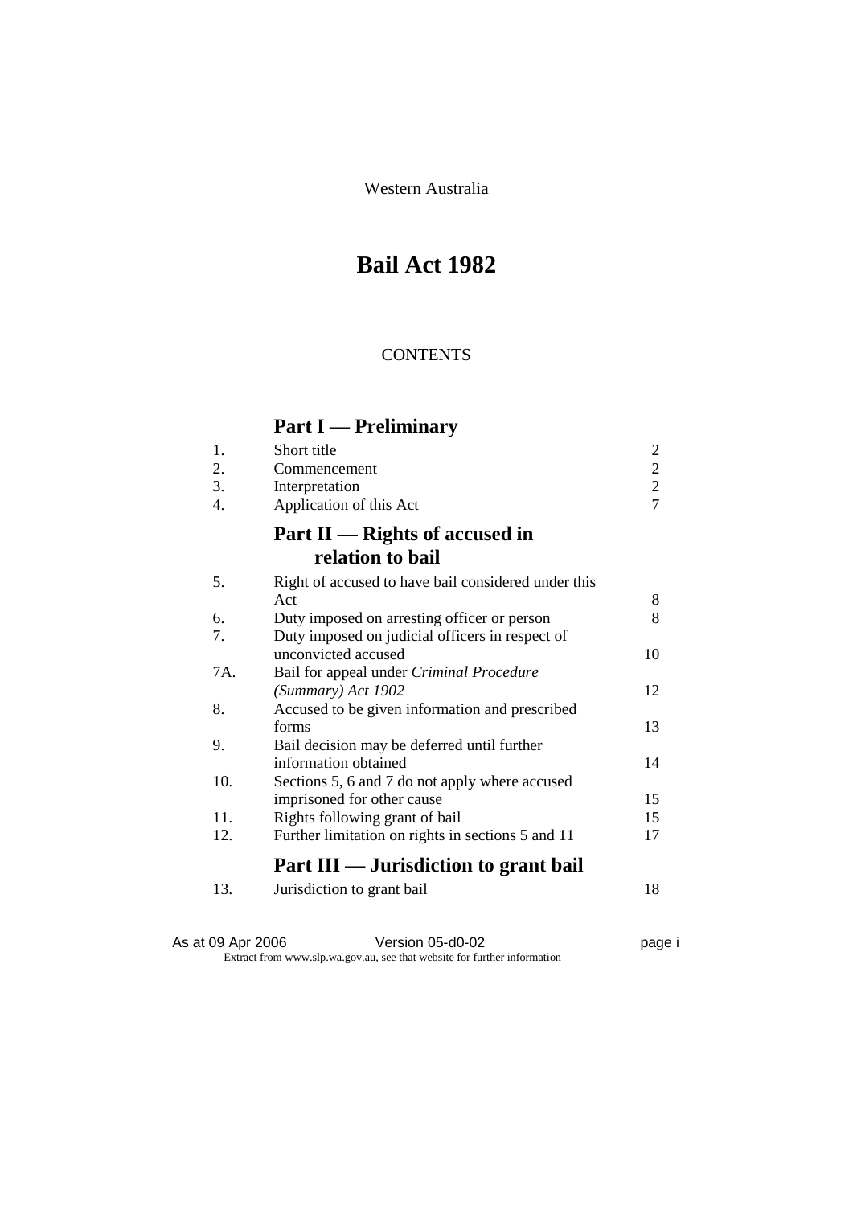Western Australia

# Bail Act 1982

CONTENTS

## Part I — Preliminary

| | | |
|---|---|---|
| 1. | Short title | 2 |
| 2. | Commencement | 2 |
| 3. | Interpretation | 2 |
| 4. | Application of this Act | 7 |

## Part II — Rights of accused in relation to bail

| | | |
|---|---|---|
| 5. | Right of accused to have bail considered under this Act | 8 |
| 6. | Duty imposed on arresting officer or person | 8 |
| 7. | Duty imposed on judicial officers in respect of unconvicted accused | 10 |
| 7A. | Bail for appeal under *Criminal Procedure (Summary) Act 1902* | 12 |
| 8. | Accused to be given information and prescribed forms | 13 |
| 9. | Bail decision may be deferred until further information obtained | 14 |
| 10. | Sections 5, 6 and 7 do not apply where accused imprisoned for other cause | 15 |
| 11. | Rights following grant of bail | 15 |
| 12. | Further limitation on rights in sections 5 and 11 | 17 |

## Part III — Jurisdiction to grant bail

| | | |
|---|---|---|
| 13. | Jurisdiction to grant bail | 18 |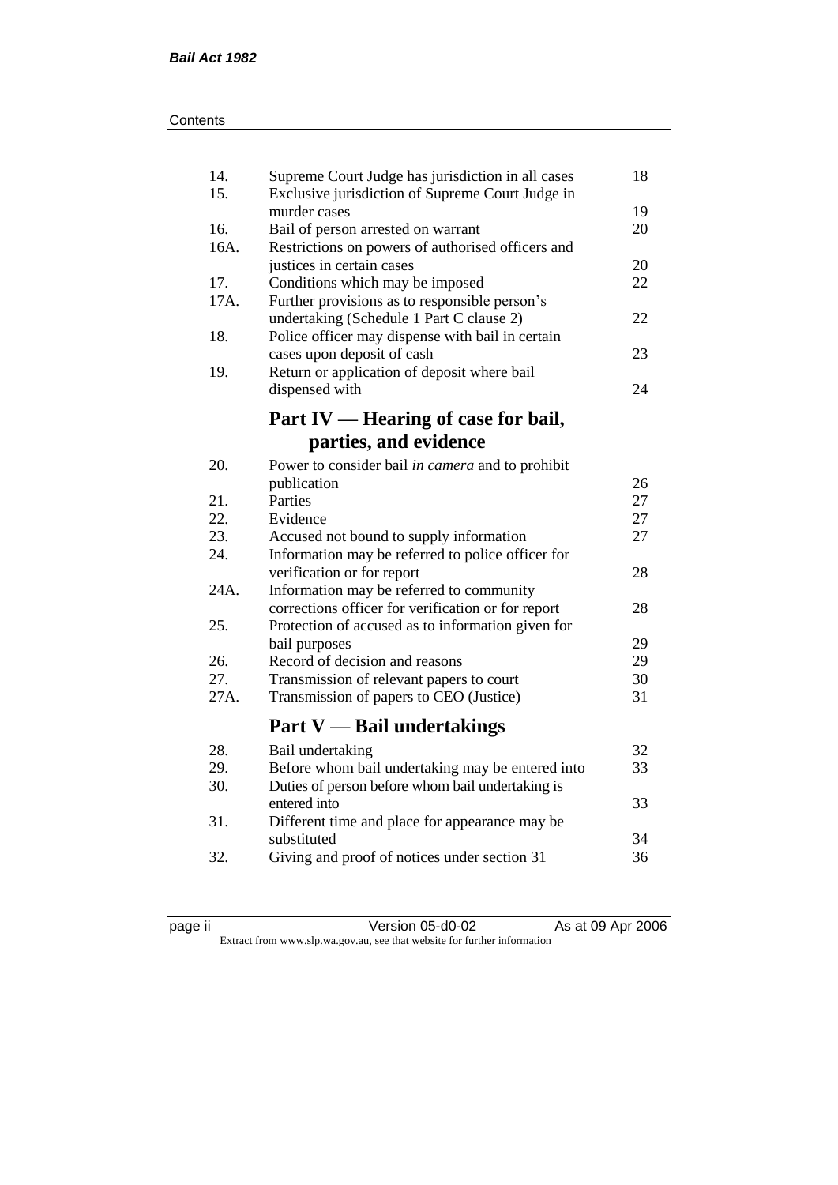| | | |
|---|---|---|
| 14. | Supreme Court Judge has jurisdiction in all cases | 18 |
| 15. | Exclusive jurisdiction of Supreme Court Judge in murder cases | 19 |
| 16. | Bail of person arrested on warrant | 20 |
| 16A. | Restrictions on powers of authorised officers and justices in certain cases | 20 |
| 17. | Conditions which may be imposed | 22 |
| 17A. | Further provisions as to responsible person's undertaking (Schedule 1 Part C clause 2) | 22 |
| 18. | Police officer may dispense with bail in certain cases upon deposit of cash | 23 |
| 19. | Return or application of deposit where bail dispensed with | 24 |

## Part IV — Hearing of case for bail, parties, and evidence

| | | |
|---|---|---|
| 20. | Power to consider bail *in camera* and to prohibit publication | 26 |
| 21. | Parties | 27 |
| 22. | Evidence | 27 |
| 23. | Accused not bound to supply information | 27 |
| 24. | Information may be referred to police officer for verification or for report | 28 |
| 24A. | Information may be referred to community corrections officer for verification or for report | 28 |
| 25. | Protection of accused as to information given for bail purposes | 29 |
| 26. | Record of decision and reasons | 29 |
| 27. | Transmission of relevant papers to court | 30 |
| 27A. | Transmission of papers to CEO (Justice) | 31 |

## Part V — Bail undertakings

| | | |
|---|---|---|
| 28. | Bail undertaking | 32 |
| 29. | Before whom bail undertaking may be entered into | 33 |
| 30. | Duties of person before whom bail undertaking is entered into | 33 |
| 31. | Different time and place for appearance may be substituted | 34 |
| 32. | Giving and proof of notices under section 31 | 36 |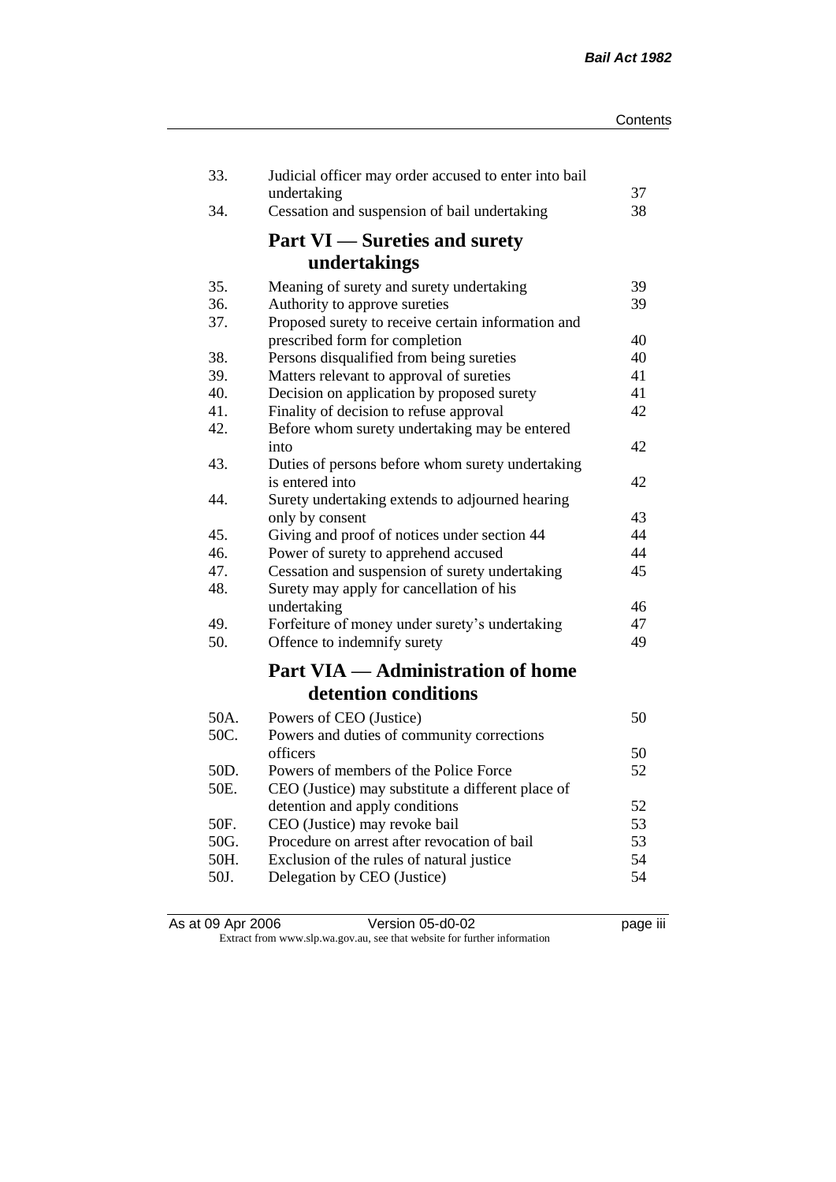| | | |
|---|---|---|
| 33. | Judicial officer may order accused to enter into bail undertaking | 37 |
| 34. | Cessation and suspension of bail undertaking | 38 |

## Part VI — Sureties and surety undertakings

| | | |
|---|---|---|
| 35. | Meaning of surety and surety undertaking | 39 |
| 36. | Authority to approve sureties | 39 |
| 37. | Proposed surety to receive certain information and prescribed form for completion | 40 |
| 38. | Persons disqualified from being sureties | 40 |
| 39. | Matters relevant to approval of sureties | 41 |
| 40. | Decision on application by proposed surety | 41 |
| 41. | Finality of decision to refuse approval | 42 |
| 42. | Before whom surety undertaking may be entered into | 42 |
| 43. | Duties of persons before whom surety undertaking is entered into | 42 |
| 44. | Surety undertaking extends to adjourned hearing only by consent | 43 |
| 45. | Giving and proof of notices under section 44 | 44 |
| 46. | Power of surety to apprehend accused | 44 |
| 47. | Cessation and suspension of surety undertaking | 45 |
| 48. | Surety may apply for cancellation of his undertaking | 46 |
| 49. | Forfeiture of money under surety's undertaking | 47 |
| 50. | Offence to indemnify surety | 49 |

## Part VIA — Administration of home detention conditions

| | | |
|---|---|---|
| 50A. | Powers of CEO (Justice) | 50 |
| 50C. | Powers and duties of community corrections officers | 50 |
| 50D. | Powers of members of the Police Force | 52 |
| 50E. | CEO (Justice) may substitute a different place of detention and apply conditions | 52 |
| 50F. | CEO (Justice) may revoke bail | 53 |
| 50G. | Procedure on arrest after revocation of bail | 53 |
| 50H. | Exclusion of the rules of natural justice | 54 |
| 50J. | Delegation by CEO (Justice) | 54 |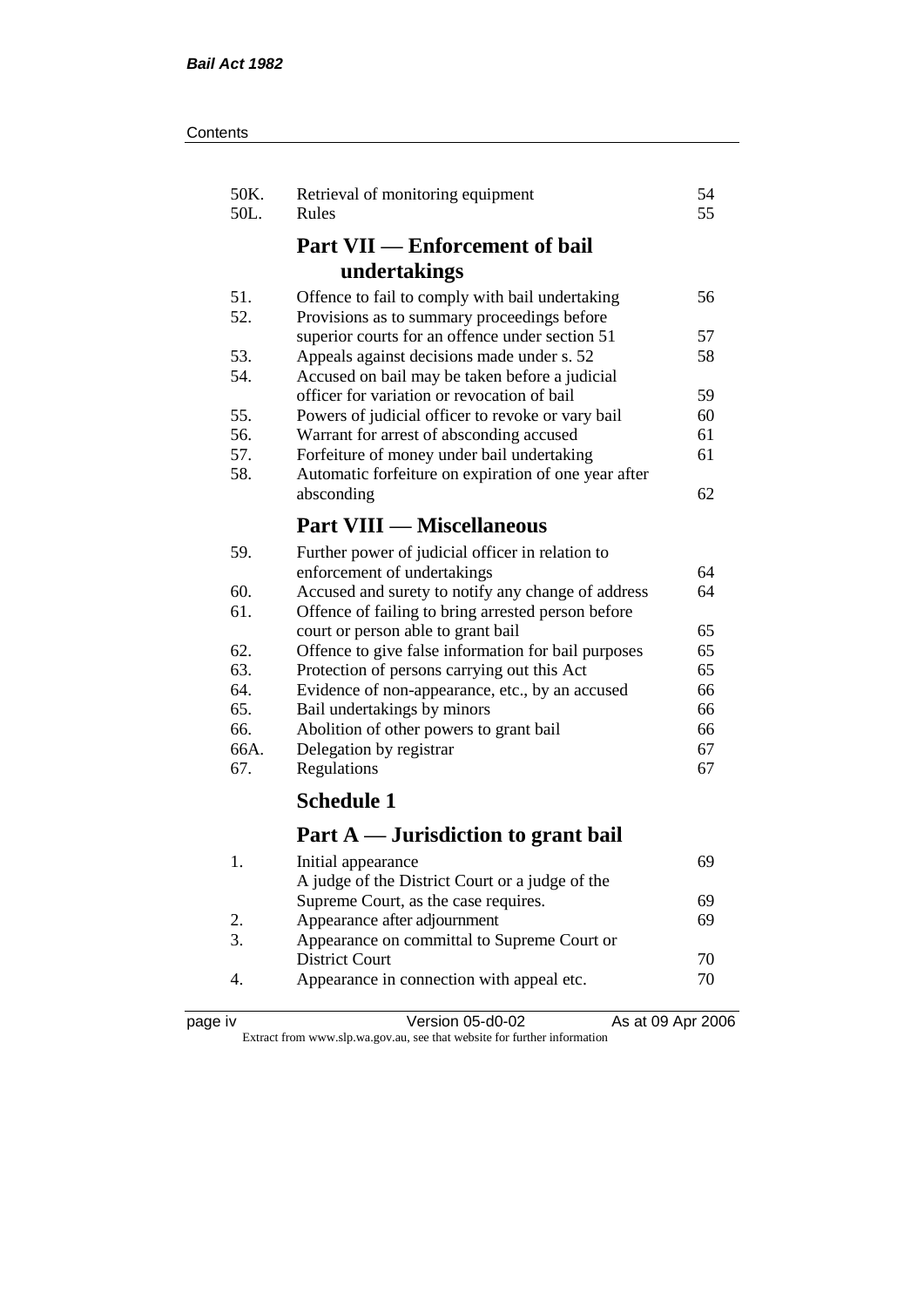| | | |
|---|---|---|
| 50K. | Retrieval of monitoring equipment | 54 |
| 50L. | Rules | 55 |

## Part VII — Enforcement of bail undertakings

| | | |
|---|---|---|
| 51. | Offence to fail to comply with bail undertaking | 56 |
| 52. | Provisions as to summary proceedings before superior courts for an offence under section 51 | 57 |
| 53. | Appeals against decisions made under s. 52 | 58 |
| 54. | Accused on bail may be taken before a judicial officer for variation or revocation of bail | 59 |
| 55. | Powers of judicial officer to revoke or vary bail | 60 |
| 56. | Warrant for arrest of absconding accused | 61 |
| 57. | Forfeiture of money under bail undertaking | 61 |
| 58. | Automatic forfeiture on expiration of one year after absconding | 62 |

## Part VIII — Miscellaneous

| | | |
|---|---|---|
| 59. | Further power of judicial officer in relation to enforcement of undertakings | 64 |
| 60. | Accused and surety to notify any change of address | 64 |
| 61. | Offence of failing to bring arrested person before court or person able to grant bail | 65 |
| 62. | Offence to give false information for bail purposes | 65 |
| 63. | Protection of persons carrying out this Act | 65 |
| 64. | Evidence of non-appearance, etc., by an accused | 66 |
| 65. | Bail undertakings by minors | 66 |
| 66. | Abolition of other powers to grant bail | 66 |
| 66A. | Delegation by registrar | 67 |
| 67. | Regulations | 67 |

## Schedule 1

## Part A — Jurisdiction to grant bail

| | | |
|---|---|---|
| 1. | Initial appearance | 69 |
| | A judge of the District Court or a judge of the Supreme Court, as the case requires. | 69 |
| 2. | Appearance after adjournment | 69 |
| 3. | Appearance on committal to Supreme Court or District Court | 70 |
| 4. | Appearance in connection with appeal etc. | 70 |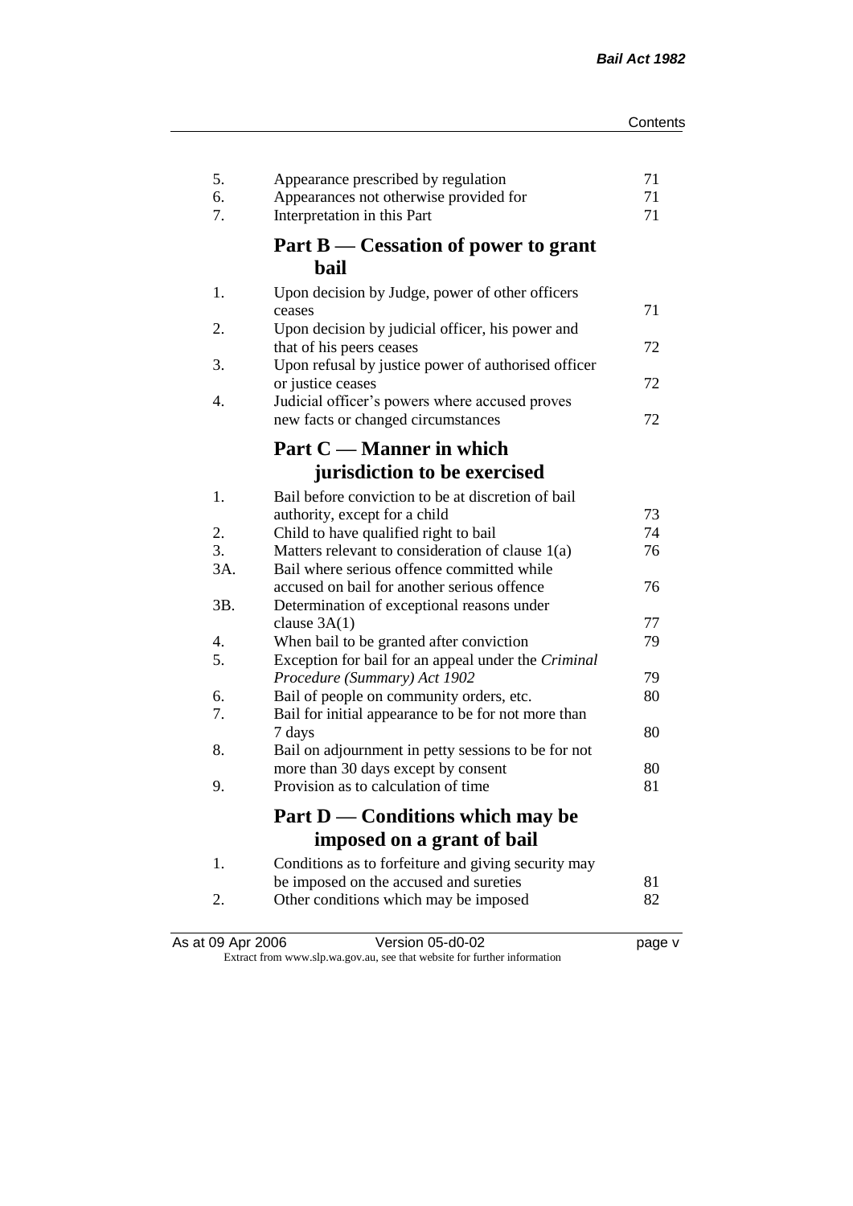| | | |
|---|---|---|
| 5. | Appearance prescribed by regulation | 71 |
| 6. | Appearances not otherwise provided for | 71 |
| 7. | Interpretation in this Part | 71 |

## Part B — Cessation of power to grant bail

| | | |
|---|---|---|
| 1. | Upon decision by Judge, power of other officers ceases | 71 |
| 2. | Upon decision by judicial officer, his power and that of his peers ceases | 72 |
| 3. | Upon refusal by justice power of authorised officer or justice ceases | 72 |
| 4. | Judicial officer's powers where accused proves new facts or changed circumstances | 72 |

## Part C — Manner in which jurisdiction to be exercised

| | | |
|---|---|---|
| 1. | Bail before conviction to be at discretion of bail authority, except for a child | 73 |
| 2. | Child to have qualified right to bail | 74 |
| 3. | Matters relevant to consideration of clause 1(a) | 76 |
| 3A. | Bail where serious offence committed while accused on bail for another serious offence | 76 |
| 3B. | Determination of exceptional reasons under clause 3A(1) | 77 |
| 4. | When bail to be granted after conviction | 79 |
| 5. | Exception for bail for an appeal under the *Criminal Procedure (Summary) Act 1902* | 79 |
| 6. | Bail of people on community orders, etc. | 80 |
| 7. | Bail for initial appearance to be for not more than 7 days | 80 |
| 8. | Bail on adjournment in petty sessions to be for not more than 30 days except by consent | 80 |
| 9. | Provision as to calculation of time | 81 |

## Part D — Conditions which may be imposed on a grant of bail

| | | |
|---|---|---|
| 1. | Conditions as to forfeiture and giving security may be imposed on the accused and sureties | 81 |
| 2. | Other conditions which may be imposed | 82 |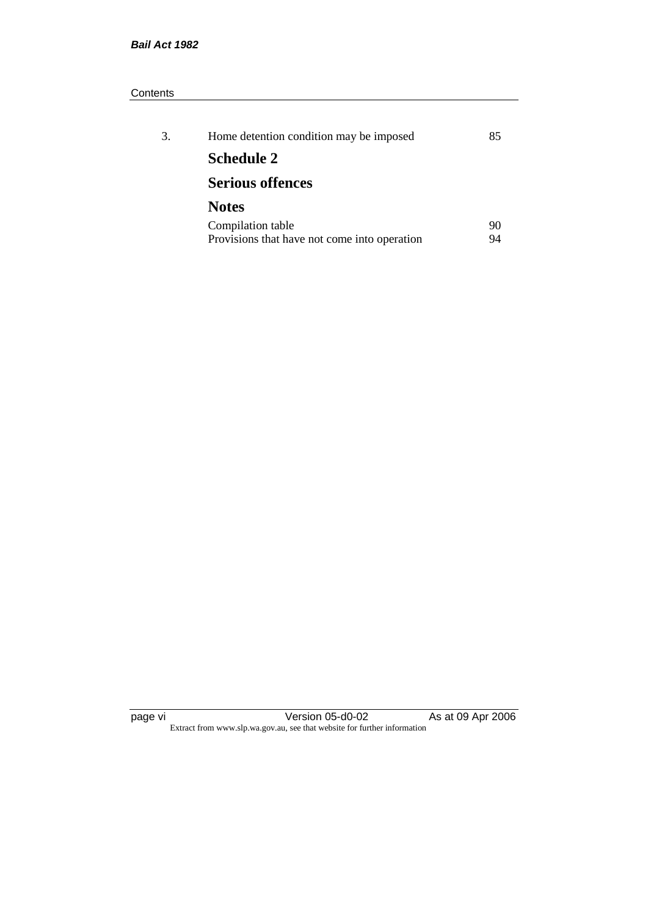| | | |
|---|---|---|
| 3. | Home detention condition may be imposed | 85 |

**Schedule 2**

**Serious offences**

**Notes**

| | |
|---|---|
| Compilation table | 90 |
| Provisions that have not come into operation | 94 |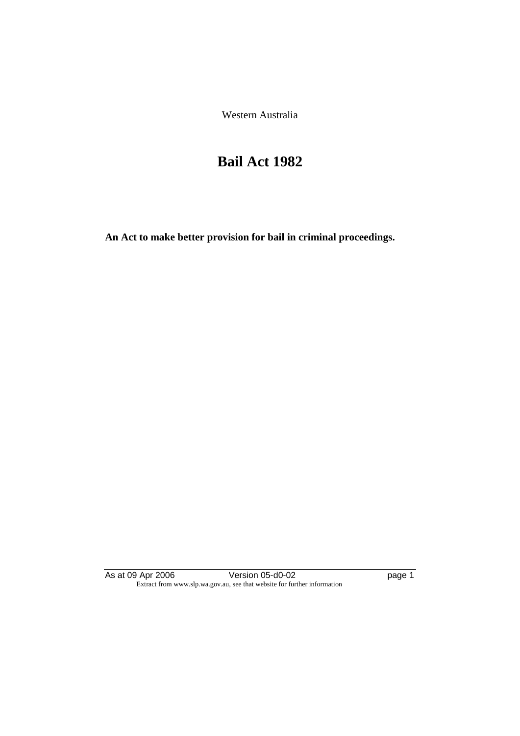Western Australia

# Bail Act 1982

**An Act to make better provision for bail in criminal proceedings.**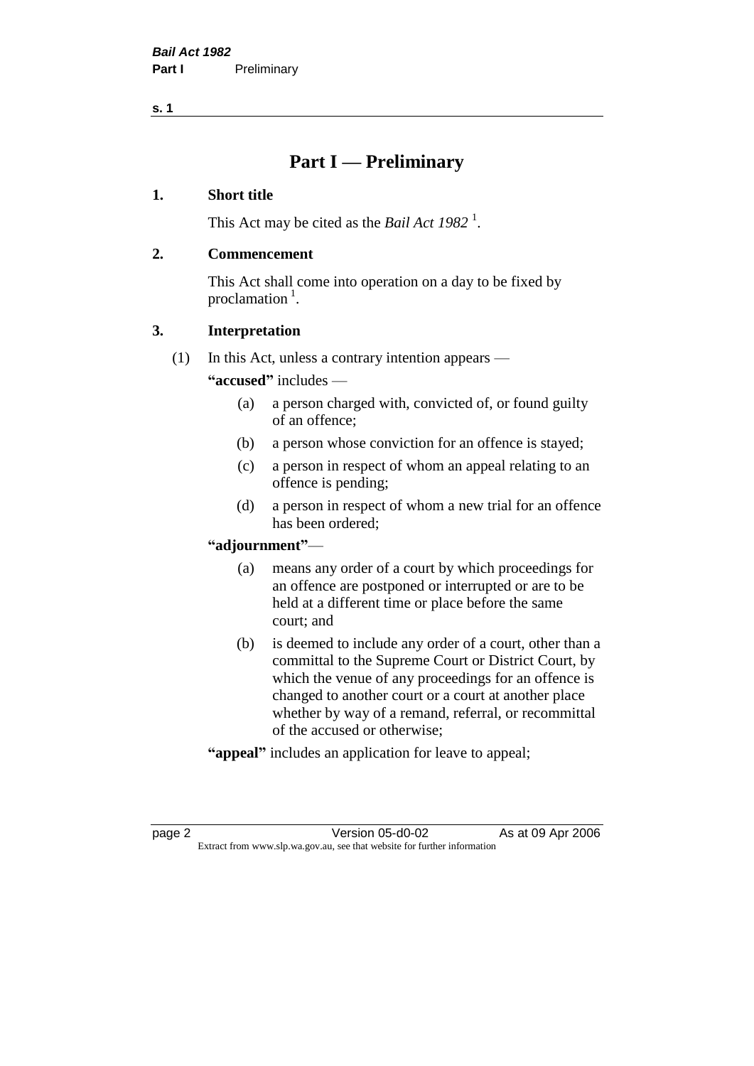# Part I — Preliminary

## 1. Short title

This Act may be cited as the *Bail Act 1982* [1].

## 2. Commencement

This Act shall come into operation on a day to be fixed by proclamation [1].

## 3. Interpretation

(1) In this Act, unless a contrary intention appears —

**"accused"** includes —

- (a) a person charged with, convicted of, or found guilty of an offence;
- (b) a person whose conviction for an offence is stayed;
- (c) a person in respect of whom an appeal relating to an offence is pending;
- (d) a person in respect of whom a new trial for an offence has been ordered;

**"adjournment"**—

- (a) means any order of a court by which proceedings for an offence are postponed or interrupted or are to be held at a different time or place before the same court; and
- (b) is deemed to include any order of a court, other than a committal to the Supreme Court or District Court, by which the venue of any proceedings for an offence is changed to another court or a court at another place whether by way of a remand, referral, or recommittal of the accused or otherwise;

**"appeal"** includes an application for leave to appeal;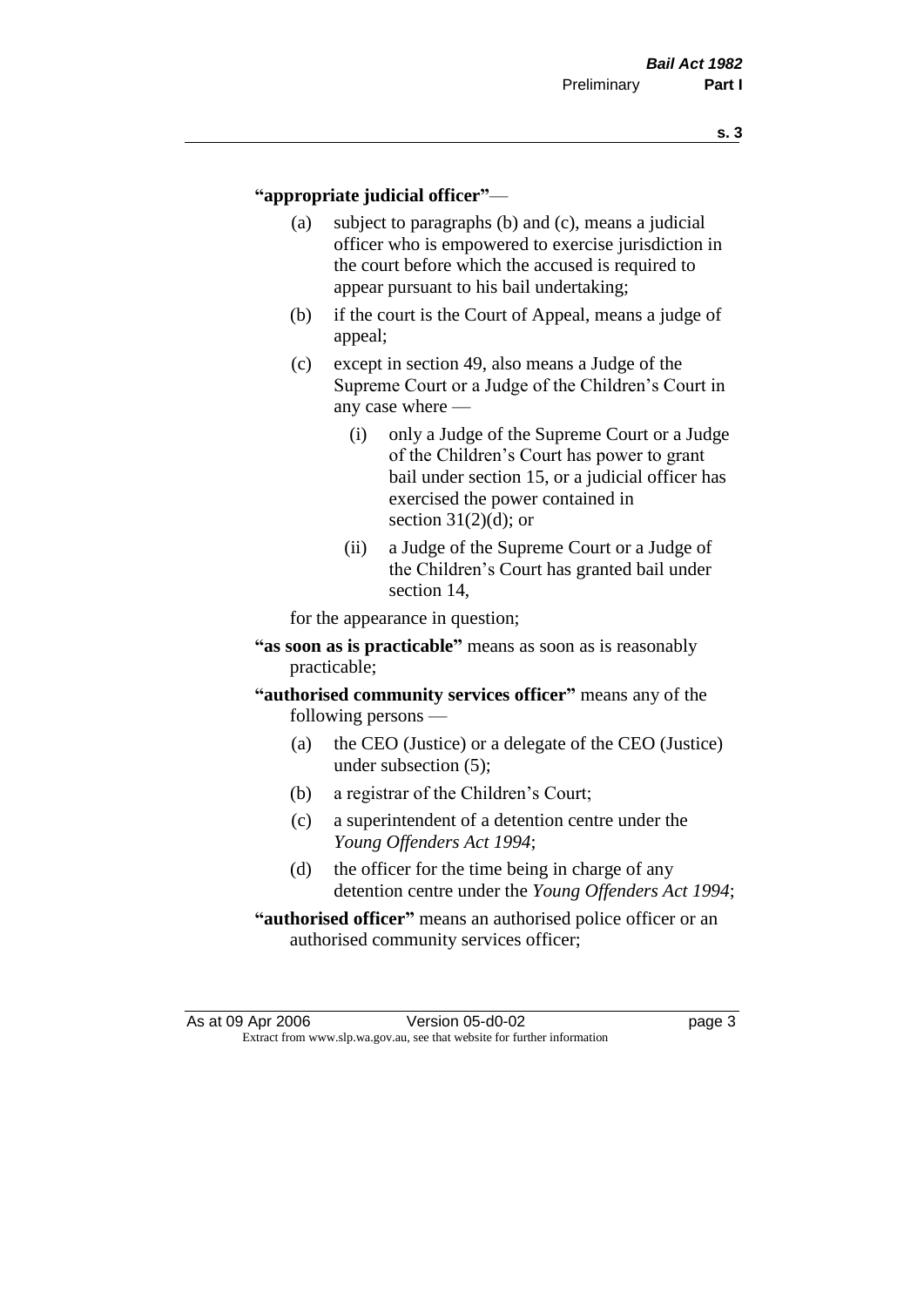**"appropriate judicial officer"**—

(a) subject to paragraphs (b) and (c), means a judicial officer who is empowered to exercise jurisdiction in the court before which the accused is required to appear pursuant to his bail undertaking;

(b) if the court is the Court of Appeal, means a judge of appeal;

(c) except in section 49, also means a Judge of the Supreme Court or a Judge of the Children's Court in any case where —

(i) only a Judge of the Supreme Court or a Judge of the Children's Court has power to grant bail under section 15, or a judicial officer has exercised the power contained in section 31(2)(d); or

(ii) a Judge of the Supreme Court or a Judge of the Children's Court has granted bail under section 14,

for the appearance in question;

**"as soon as is practicable"** means as soon as is reasonably practicable;

**"authorised community services officer"** means any of the following persons —

(a) the CEO (Justice) or a delegate of the CEO (Justice) under subsection (5);

(b) a registrar of the Children's Court;

(c) a superintendent of a detention centre under the *Young Offenders Act 1994*;

(d) the officer for the time being in charge of any detention centre under the *Young Offenders Act 1994*;

**"authorised officer"** means an authorised police officer or an authorised community services officer;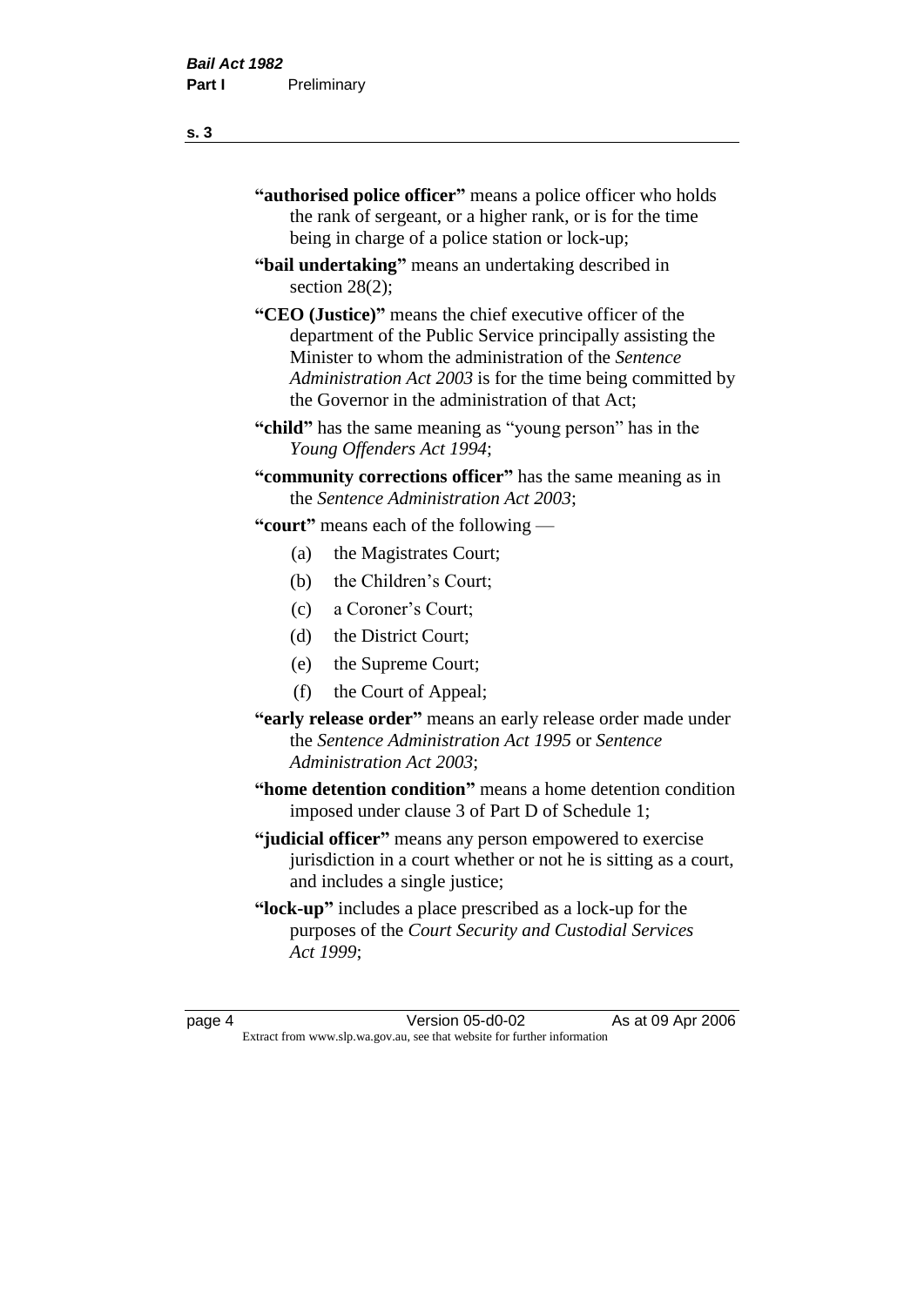"**authorised police officer**" means a police officer who holds the rank of sergeant, or a higher rank, or is for the time being in charge of a police station or lock-up;

"**bail undertaking**" means an undertaking described in section 28(2);

"**CEO (Justice)**" means the chief executive officer of the department of the Public Service principally assisting the Minister to whom the administration of the *Sentence Administration Act 2003* is for the time being committed by the Governor in the administration of that Act;

"**child**" has the same meaning as "young person" has in the *Young Offenders Act 1994*;

"**community corrections officer**" has the same meaning as in the *Sentence Administration Act 2003*;

"**court**" means each of the following —

- (a) the Magistrates Court;
- (b) the Children's Court;
- (c) a Coroner's Court;
- (d) the District Court;
- (e) the Supreme Court;
- (f) the Court of Appeal;

"**early release order**" means an early release order made under the *Sentence Administration Act 1995* or *Sentence Administration Act 2003*;

"**home detention condition**" means a home detention condition imposed under clause 3 of Part D of Schedule 1;

"**judicial officer**" means any person empowered to exercise jurisdiction in a court whether or not he is sitting as a court, and includes a single justice;

"**lock-up**" includes a place prescribed as a lock-up for the purposes of the *Court Security and Custodial Services Act 1999*;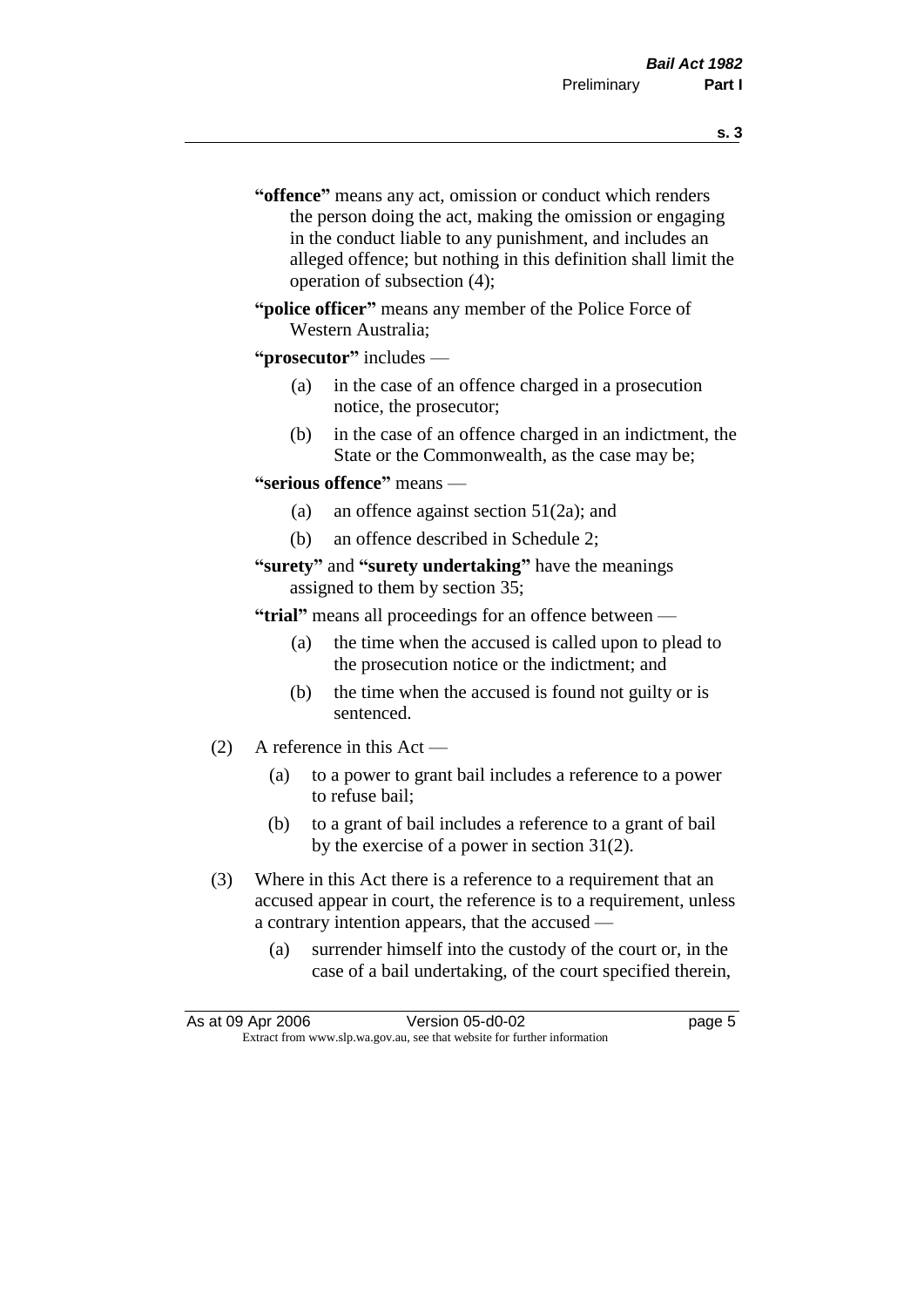**"offence"** means any act, omission or conduct which renders the person doing the act, making the omission or engaging in the conduct liable to any punishment, and includes an alleged offence; but nothing in this definition shall limit the operation of subsection (4);

**"police officer"** means any member of the Police Force of Western Australia;

**"prosecutor"** includes —

(a) in the case of an offence charged in a prosecution notice, the prosecutor;

(b) in the case of an offence charged in an indictment, the State or the Commonwealth, as the case may be;

**"serious offence"** means —

(a) an offence against section 51(2a); and

(b) an offence described in Schedule 2;

**"surety"** and **"surety undertaking"** have the meanings assigned to them by section 35;

**"trial"** means all proceedings for an offence between —

(a) the time when the accused is called upon to plead to the prosecution notice or the indictment; and

(b) the time when the accused is found not guilty or is sentenced.

(2) A reference in this Act —

(a) to a power to grant bail includes a reference to a power to refuse bail;

(b) to a grant of bail includes a reference to a grant of bail by the exercise of a power in section 31(2).

(3) Where in this Act there is a reference to a requirement that an accused appear in court, the reference is to a requirement, unless a contrary intention appears, that the accused —

(a) surrender himself into the custody of the court or, in the case of a bail undertaking, of the court specified therein,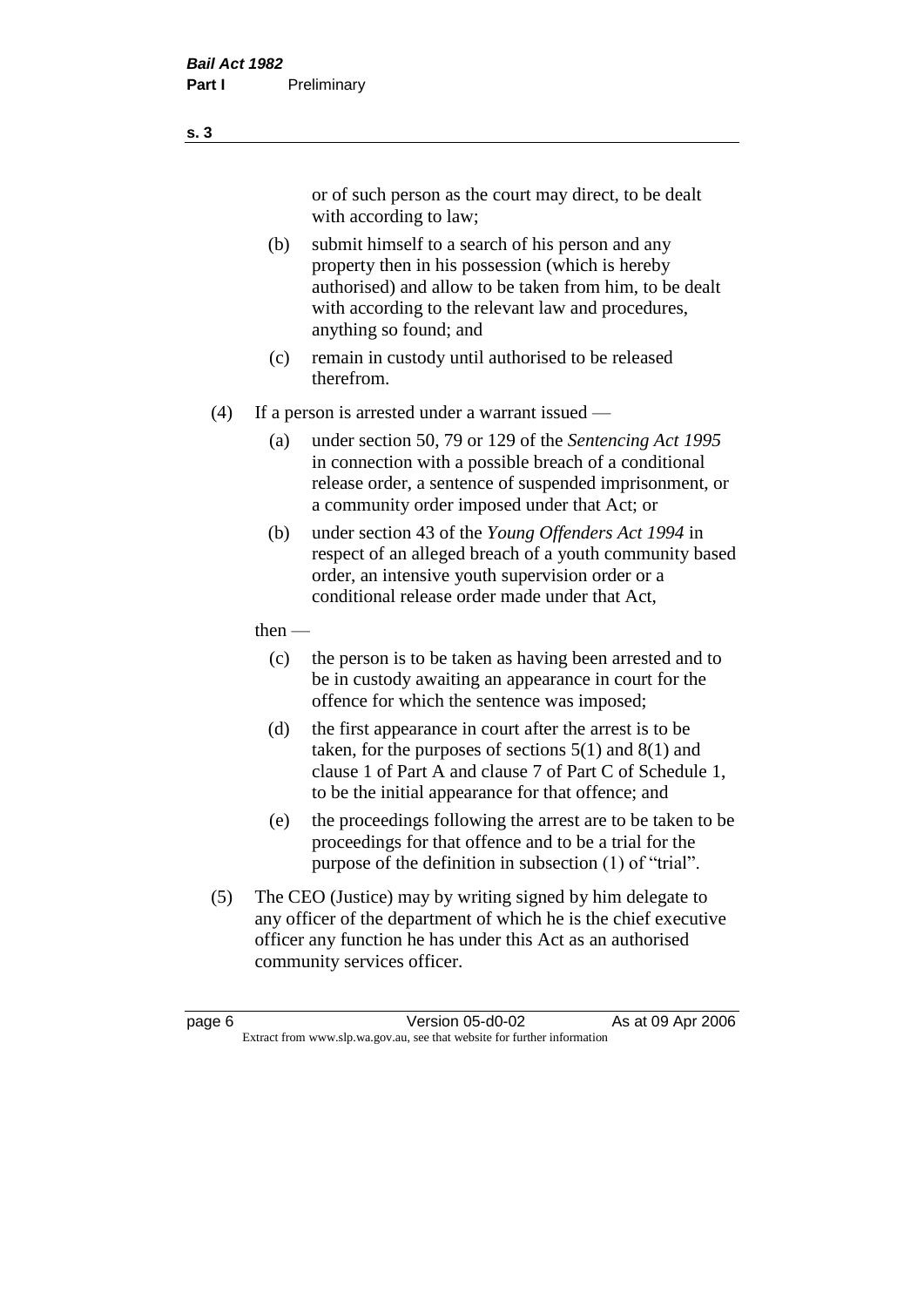or of such person as the court may direct, to be dealt with according to law;

(b) submit himself to a search of his person and any property then in his possession (which is hereby authorised) and allow to be taken from him, to be dealt with according to the relevant law and procedures, anything so found; and

(c) remain in custody until authorised to be released therefrom.

(4) If a person is arrested under a warrant issued —

(a) under section 50, 79 or 129 of the *Sentencing Act 1995* in connection with a possible breach of a conditional release order, a sentence of suspended imprisonment, or a community order imposed under that Act; or

(b) under section 43 of the *Young Offenders Act 1994* in respect of an alleged breach of a youth community based order, an intensive youth supervision order or a conditional release order made under that Act,

then —

(c) the person is to be taken as having been arrested and to be in custody awaiting an appearance in court for the offence for which the sentence was imposed;

(d) the first appearance in court after the arrest is to be taken, for the purposes of sections 5(1) and 8(1) and clause 1 of Part A and clause 7 of Part C of Schedule 1, to be the initial appearance for that offence; and

(e) the proceedings following the arrest are to be taken to be proceedings for that offence and to be a trial for the purpose of the definition in subsection (1) of "trial".

(5) The CEO (Justice) may by writing signed by him delegate to any officer of the department of which he is the chief executive officer any function he has under this Act as an authorised community services officer.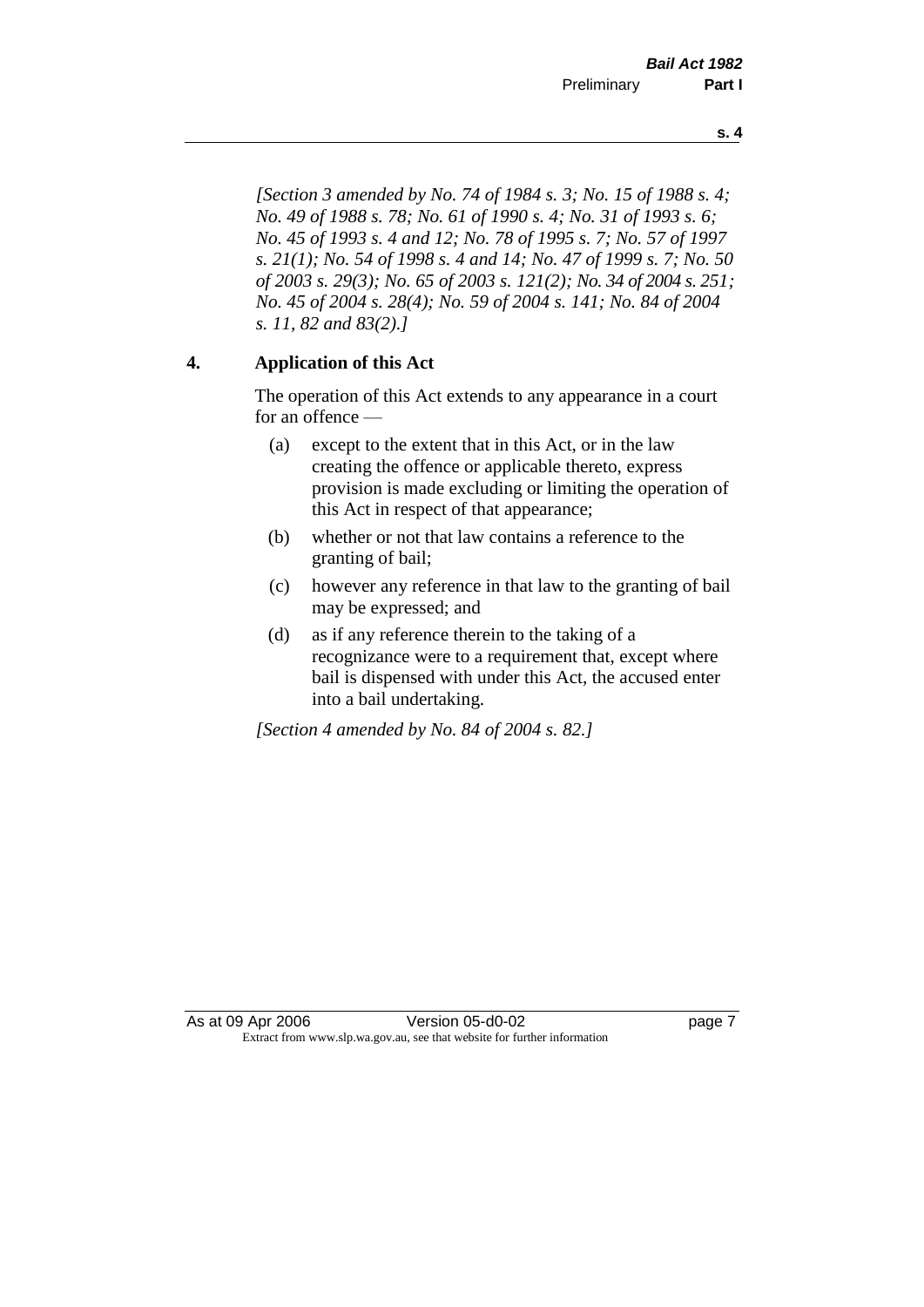*[Section 3 amended by No. 74 of 1984 s. 3; No. 15 of 1988 s. 4; No. 49 of 1988 s. 78; No. 61 of 1990 s. 4; No. 31 of 1993 s. 6; No. 45 of 1993 s. 4 and 12; No. 78 of 1995 s. 7; No. 57 of 1997 s. 21(1); No. 54 of 1998 s. 4 and 14; No. 47 of 1999 s. 7; No. 50 of 2003 s. 29(3); No. 65 of 2003 s. 121(2); No. 34 of 2004 s. 251; No. 45 of 2004 s. 28(4); No. 59 of 2004 s. 141; No. 84 of 2004 s. 11, 82 and 83(2).]*

## 4. Application of this Act

The operation of this Act extends to any appearance in a court for an offence —

(a) except to the extent that in this Act, or in the law creating the offence or applicable thereto, express provision is made excluding or limiting the operation of this Act in respect of that appearance;

(b) whether or not that law contains a reference to the granting of bail;

(c) however any reference in that law to the granting of bail may be expressed; and

(d) as if any reference therein to the taking of a recognizance were to a requirement that, except where bail is dispensed with under this Act, the accused enter into a bail undertaking.

*[Section 4 amended by No. 84 of 2004 s. 82.]*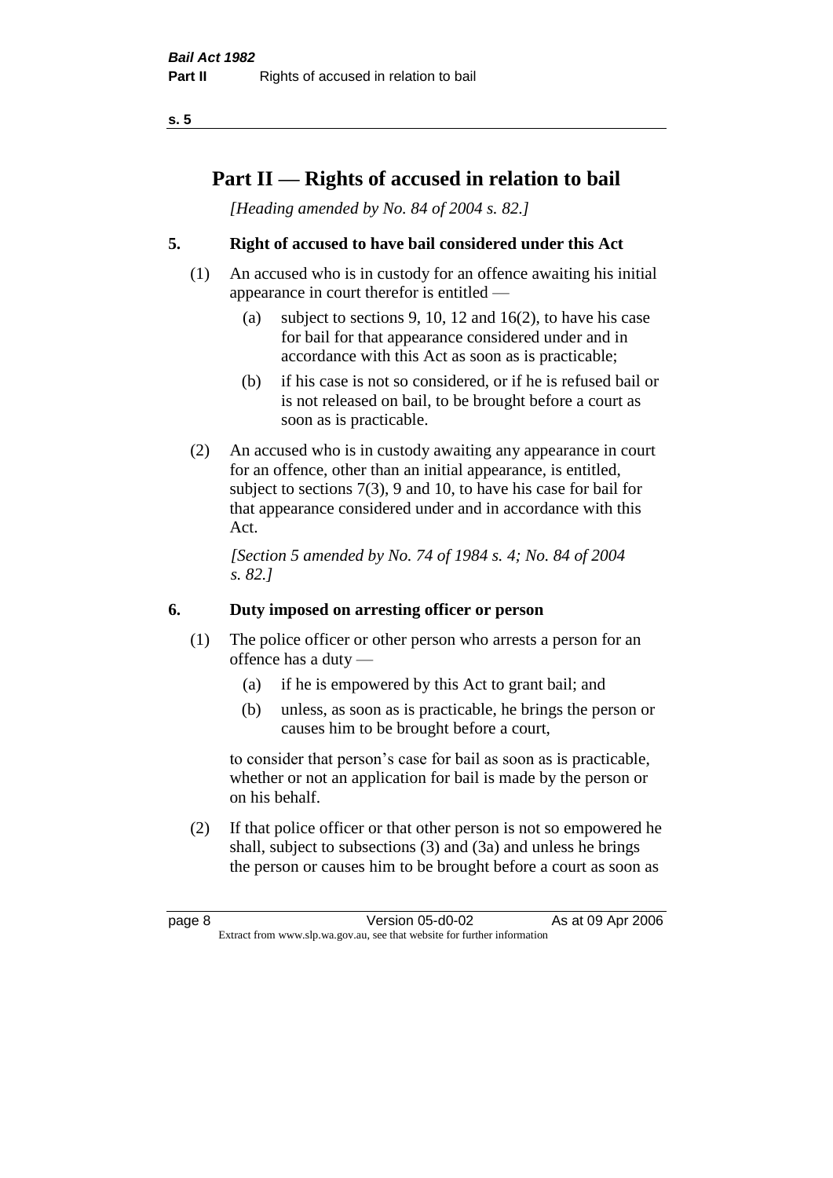# Part II — Rights of accused in relation to bail

*[Heading amended by No. 84 of 2004 s. 82.]*

### 5. Right of accused to have bail considered under this Act

(1) An accused who is in custody for an offence awaiting his initial appearance in court therefor is entitled —

- (a) subject to sections 9, 10, 12 and 16(2), to have his case for bail for that appearance considered under and in accordance with this Act as soon as is practicable;
- (b) if his case is not so considered, or if he is refused bail or is not released on bail, to be brought before a court as soon as is practicable.

(2) An accused who is in custody awaiting any appearance in court for an offence, other than an initial appearance, is entitled, subject to sections 7(3), 9 and 10, to have his case for bail for that appearance considered under and in accordance with this Act.

*[Section 5 amended by No. 74 of 1984 s. 4; No. 84 of 2004 s. 82.]*

### 6. Duty imposed on arresting officer or person

(1) The police officer or other person who arrests a person for an offence has a duty —

- (a) if he is empowered by this Act to grant bail; and
- (b) unless, as soon as is practicable, he brings the person or causes him to be brought before a court,

to consider that person's case for bail as soon as is practicable, whether or not an application for bail is made by the person or on his behalf.

(2) If that police officer or that other person is not so empowered he shall, subject to subsections (3) and (3a) and unless he brings the person or causes him to be brought before a court as soon as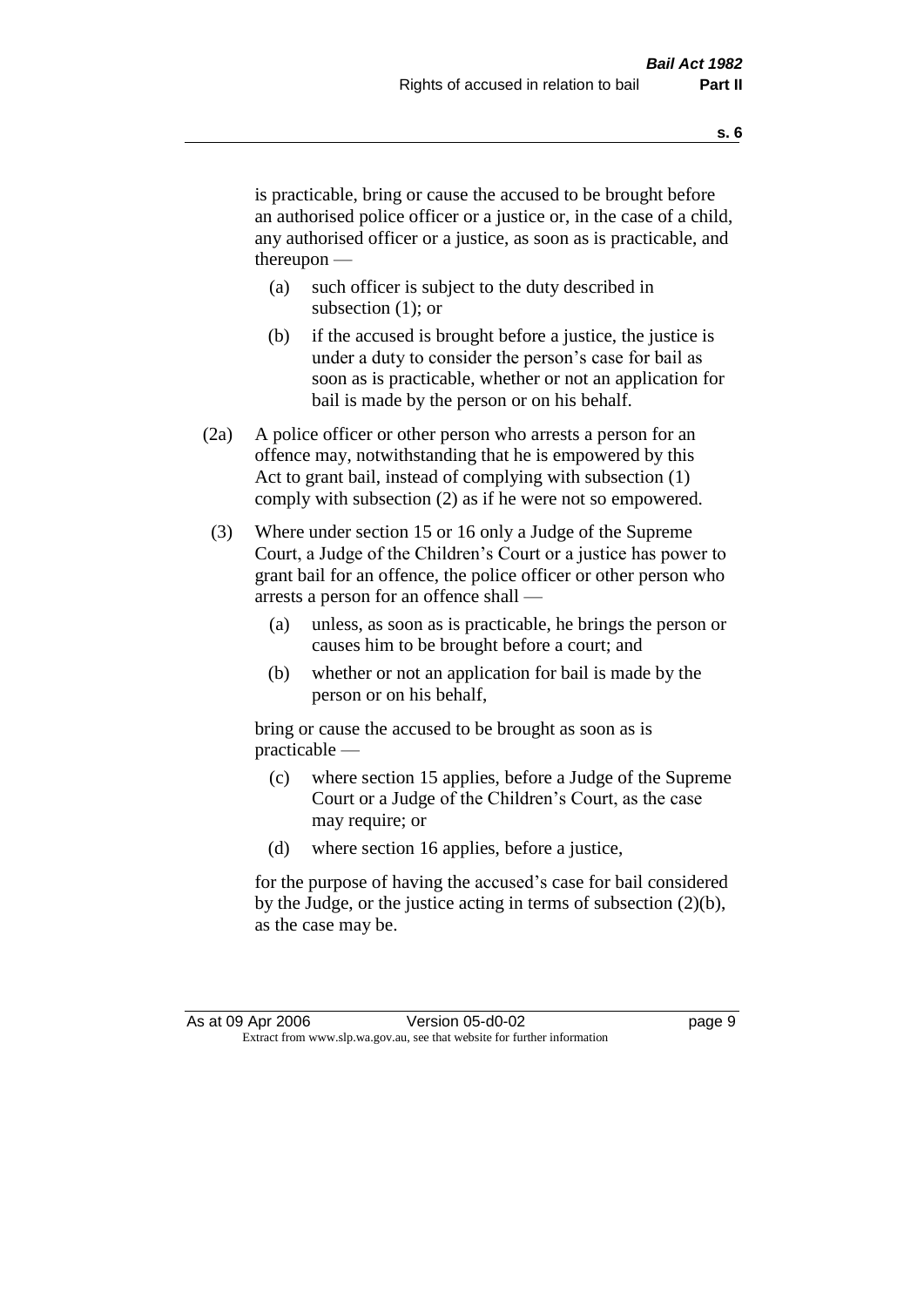is practicable, bring or cause the accused to be brought before an authorised police officer or a justice or, in the case of a child, any authorised officer or a justice, as soon as is practicable, and thereupon —

- (a) such officer is subject to the duty described in subsection (1); or
- (b) if the accused is brought before a justice, the justice is under a duty to consider the person's case for bail as soon as is practicable, whether or not an application for bail is made by the person or on his behalf.

(2a) A police officer or other person who arrests a person for an offence may, notwithstanding that he is empowered by this Act to grant bail, instead of complying with subsection (1) comply with subsection (2) as if he were not so empowered.

(3) Where under section 15 or 16 only a Judge of the Supreme Court, a Judge of the Children's Court or a justice has power to grant bail for an offence, the police officer or other person who arrests a person for an offence shall —

- (a) unless, as soon as is practicable, he brings the person or causes him to be brought before a court; and
- (b) whether or not an application for bail is made by the person or on his behalf,

bring or cause the accused to be brought as soon as is practicable —

- (c) where section 15 applies, before a Judge of the Supreme Court or a Judge of the Children's Court, as the case may require; or
- (d) where section 16 applies, before a justice,

for the purpose of having the accused's case for bail considered by the Judge, or the justice acting in terms of subsection (2)(b), as the case may be.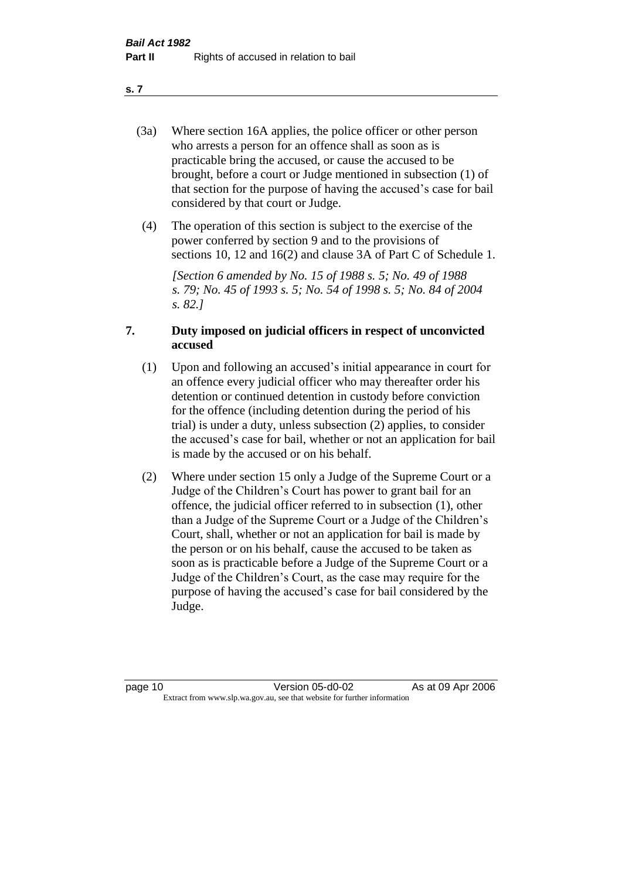(3a) Where section 16A applies, the police officer or other person who arrests a person for an offence shall as soon as is practicable bring the accused, or cause the accused to be brought, before a court or Judge mentioned in subsection (1) of that section for the purpose of having the accused's case for bail considered by that court or Judge.

(4) The operation of this section is subject to the exercise of the power conferred by section 9 and to the provisions of sections 10, 12 and 16(2) and clause 3A of Part C of Schedule 1.

*[Section 6 amended by No. 15 of 1988 s. 5; No. 49 of 1988 s. 79; No. 45 of 1993 s. 5; No. 54 of 1998 s. 5; No. 84 of 2004 s. 82.]*

## 7. Duty imposed on judicial officers in respect of unconvicted accused

(1) Upon and following an accused's initial appearance in court for an offence every judicial officer who may thereafter order his detention or continued detention in custody before conviction for the offence (including detention during the period of his trial) is under a duty, unless subsection (2) applies, to consider the accused's case for bail, whether or not an application for bail is made by the accused or on his behalf.

(2) Where under section 15 only a Judge of the Supreme Court or a Judge of the Children's Court has power to grant bail for an offence, the judicial officer referred to in subsection (1), other than a Judge of the Supreme Court or a Judge of the Children's Court, shall, whether or not an application for bail is made by the person or on his behalf, cause the accused to be taken as soon as is practicable before a Judge of the Supreme Court or a Judge of the Children's Court, as the case may require for the purpose of having the accused's case for bail considered by the Judge.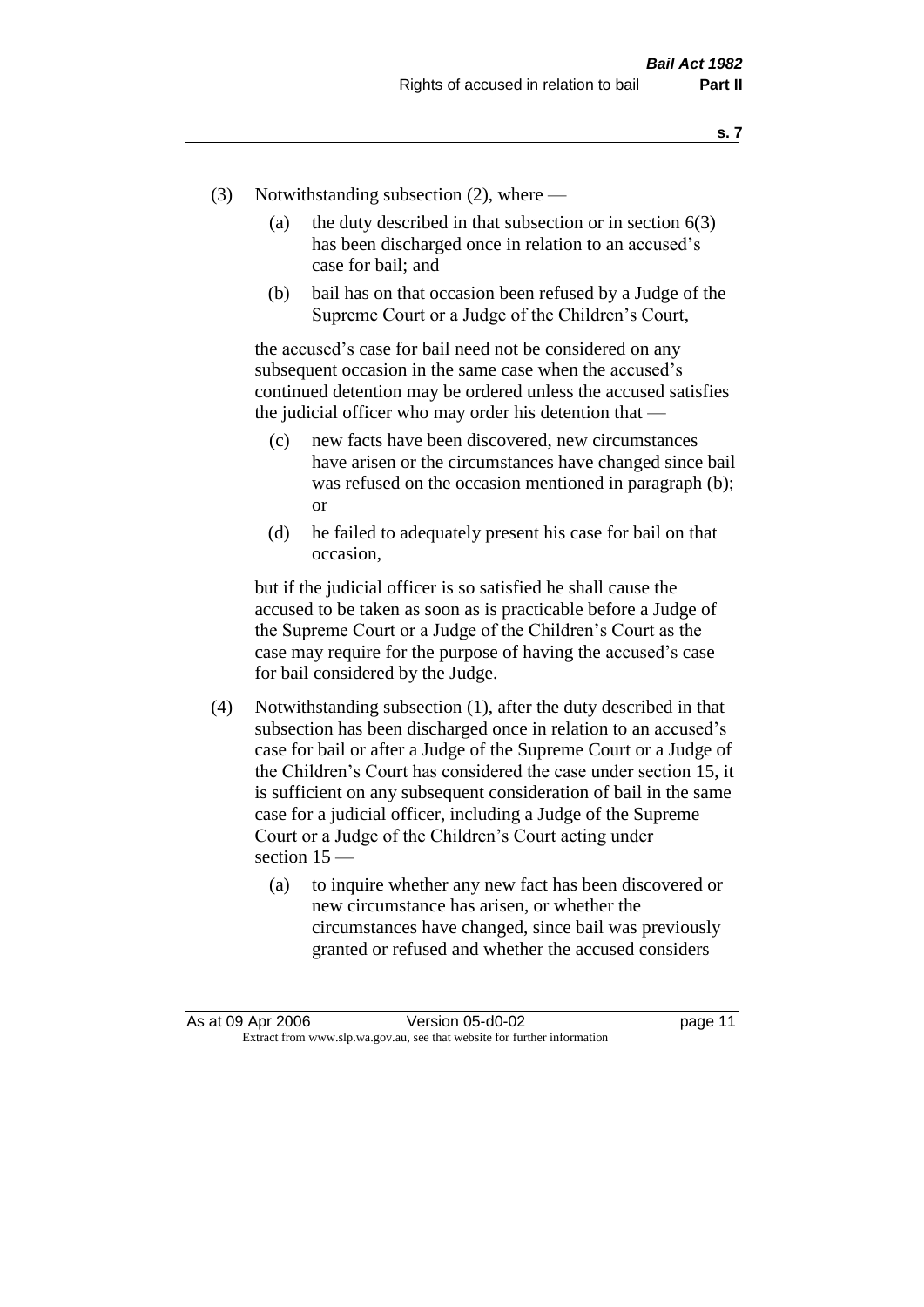(3) Notwithstanding subsection (2), where —

(a) the duty described in that subsection or in section 6(3) has been discharged once in relation to an accused's case for bail; and

(b) bail has on that occasion been refused by a Judge of the Supreme Court or a Judge of the Children's Court,

the accused's case for bail need not be considered on any subsequent occasion in the same case when the accused's continued detention may be ordered unless the accused satisfies the judicial officer who may order his detention that —

(c) new facts have been discovered, new circumstances have arisen or the circumstances have changed since bail was refused on the occasion mentioned in paragraph (b); or

(d) he failed to adequately present his case for bail on that occasion,

but if the judicial officer is so satisfied he shall cause the accused to be taken as soon as is practicable before a Judge of the Supreme Court or a Judge of the Children's Court as the case may require for the purpose of having the accused's case for bail considered by the Judge.

(4) Notwithstanding subsection (1), after the duty described in that subsection has been discharged once in relation to an accused's case for bail or after a Judge of the Supreme Court or a Judge of the Children's Court has considered the case under section 15, it is sufficient on any subsequent consideration of bail in the same case for a judicial officer, including a Judge of the Supreme Court or a Judge of the Children's Court acting under section 15 —

(a) to inquire whether any new fact has been discovered or new circumstance has arisen, or whether the circumstances have changed, since bail was previously granted or refused and whether the accused considers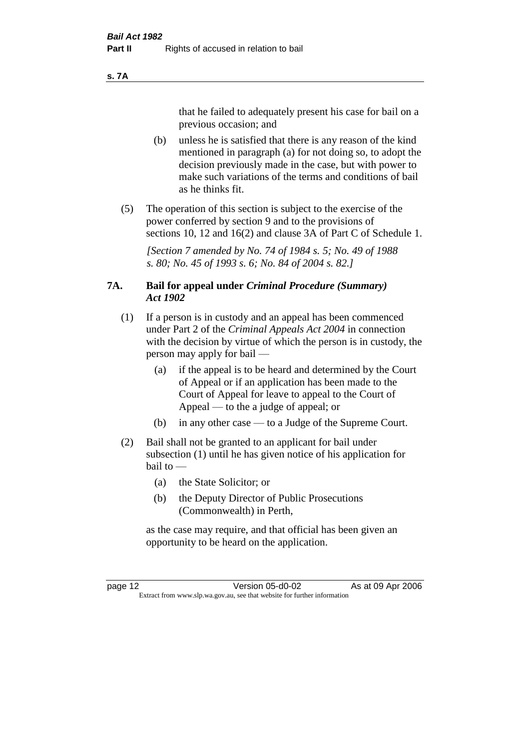that he failed to adequately present his case for bail on a previous occasion; and

(b) unless he is satisfied that there is any reason of the kind mentioned in paragraph (a) for not doing so, to adopt the decision previously made in the case, but with power to make such variations of the terms and conditions of bail as he thinks fit.

(5) The operation of this section is subject to the exercise of the power conferred by section 9 and to the provisions of sections 10, 12 and 16(2) and clause 3A of Part C of Schedule 1.

*[Section 7 amended by No. 74 of 1984 s. 5; No. 49 of 1988 s. 80; No. 45 of 1993 s. 6; No. 84 of 2004 s. 82.]*

### 7A. Bail for appeal under *Criminal Procedure (Summary) Act 1902*

(1) If a person is in custody and an appeal has been commenced under Part 2 of the *Criminal Appeals Act 2004* in connection with the decision by virtue of which the person is in custody, the person may apply for bail —

(a) if the appeal is to be heard and determined by the Court of Appeal or if an application has been made to the Court of Appeal for leave to appeal to the Court of Appeal — to the a judge of appeal; or

(b) in any other case — to a Judge of the Supreme Court.

(2) Bail shall not be granted to an applicant for bail under subsection (1) until he has given notice of his application for bail to —

(a) the State Solicitor; or

(b) the Deputy Director of Public Prosecutions (Commonwealth) in Perth,

as the case may require, and that official has been given an opportunity to be heard on the application.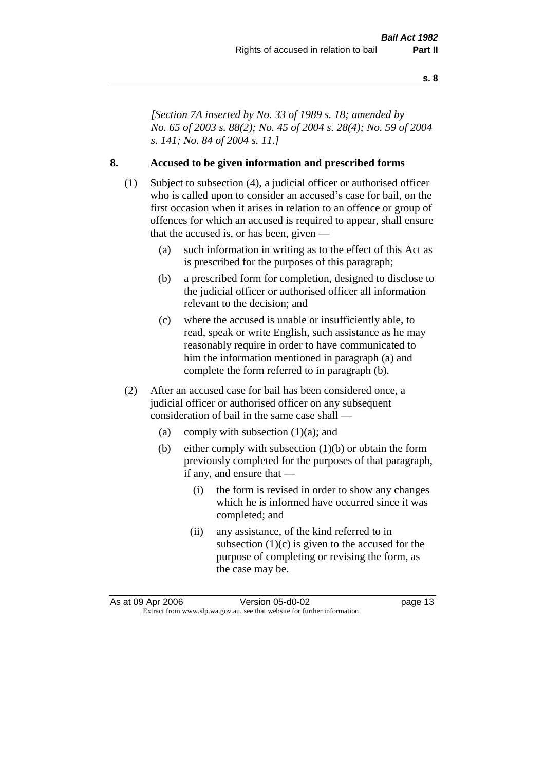*[Section 7A inserted by No. 33 of 1989 s. 18; amended by No. 65 of 2003 s. 88(2); No. 45 of 2004 s. 28(4); No. 59 of 2004 s. 141; No. 84 of 2004 s. 11.]*

## 8. Accused to be given information and prescribed forms

(1) Subject to subsection (4), a judicial officer or authorised officer who is called upon to consider an accused's case for bail, on the first occasion when it arises in relation to an offence or group of offences for which an accused is required to appear, shall ensure that the accused is, or has been, given —

(a) such information in writing as to the effect of this Act as is prescribed for the purposes of this paragraph;

(b) a prescribed form for completion, designed to disclose to the judicial officer or authorised officer all information relevant to the decision; and

(c) where the accused is unable or insufficiently able, to read, speak or write English, such assistance as he may reasonably require in order to have communicated to him the information mentioned in paragraph (a) and complete the form referred to in paragraph (b).

(2) After an accused case for bail has been considered once, a judicial officer or authorised officer on any subsequent consideration of bail in the same case shall —

(a) comply with subsection (1)(a); and

(b) either comply with subsection (1)(b) or obtain the form previously completed for the purposes of that paragraph, if any, and ensure that —

(i) the form is revised in order to show any changes which he is informed have occurred since it was completed; and

(ii) any assistance, of the kind referred to in subsection (1)(c) is given to the accused for the purpose of completing or revising the form, as the case may be.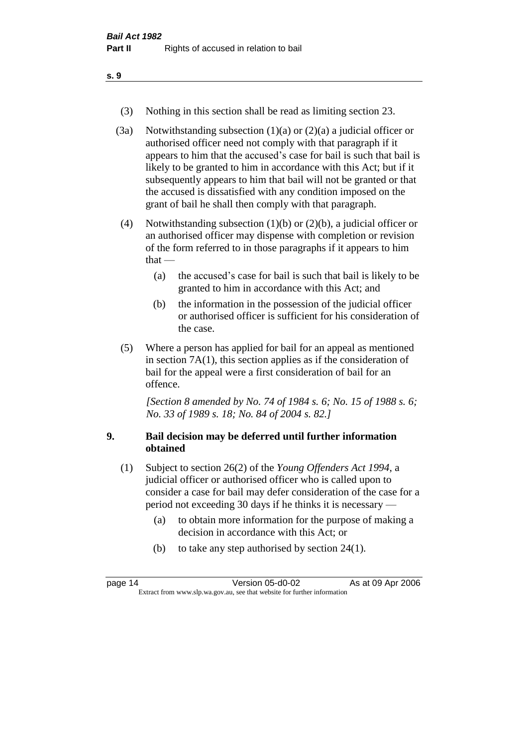(3) Nothing in this section shall be read as limiting section 23.

(3a) Notwithstanding subsection (1)(a) or (2)(a) a judicial officer or authorised officer need not comply with that paragraph if it appears to him that the accused's case for bail is such that bail is likely to be granted to him in accordance with this Act; but if it subsequently appears to him that bail will not be granted or that the accused is dissatisfied with any condition imposed on the grant of bail he shall then comply with that paragraph.

(4) Notwithstanding subsection (1)(b) or (2)(b), a judicial officer or an authorised officer may dispense with completion or revision of the form referred to in those paragraphs if it appears to him that —

- (a) the accused's case for bail is such that bail is likely to be granted to him in accordance with this Act; and
- (b) the information in the possession of the judicial officer or authorised officer is sufficient for his consideration of the case.

(5) Where a person has applied for bail for an appeal as mentioned in section 7A(1), this section applies as if the consideration of bail for the appeal were a first consideration of bail for an offence.

*[Section 8 amended by No. 74 of 1984 s. 6; No. 15 of 1988 s. 6; No. 33 of 1989 s. 18; No. 84 of 2004 s. 82.]*

## 9. Bail decision may be deferred until further information obtained

(1) Subject to section 26(2) of the *Young Offenders Act 1994*, a judicial officer or authorised officer who is called upon to consider a case for bail may defer consideration of the case for a period not exceeding 30 days if he thinks it is necessary —

- (a) to obtain more information for the purpose of making a decision in accordance with this Act; or
- (b) to take any step authorised by section 24(1).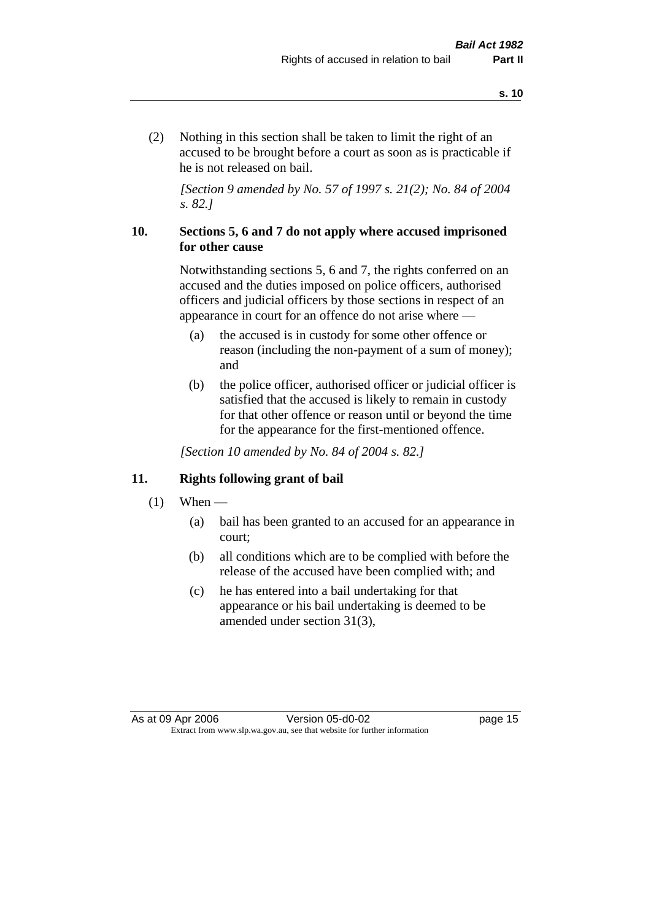(2) Nothing in this section shall be taken to limit the right of an accused to be brought before a court as soon as is practicable if he is not released on bail.

*[Section 9 amended by No. 57 of 1997 s. 21(2); No. 84 of 2004 s. 82.]*

### 10. Sections 5, 6 and 7 do not apply where accused imprisoned for other cause

Notwithstanding sections 5, 6 and 7, the rights conferred on an accused and the duties imposed on police officers, authorised officers and judicial officers by those sections in respect of an appearance in court for an offence do not arise where —

(a) the accused is in custody for some other offence or reason (including the non-payment of a sum of money); and

(b) the police officer, authorised officer or judicial officer is satisfied that the accused is likely to remain in custody for that other offence or reason until or beyond the time for the appearance for the first-mentioned offence.

*[Section 10 amended by No. 84 of 2004 s. 82.]*

### 11. Rights following grant of bail

(1) When —

(a) bail has been granted to an accused for an appearance in court;

(b) all conditions which are to be complied with before the release of the accused have been complied with; and

(c) he has entered into a bail undertaking for that appearance or his bail undertaking is deemed to be amended under section 31(3),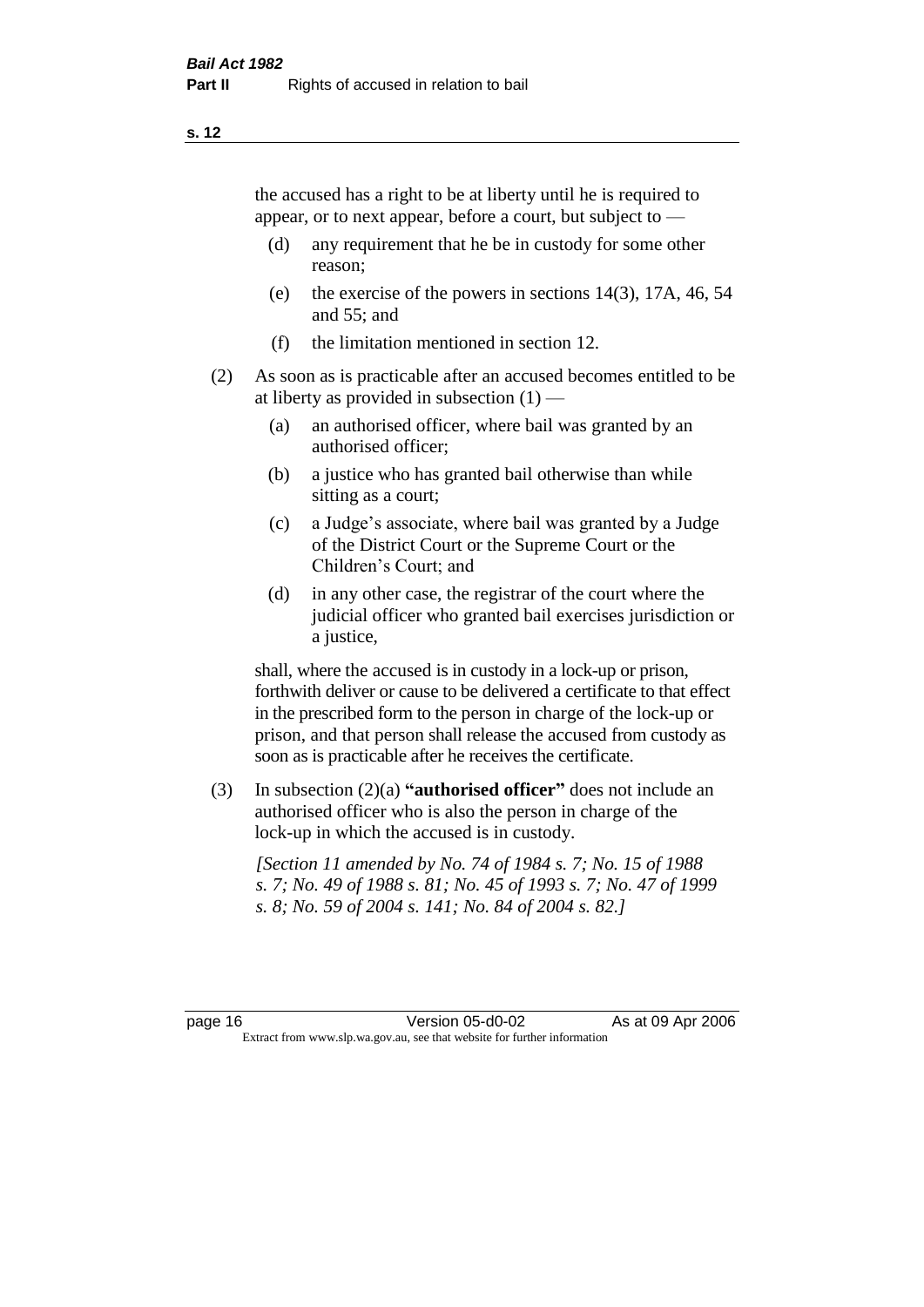the accused has a right to be at liberty until he is required to appear, or to next appear, before a court, but subject to —

(d) any requirement that he be in custody for some other reason;

(e) the exercise of the powers in sections 14(3), 17A, 46, 54 and 55; and

(f) the limitation mentioned in section 12.

(2) As soon as is practicable after an accused becomes entitled to be at liberty as provided in subsection (1) —

(a) an authorised officer, where bail was granted by an authorised officer;

(b) a justice who has granted bail otherwise than while sitting as a court;

(c) a Judge's associate, where bail was granted by a Judge of the District Court or the Supreme Court or the Children's Court; and

(d) in any other case, the registrar of the court where the judicial officer who granted bail exercises jurisdiction or a justice,

shall, where the accused is in custody in a lock-up or prison, forthwith deliver or cause to be delivered a certificate to that effect in the prescribed form to the person in charge of the lock-up or prison, and that person shall release the accused from custody as soon as is practicable after he receives the certificate.

(3) In subsection (2)(a) **"authorised officer"** does not include an authorised officer who is also the person in charge of the lock-up in which the accused is in custody.

*[Section 11 amended by No. 74 of 1984 s. 7; No. 15 of 1988 s. 7; No. 49 of 1988 s. 81; No. 45 of 1993 s. 7; No. 47 of 1999 s. 8; No. 59 of 2004 s. 141; No. 84 of 2004 s. 82.]*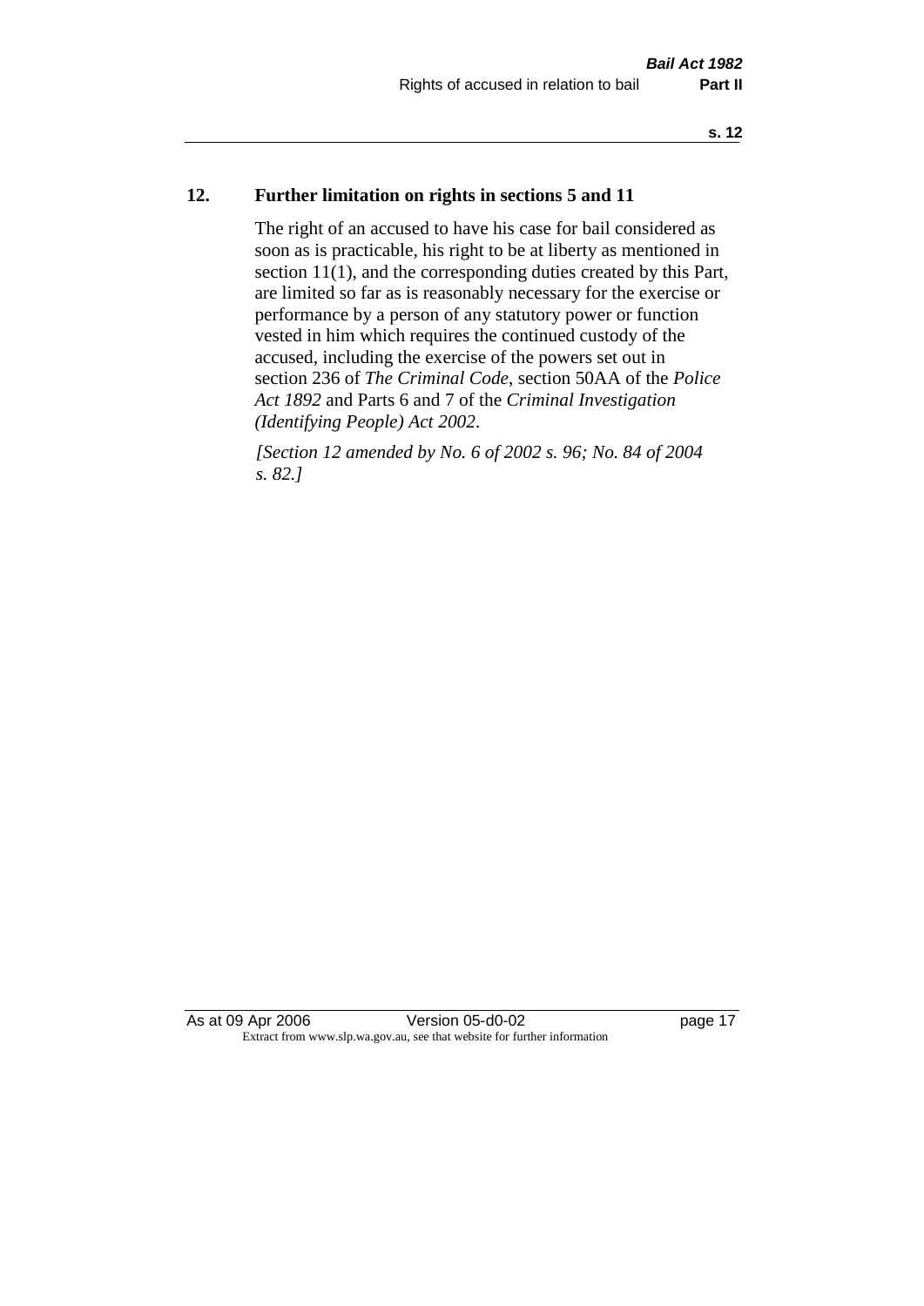## 12. Further limitation on rights in sections 5 and 11

The right of an accused to have his case for bail considered as soon as is practicable, his right to be at liberty as mentioned in section 11(1), and the corresponding duties created by this Part, are limited so far as is reasonably necessary for the exercise or performance by a person of any statutory power or function vested in him which requires the continued custody of the accused, including the exercise of the powers set out in section 236 of *The Criminal Code*, section 50AA of the *Police Act 1892* and Parts 6 and 7 of the *Criminal Investigation (Identifying People) Act 2002*.

*[Section 12 amended by No. 6 of 2002 s. 96; No. 84 of 2004 s. 82.]*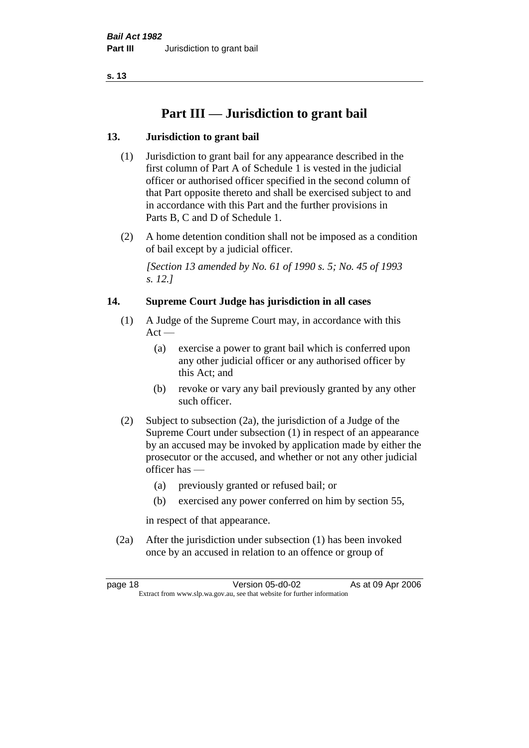# Part III — Jurisdiction to grant bail

### 13. Jurisdiction to grant bail

(1) Jurisdiction to grant bail for any appearance described in the first column of Part A of Schedule 1 is vested in the judicial officer or authorised officer specified in the second column of that Part opposite thereto and shall be exercised subject to and in accordance with this Part and the further provisions in Parts B, C and D of Schedule 1.

(2) A home detention condition shall not be imposed as a condition of bail except by a judicial officer.

*[Section 13 amended by No. 61 of 1990 s. 5; No. 45 of 1993 s. 12.]*

### 14. Supreme Court Judge has jurisdiction in all cases

(1) A Judge of the Supreme Court may, in accordance with this Act —

- (a) exercise a power to grant bail which is conferred upon any other judicial officer or any authorised officer by this Act; and
- (b) revoke or vary any bail previously granted by any other such officer.

(2) Subject to subsection (2a), the jurisdiction of a Judge of the Supreme Court under subsection (1) in respect of an appearance by an accused may be invoked by application made by either the prosecutor or the accused, and whether or not any other judicial officer has —

- (a) previously granted or refused bail; or
- (b) exercised any power conferred on him by section 55,

in respect of that appearance.

(2a) After the jurisdiction under subsection (1) has been invoked once by an accused in relation to an offence or group of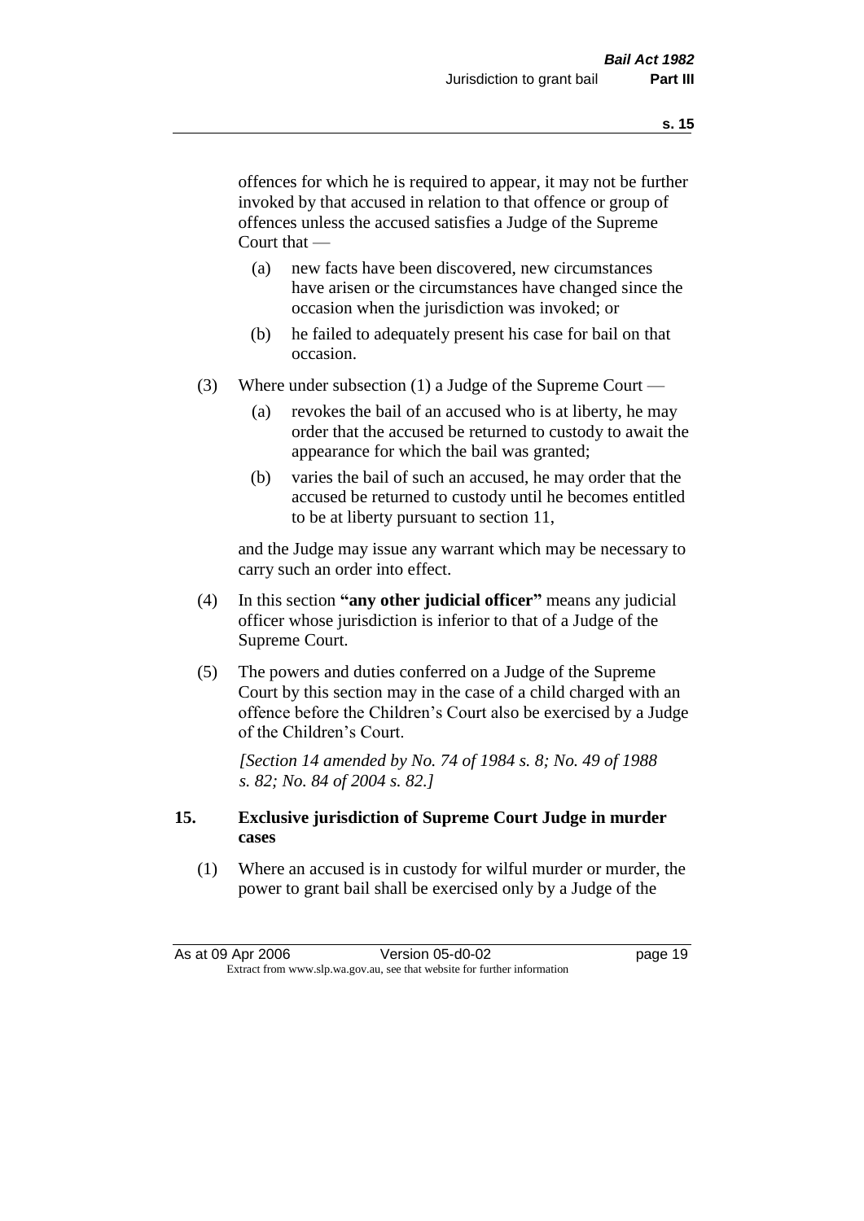offences for which he is required to appear, it may not be further invoked by that accused in relation to that offence or group of offences unless the accused satisfies a Judge of the Supreme Court that —

(a) new facts have been discovered, new circumstances have arisen or the circumstances have changed since the occasion when the jurisdiction was invoked; or

(b) he failed to adequately present his case for bail on that occasion.

(3) Where under subsection (1) a Judge of the Supreme Court —

(a) revokes the bail of an accused who is at liberty, he may order that the accused be returned to custody to await the appearance for which the bail was granted;

(b) varies the bail of such an accused, he may order that the accused be returned to custody until he becomes entitled to be at liberty pursuant to section 11,

and the Judge may issue any warrant which may be necessary to carry such an order into effect.

(4) In this section **"any other judicial officer"** means any judicial officer whose jurisdiction is inferior to that of a Judge of the Supreme Court.

(5) The powers and duties conferred on a Judge of the Supreme Court by this section may in the case of a child charged with an offence before the Children's Court also be exercised by a Judge of the Children's Court.

*[Section 14 amended by No. 74 of 1984 s. 8; No. 49 of 1988 s. 82; No. 84 of 2004 s. 82.]*

## 15. Exclusive jurisdiction of Supreme Court Judge in murder cases

(1) Where an accused is in custody for wilful murder or murder, the power to grant bail shall be exercised only by a Judge of the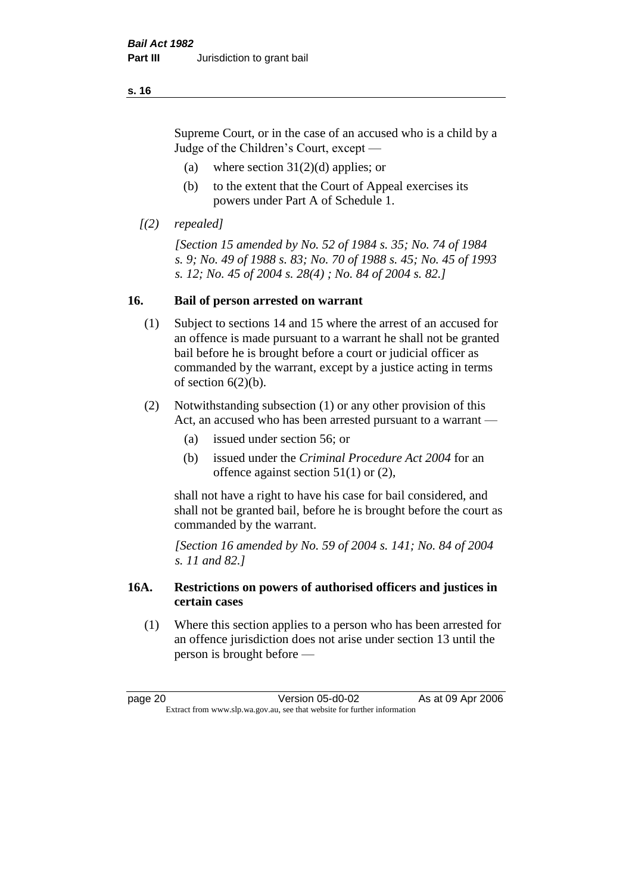Supreme Court, or in the case of an accused who is a child by a Judge of the Children's Court, except —

(a) where section 31(2)(d) applies; or

(b) to the extent that the Court of Appeal exercises its powers under Part A of Schedule 1.

*[(2) repealed]*

*[Section 15 amended by No. 52 of 1984 s. 35; No. 74 of 1984 s. 9; No. 49 of 1988 s. 83; No. 70 of 1988 s. 45; No. 45 of 1993 s. 12; No. 45 of 2004 s. 28(4) ; No. 84 of 2004 s. 82.]*

## 16. Bail of person arrested on warrant

(1) Subject to sections 14 and 15 where the arrest of an accused for an offence is made pursuant to a warrant he shall not be granted bail before he is brought before a court or judicial officer as commanded by the warrant, except by a justice acting in terms of section 6(2)(b).

(2) Notwithstanding subsection (1) or any other provision of this Act, an accused who has been arrested pursuant to a warrant —

(a) issued under section 56; or

(b) issued under the *Criminal Procedure Act 2004* for an offence against section 51(1) or (2),

shall not have a right to have his case for bail considered, and shall not be granted bail, before he is brought before the court as commanded by the warrant.

*[Section 16 amended by No. 59 of 2004 s. 141; No. 84 of 2004 s. 11 and 82.]*

## 16A. Restrictions on powers of authorised officers and justices in certain cases

(1) Where this section applies to a person who has been arrested for an offence jurisdiction does not arise under section 13 until the person is brought before —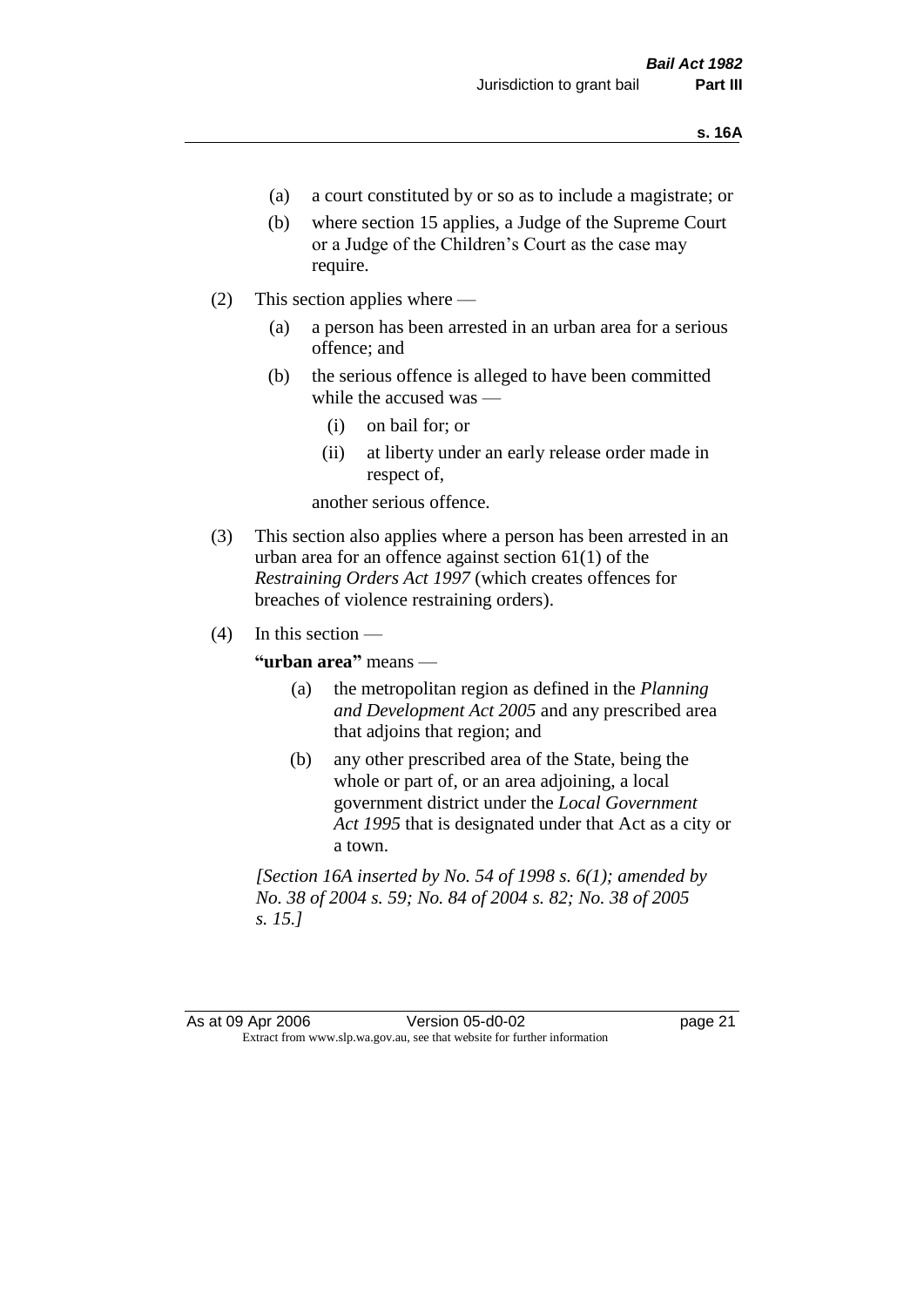(a) a court constituted by or so as to include a magistrate; or

(b) where section 15 applies, a Judge of the Supreme Court or a Judge of the Children's Court as the case may require.

(2) This section applies where —

(a) a person has been arrested in an urban area for a serious offence; and

(b) the serious offence is alleged to have been committed while the accused was —

(i) on bail for; or

(ii) at liberty under an early release order made in respect of,

another serious offence.

(3) This section also applies where a person has been arrested in an urban area for an offence against section 61(1) of the *Restraining Orders Act 1997* (which creates offences for breaches of violence restraining orders).

(4) In this section —

**"urban area"** means —

(a) the metropolitan region as defined in the *Planning and Development Act 2005* and any prescribed area that adjoins that region; and

(b) any other prescribed area of the State, being the whole or part of, or an area adjoining, a local government district under the *Local Government Act 1995* that is designated under that Act as a city or a town.

*[Section 16A inserted by No. 54 of 1998 s. 6(1); amended by No. 38 of 2004 s. 59; No. 84 of 2004 s. 82; No. 38 of 2005 s. 15.]*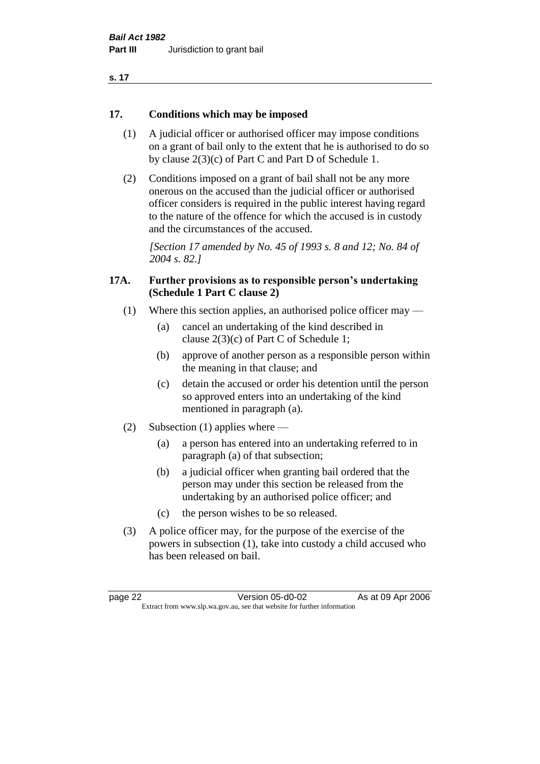## 17. Conditions which may be imposed

(1) A judicial officer or authorised officer may impose conditions on a grant of bail only to the extent that he is authorised to do so by clause 2(3)(c) of Part C and Part D of Schedule 1.

(2) Conditions imposed on a grant of bail shall not be any more onerous on the accused than the judicial officer or authorised officer considers is required in the public interest having regard to the nature of the offence for which the accused is in custody and the circumstances of the accused.

*[Section 17 amended by No. 45 of 1993 s. 8 and 12; No. 84 of 2004 s. 82.]*

## 17A. Further provisions as to responsible person's undertaking (Schedule 1 Part C clause 2)

(1) Where this section applies, an authorised police officer may —

(a) cancel an undertaking of the kind described in clause 2(3)(c) of Part C of Schedule 1;

(b) approve of another person as a responsible person within the meaning in that clause; and

(c) detain the accused or order his detention until the person so approved enters into an undertaking of the kind mentioned in paragraph (a).

(2) Subsection (1) applies where —

(a) a person has entered into an undertaking referred to in paragraph (a) of that subsection;

(b) a judicial officer when granting bail ordered that the person may under this section be released from the undertaking by an authorised police officer; and

(c) the person wishes to be so released.

(3) A police officer may, for the purpose of the exercise of the powers in subsection (1), take into custody a child accused who has been released on bail.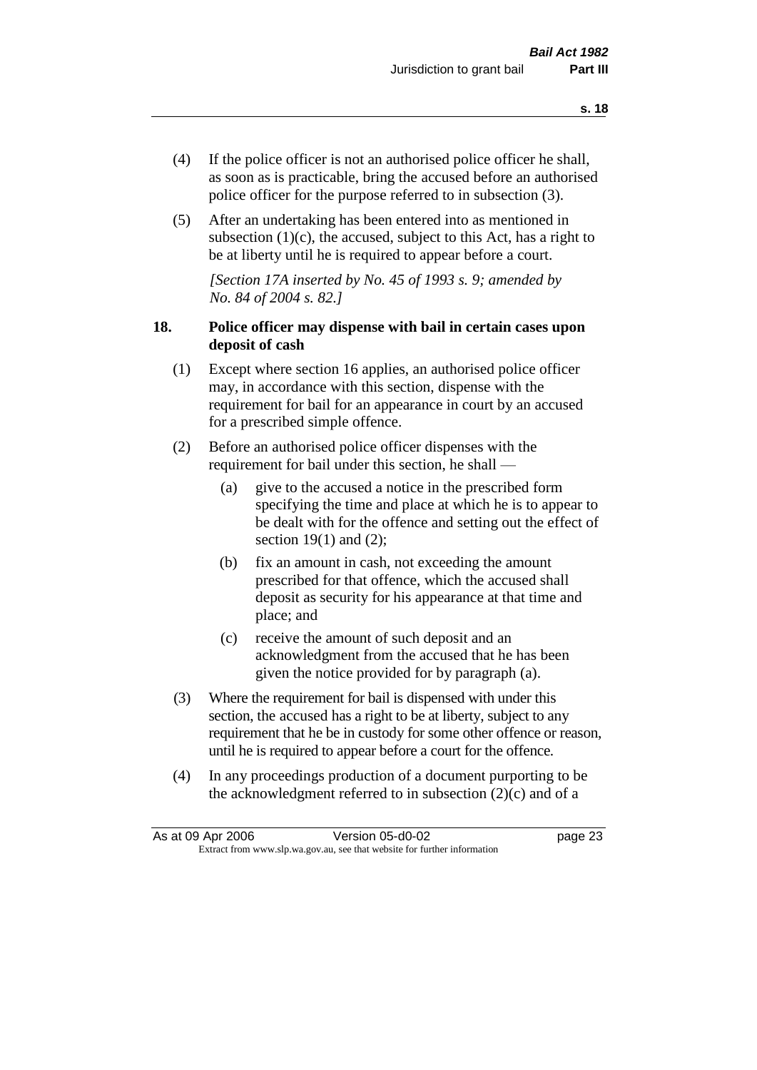(4) If the police officer is not an authorised police officer he shall, as soon as is practicable, bring the accused before an authorised police officer for the purpose referred to in subsection (3).

(5) After an undertaking has been entered into as mentioned in subsection (1)(c), the accused, subject to this Act, has a right to be at liberty until he is required to appear before a court.

*[Section 17A inserted by No. 45 of 1993 s. 9; amended by No. 84 of 2004 s. 82.]*

## 18. Police officer may dispense with bail in certain cases upon deposit of cash

(1) Except where section 16 applies, an authorised police officer may, in accordance with this section, dispense with the requirement for bail for an appearance in court by an accused for a prescribed simple offence.

(2) Before an authorised police officer dispenses with the requirement for bail under this section, he shall —

- (a) give to the accused a notice in the prescribed form specifying the time and place at which he is to appear to be dealt with for the offence and setting out the effect of section 19(1) and (2);
- (b) fix an amount in cash, not exceeding the amount prescribed for that offence, which the accused shall deposit as security for his appearance at that time and place; and
- (c) receive the amount of such deposit and an acknowledgment from the accused that he has been given the notice provided for by paragraph (a).

(3) Where the requirement for bail is dispensed with under this section, the accused has a right to be at liberty, subject to any requirement that he be in custody for some other offence or reason, until he is required to appear before a court for the offence.

(4) In any proceedings production of a document purporting to be the acknowledgment referred to in subsection (2)(c) and of a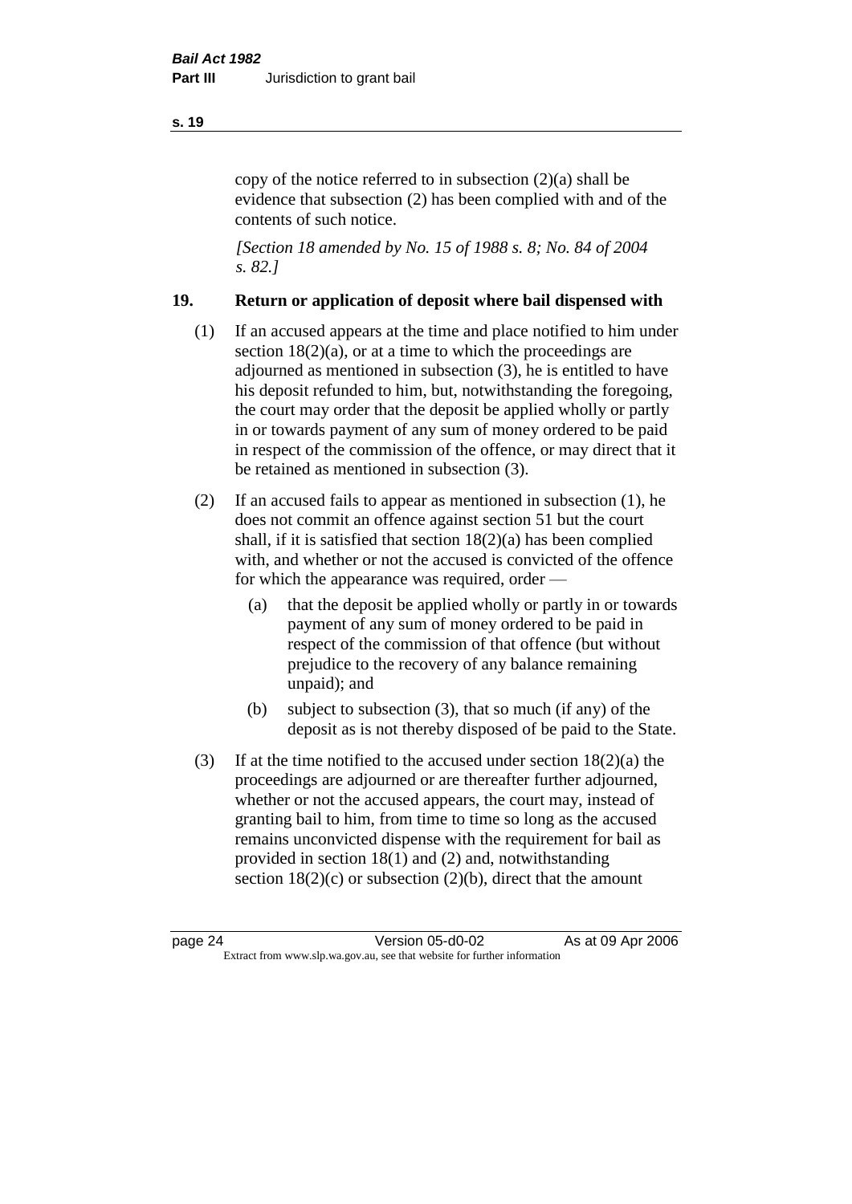copy of the notice referred to in subsection (2)(a) shall be evidence that subsection (2) has been complied with and of the contents of such notice.

*[Section 18 amended by No. 15 of 1988 s. 8; No. 84 of 2004 s. 82.]*

## 19. Return or application of deposit where bail dispensed with

(1) If an accused appears at the time and place notified to him under section 18(2)(a), or at a time to which the proceedings are adjourned as mentioned in subsection (3), he is entitled to have his deposit refunded to him, but, notwithstanding the foregoing, the court may order that the deposit be applied wholly or partly in or towards payment of any sum of money ordered to be paid in respect of the commission of the offence, or may direct that it be retained as mentioned in subsection (3).

(2) If an accused fails to appear as mentioned in subsection (1), he does not commit an offence against section 51 but the court shall, if it is satisfied that section 18(2)(a) has been complied with, and whether or not the accused is convicted of the offence for which the appearance was required, order —

- (a) that the deposit be applied wholly or partly in or towards payment of any sum of money ordered to be paid in respect of the commission of that offence (but without prejudice to the recovery of any balance remaining unpaid); and
- (b) subject to subsection (3), that so much (if any) of the deposit as is not thereby disposed of be paid to the State.

(3) If at the time notified to the accused under section 18(2)(a) the proceedings are adjourned or are thereafter further adjourned, whether or not the accused appears, the court may, instead of granting bail to him, from time to time so long as the accused remains unconvicted dispense with the requirement for bail as provided in section 18(1) and (2) and, notwithstanding section 18(2)(c) or subsection (2)(b), direct that the amount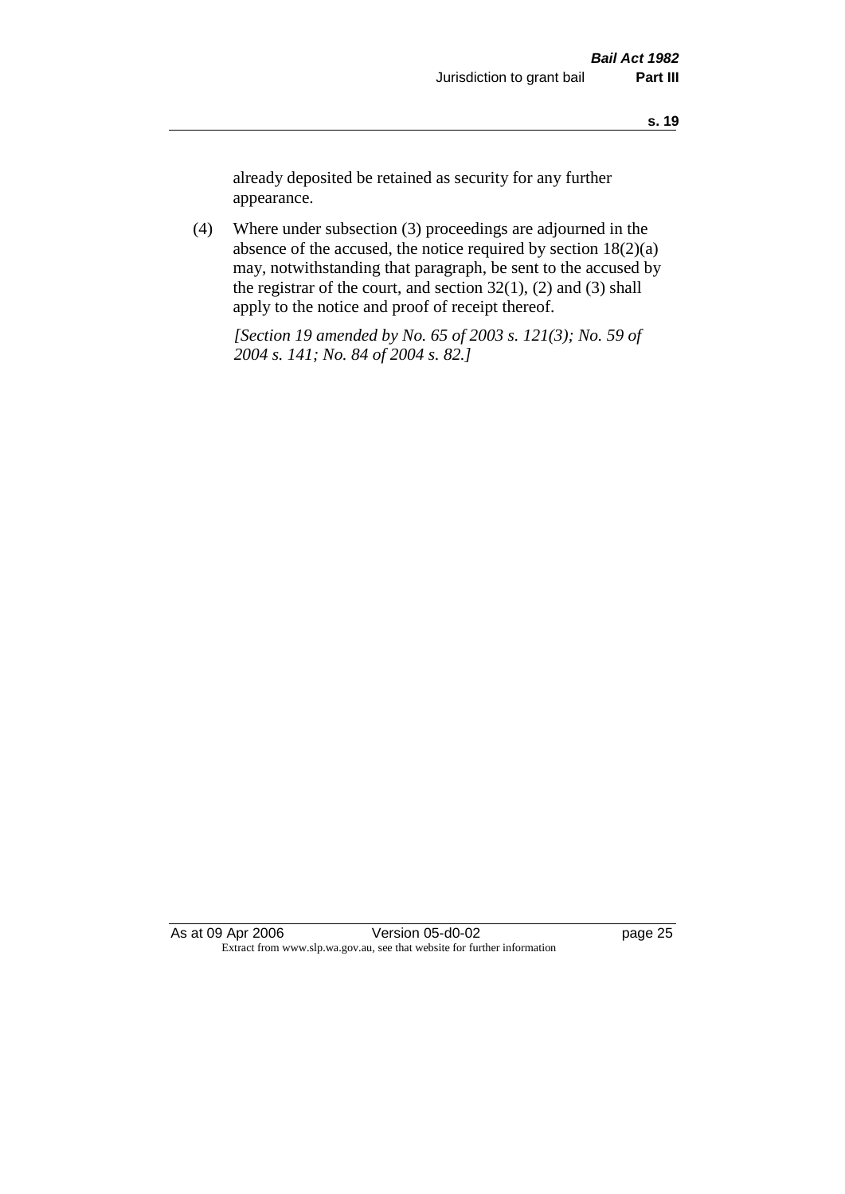already deposited be retained as security for any further appearance.

(4) Where under subsection (3) proceedings are adjourned in the absence of the accused, the notice required by section 18(2)(a) may, notwithstanding that paragraph, be sent to the accused by the registrar of the court, and section 32(1), (2) and (3) shall apply to the notice and proof of receipt thereof.

*[Section 19 amended by No. 65 of 2003 s. 121(3); No. 59 of 2004 s. 141; No. 84 of 2004 s. 82.]*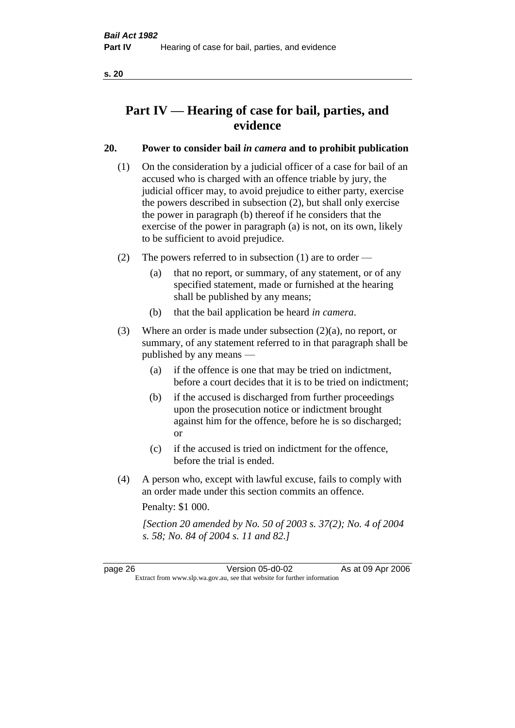# Part IV — Hearing of case for bail, parties, and evidence

## 20. Power to consider bail *in camera* and to prohibit publication

(1) On the consideration by a judicial officer of a case for bail of an accused who is charged with an offence triable by jury, the judicial officer may, to avoid prejudice to either party, exercise the powers described in subsection (2), but shall only exercise the power in paragraph (b) thereof if he considers that the exercise of the power in paragraph (a) is not, on its own, likely to be sufficient to avoid prejudice.

(2) The powers referred to in subsection (1) are to order —

- (a) that no report, or summary, of any statement, or of any specified statement, made or furnished at the hearing shall be published by any means;
- (b) that the bail application be heard *in camera*.

(3) Where an order is made under subsection (2)(a), no report, or summary, of any statement referred to in that paragraph shall be published by any means —

- (a) if the offence is one that may be tried on indictment, before a court decides that it is to be tried on indictment;
- (b) if the accused is discharged from further proceedings upon the prosecution notice or indictment brought against him for the offence, before he is so discharged; or
- (c) if the accused is tried on indictment for the offence, before the trial is ended.

(4) A person who, except with lawful excuse, fails to comply with an order made under this section commits an offence.

Penalty: $1 000.

*[Section 20 amended by No. 50 of 2003 s. 37(2); No. 4 of 2004 s. 58; No. 84 of 2004 s. 11 and 82.]*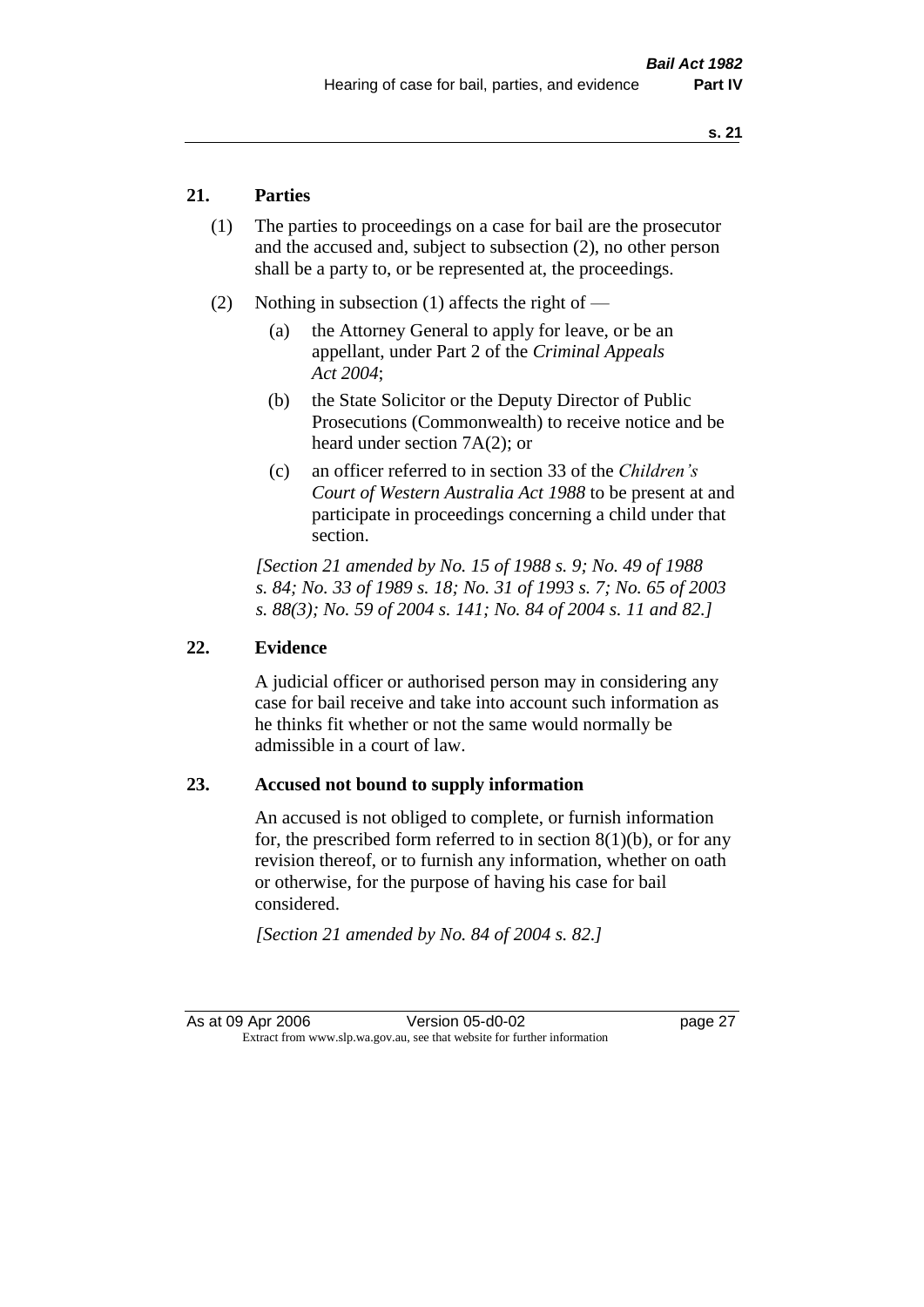## 21. Parties

(1) The parties to proceedings on a case for bail are the prosecutor and the accused and, subject to subsection (2), no other person shall be a party to, or be represented at, the proceedings.

(2) Nothing in subsection (1) affects the right of —

(a) the Attorney General to apply for leave, or be an appellant, under Part 2 of the *Criminal Appeals Act 2004*;

(b) the State Solicitor or the Deputy Director of Public Prosecutions (Commonwealth) to receive notice and be heard under section 7A(2); or

(c) an officer referred to in section 33 of the *Children's Court of Western Australia Act 1988* to be present at and participate in proceedings concerning a child under that section.

*[Section 21 amended by No. 15 of 1988 s. 9; No. 49 of 1988 s. 84; No. 33 of 1989 s. 18; No. 31 of 1993 s. 7; No. 65 of 2003 s. 88(3); No. 59 of 2004 s. 141; No. 84 of 2004 s. 11 and 82.]*

## 22. Evidence

A judicial officer or authorised person may in considering any case for bail receive and take into account such information as he thinks fit whether or not the same would normally be admissible in a court of law.

## 23. Accused not bound to supply information

An accused is not obliged to complete, or furnish information for, the prescribed form referred to in section 8(1)(b), or for any revision thereof, or to furnish any information, whether on oath or otherwise, for the purpose of having his case for bail considered.

*[Section 21 amended by No. 84 of 2004 s. 82.]*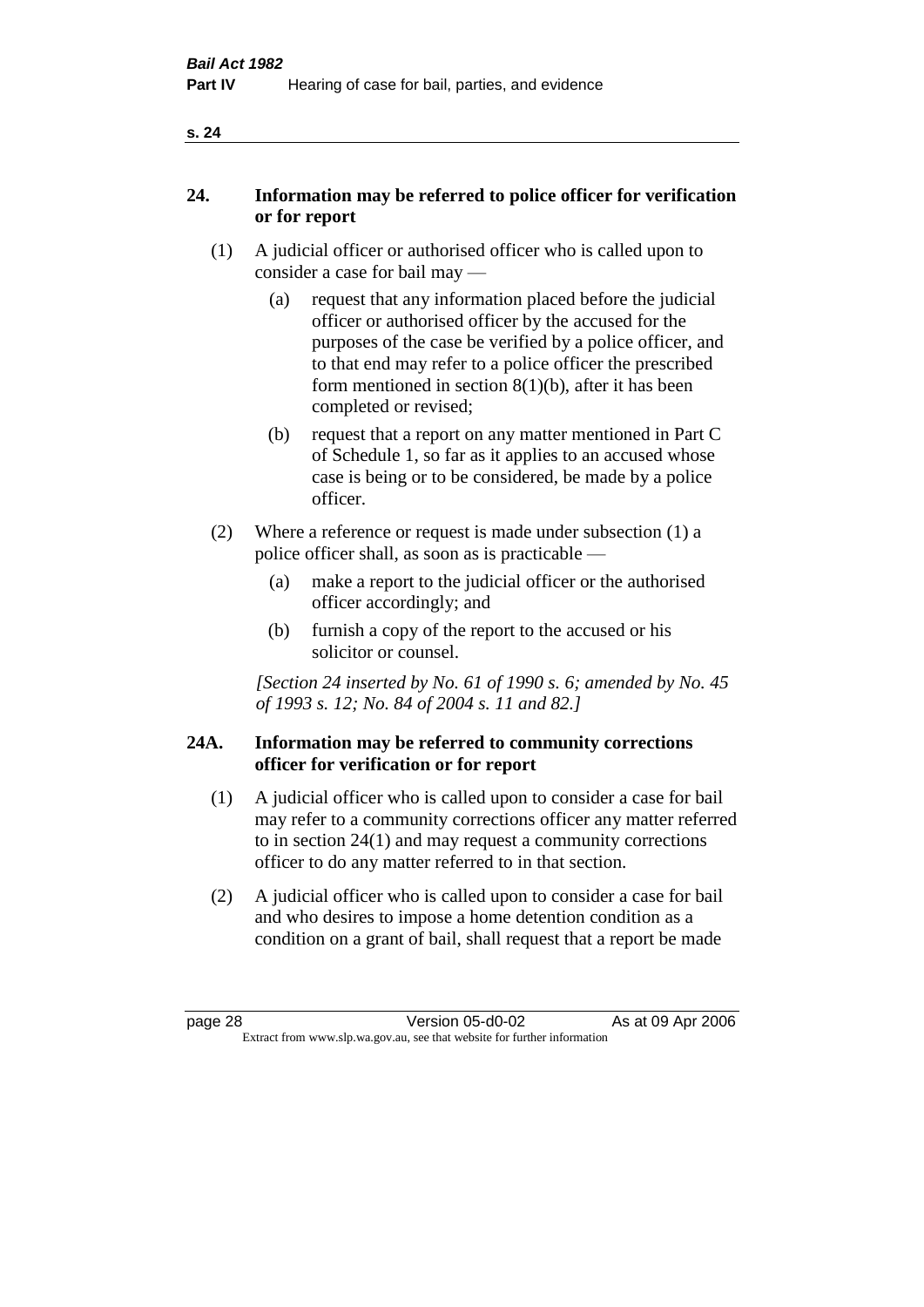## 24. Information may be referred to police officer for verification or for report

(1) A judicial officer or authorised officer who is called upon to consider a case for bail may —

(a) request that any information placed before the judicial officer or authorised officer by the accused for the purposes of the case be verified by a police officer, and to that end may refer to a police officer the prescribed form mentioned in section 8(1)(b), after it has been completed or revised;

(b) request that a report on any matter mentioned in Part C of Schedule 1, so far as it applies to an accused whose case is being or to be considered, be made by a police officer.

(2) Where a reference or request is made under subsection (1) a police officer shall, as soon as is practicable —

(a) make a report to the judicial officer or the authorised officer accordingly; and

(b) furnish a copy of the report to the accused or his solicitor or counsel.

*[Section 24 inserted by No. 61 of 1990 s. 6; amended by No. 45 of 1993 s. 12; No. 84 of 2004 s. 11 and 82.]*

## 24A. Information may be referred to community corrections officer for verification or for report

(1) A judicial officer who is called upon to consider a case for bail may refer to a community corrections officer any matter referred to in section 24(1) and may request a community corrections officer to do any matter referred to in that section.

(2) A judicial officer who is called upon to consider a case for bail and who desires to impose a home detention condition as a condition on a grant of bail, shall request that a report be made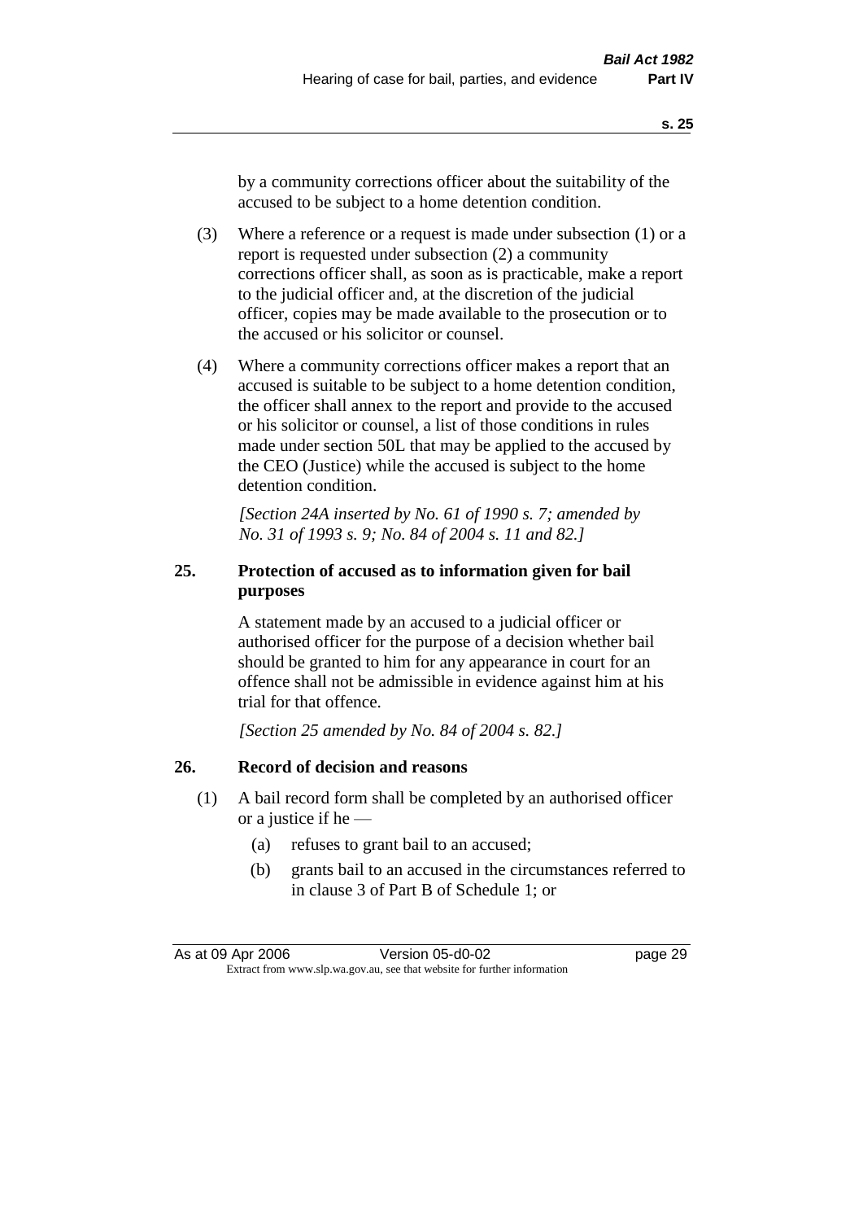by a community corrections officer about the suitability of the accused to be subject to a home detention condition.

(3) Where a reference or a request is made under subsection (1) or a report is requested under subsection (2) a community corrections officer shall, as soon as is practicable, make a report to the judicial officer and, at the discretion of the judicial officer, copies may be made available to the prosecution or to the accused or his solicitor or counsel.

(4) Where a community corrections officer makes a report that an accused is suitable to be subject to a home detention condition, the officer shall annex to the report and provide to the accused or his solicitor or counsel, a list of those conditions in rules made under section 50L that may be applied to the accused by the CEO (Justice) while the accused is subject to the home detention condition.

*[Section 24A inserted by No. 61 of 1990 s. 7; amended by No. 31 of 1993 s. 9; No. 84 of 2004 s. 11 and 82.]*

### 25. Protection of accused as to information given for bail purposes

A statement made by an accused to a judicial officer or authorised officer for the purpose of a decision whether bail should be granted to him for any appearance in court for an offence shall not be admissible in evidence against him at his trial for that offence.

*[Section 25 amended by No. 84 of 2004 s. 82.]*

### 26. Record of decision and reasons

(1) A bail record form shall be completed by an authorised officer or a justice if he —

(a) refuses to grant bail to an accused;

(b) grants bail to an accused in the circumstances referred to in clause 3 of Part B of Schedule 1; or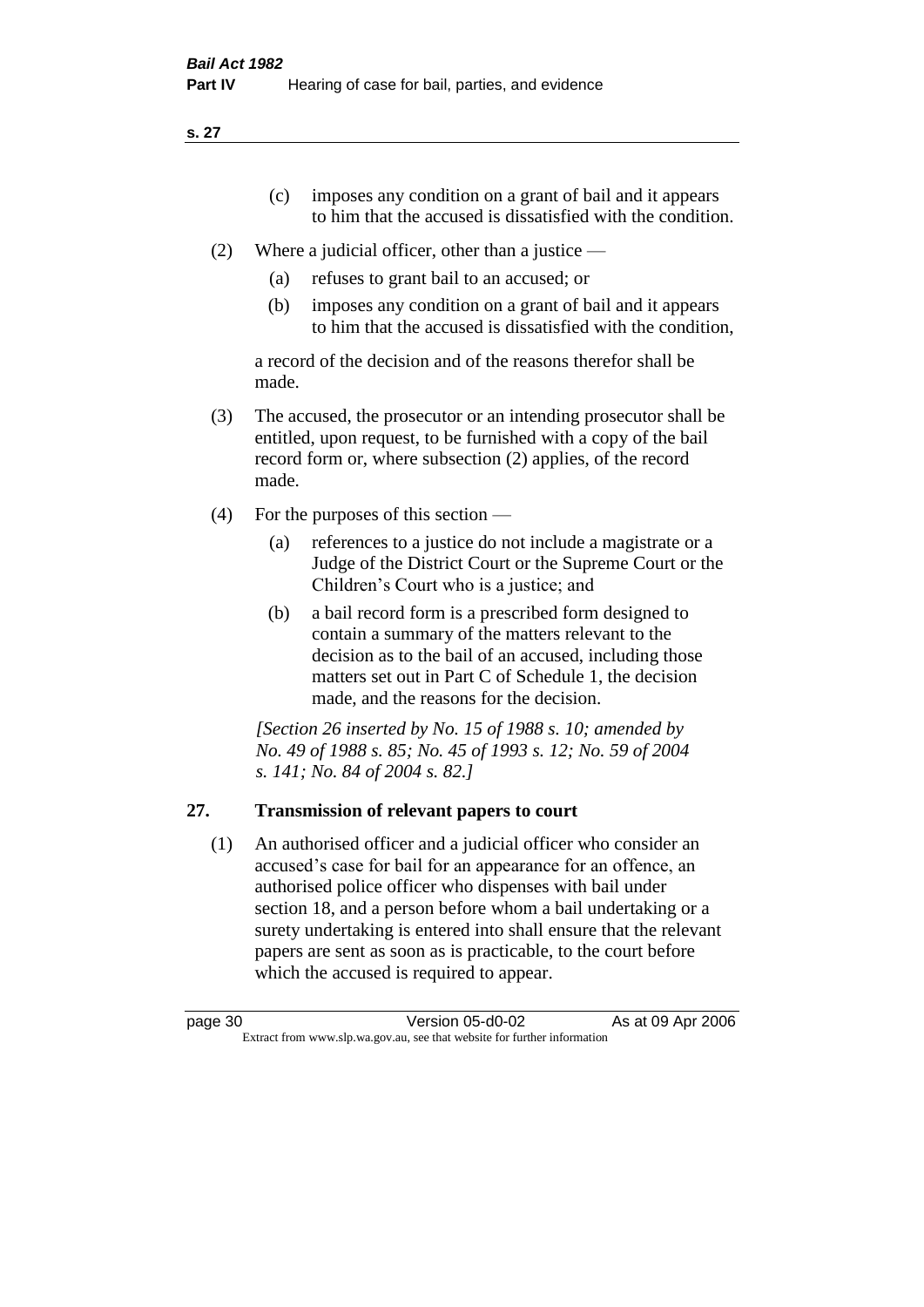(c) imposes any condition on a grant of bail and it appears to him that the accused is dissatisfied with the condition.

(2) Where a judicial officer, other than a justice —

(a) refuses to grant bail to an accused; or

(b) imposes any condition on a grant of bail and it appears to him that the accused is dissatisfied with the condition,

a record of the decision and of the reasons therefor shall be made.

(3) The accused, the prosecutor or an intending prosecutor shall be entitled, upon request, to be furnished with a copy of the bail record form or, where subsection (2) applies, of the record made.

(4) For the purposes of this section —

(a) references to a justice do not include a magistrate or a Judge of the District Court or the Supreme Court or the Children's Court who is a justice; and

(b) a bail record form is a prescribed form designed to contain a summary of the matters relevant to the decision as to the bail of an accused, including those matters set out in Part C of Schedule 1, the decision made, and the reasons for the decision.

*[Section 26 inserted by No. 15 of 1988 s. 10; amended by No. 49 of 1988 s. 85; No. 45 of 1993 s. 12; No. 59 of 2004 s. 141; No. 84 of 2004 s. 82.]*

## 27. Transmission of relevant papers to court

(1) An authorised officer and a judicial officer who consider an accused's case for bail for an appearance for an offence, an authorised police officer who dispenses with bail under section 18, and a person before whom a bail undertaking or a surety undertaking is entered into shall ensure that the relevant papers are sent as soon as is practicable, to the court before which the accused is required to appear.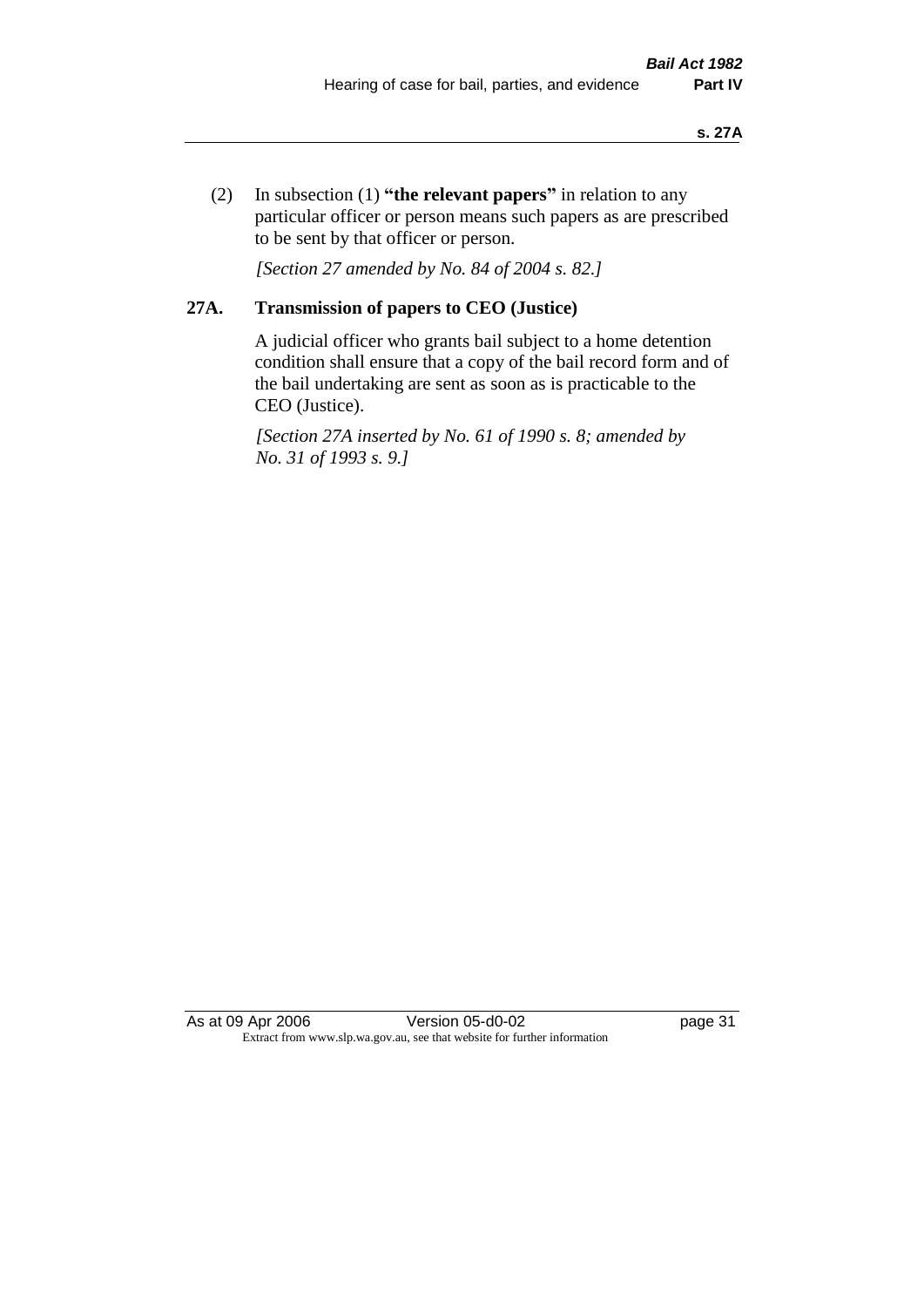(2) In subsection (1) **"the relevant papers"** in relation to any particular officer or person means such papers as are prescribed to be sent by that officer or person.

*[Section 27 amended by No. 84 of 2004 s. 82.]*

### 27A. Transmission of papers to CEO (Justice)

A judicial officer who grants bail subject to a home detention condition shall ensure that a copy of the bail record form and of the bail undertaking are sent as soon as is practicable to the CEO (Justice).

*[Section 27A inserted by No. 61 of 1990 s. 8; amended by No. 31 of 1993 s. 9.]*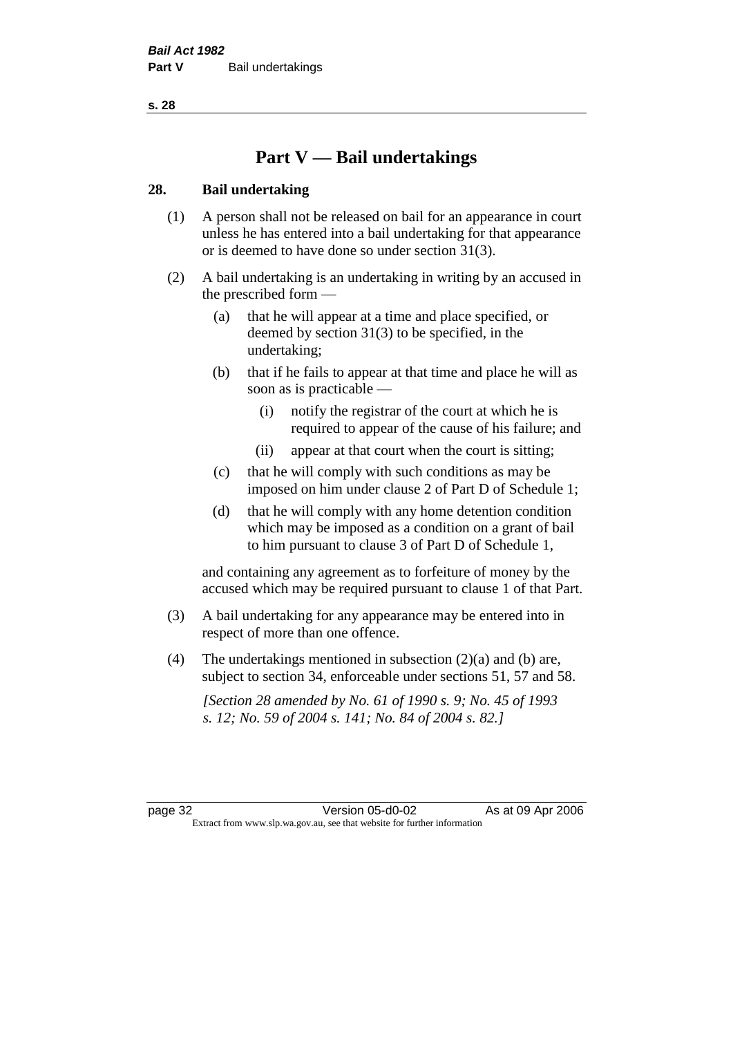# Part V — Bail undertakings

## 28. Bail undertaking

(1) A person shall not be released on bail for an appearance in court unless he has entered into a bail undertaking for that appearance or is deemed to have done so under section 31(3).

(2) A bail undertaking is an undertaking in writing by an accused in the prescribed form —

- (a) that he will appear at a time and place specified, or deemed by section 31(3) to be specified, in the undertaking;
- (b) that if he fails to appear at that time and place he will as soon as is practicable —
  - (i) notify the registrar of the court at which he is required to appear of the cause of his failure; and
  - (ii) appear at that court when the court is sitting;
- (c) that he will comply with such conditions as may be imposed on him under clause 2 of Part D of Schedule 1;
- (d) that he will comply with any home detention condition which may be imposed as a condition on a grant of bail to him pursuant to clause 3 of Part D of Schedule 1,

and containing any agreement as to forfeiture of money by the accused which may be required pursuant to clause 1 of that Part.

(3) A bail undertaking for any appearance may be entered into in respect of more than one offence.

(4) The undertakings mentioned in subsection (2)(a) and (b) are, subject to section 34, enforceable under sections 51, 57 and 58.

*[Section 28 amended by No. 61 of 1990 s. 9; No. 45 of 1993 s. 12; No. 59 of 2004 s. 141; No. 84 of 2004 s. 82.]*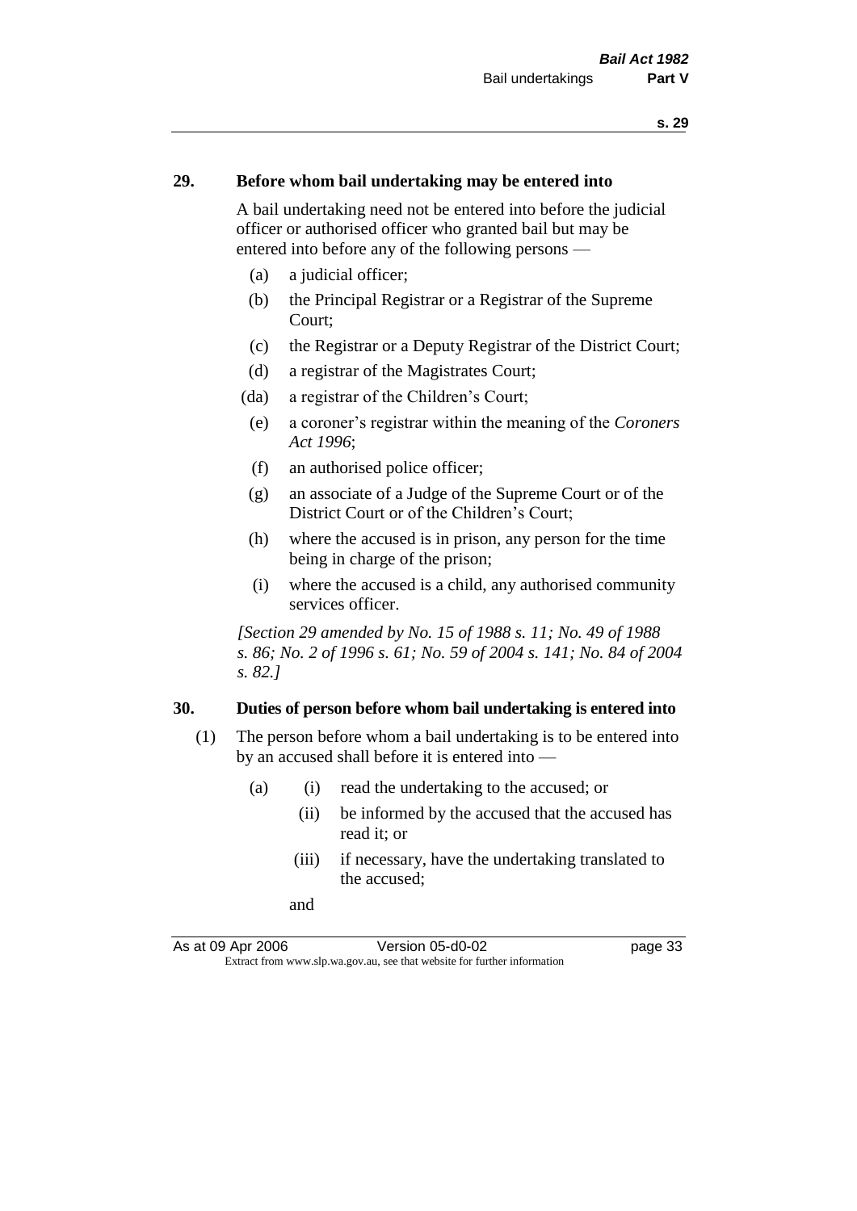## 29. Before whom bail undertaking may be entered into

A bail undertaking need not be entered into before the judicial officer or authorised officer who granted bail but may be entered into before any of the following persons —

- (a) a judicial officer;
- (b) the Principal Registrar or a Registrar of the Supreme Court;
- (c) the Registrar or a Deputy Registrar of the District Court;
- (d) a registrar of the Magistrates Court;
- (da) a registrar of the Children's Court;
- (e) a coroner's registrar within the meaning of the *Coroners Act 1996*;
- (f) an authorised police officer;
- (g) an associate of a Judge of the Supreme Court or of the District Court or of the Children's Court;
- (h) where the accused is in prison, any person for the time being in charge of the prison;
- (i) where the accused is a child, any authorised community services officer.

*[Section 29 amended by No. 15 of 1988 s. 11; No. 49 of 1988 s. 86; No. 2 of 1996 s. 61; No. 59 of 2004 s. 141; No. 84 of 2004 s. 82.]*

## 30. Duties of person before whom bail undertaking is entered into

(1) The person before whom a bail undertaking is to be entered into by an accused shall before it is entered into —

- (a)
  - (i) read the undertaking to the accused; or
  - (ii) be informed by the accused that the accused has read it; or
  - (iii) if necessary, have the undertaking translated to the accused;

  and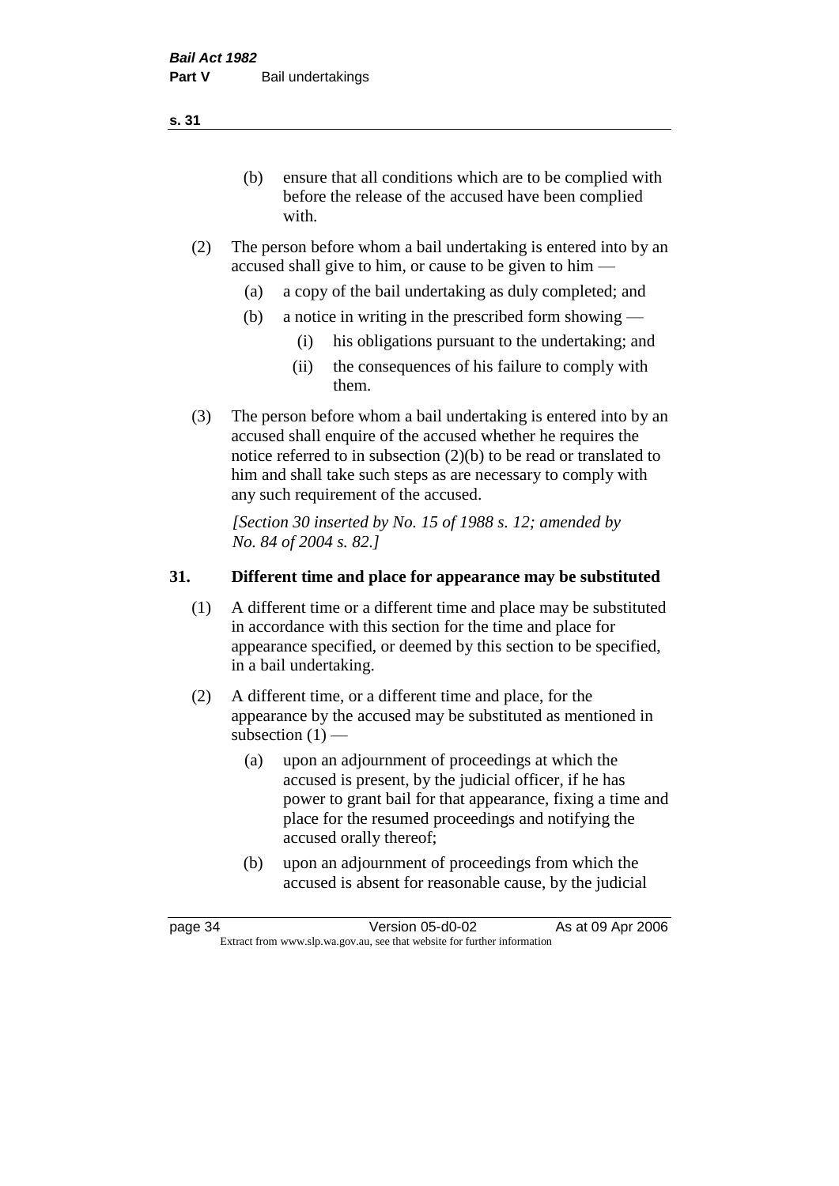(b) ensure that all conditions which are to be complied with before the release of the accused have been complied with.

(2) The person before whom a bail undertaking is entered into by an accused shall give to him, or cause to be given to him —

(a) a copy of the bail undertaking as duly completed; and

(b) a notice in writing in the prescribed form showing —

(i) his obligations pursuant to the undertaking; and

(ii) the consequences of his failure to comply with them.

(3) The person before whom a bail undertaking is entered into by an accused shall enquire of the accused whether he requires the notice referred to in subsection (2)(b) to be read or translated to him and shall take such steps as are necessary to comply with any such requirement of the accused.

*[Section 30 inserted by No. 15 of 1988 s. 12; amended by No. 84 of 2004 s. 82.]*

## 31. Different time and place for appearance may be substituted

(1) A different time or a different time and place may be substituted in accordance with this section for the time and place for appearance specified, or deemed by this section to be specified, in a bail undertaking.

(2) A different time, or a different time and place, for the appearance by the accused may be substituted as mentioned in subsection (1) —

(a) upon an adjournment of proceedings at which the accused is present, by the judicial officer, if he has power to grant bail for that appearance, fixing a time and place for the resumed proceedings and notifying the accused orally thereof;

(b) upon an adjournment of proceedings from which the accused is absent for reasonable cause, by the judicial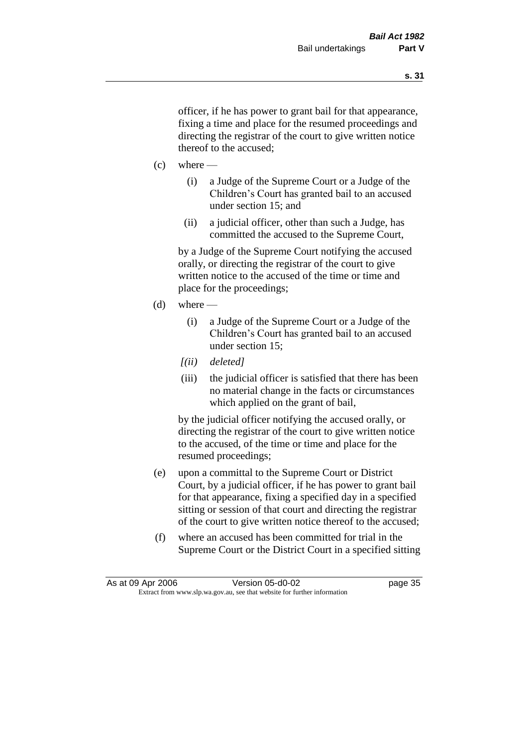officer, if he has power to grant bail for that appearance, fixing a time and place for the resumed proceedings and directing the registrar of the court to give written notice thereof to the accused;

(c) where —

(i) a Judge of the Supreme Court or a Judge of the Children's Court has granted bail to an accused under section 15; and

(ii) a judicial officer, other than such a Judge, has committed the accused to the Supreme Court,

by a Judge of the Supreme Court notifying the accused orally, or directing the registrar of the court to give written notice to the accused of the time or time and place for the proceedings;

(d) where —

(i) a Judge of the Supreme Court or a Judge of the Children's Court has granted bail to an accused under section 15;

*[(ii) deleted]*

(iii) the judicial officer is satisfied that there has been no material change in the facts or circumstances which applied on the grant of bail,

by the judicial officer notifying the accused orally, or directing the registrar of the court to give written notice to the accused, of the time or time and place for the resumed proceedings;

(e) upon a committal to the Supreme Court or District Court, by a judicial officer, if he has power to grant bail for that appearance, fixing a specified day in a specified sitting or session of that court and directing the registrar of the court to give written notice thereof to the accused;

(f) where an accused has been committed for trial in the Supreme Court or the District Court in a specified sitting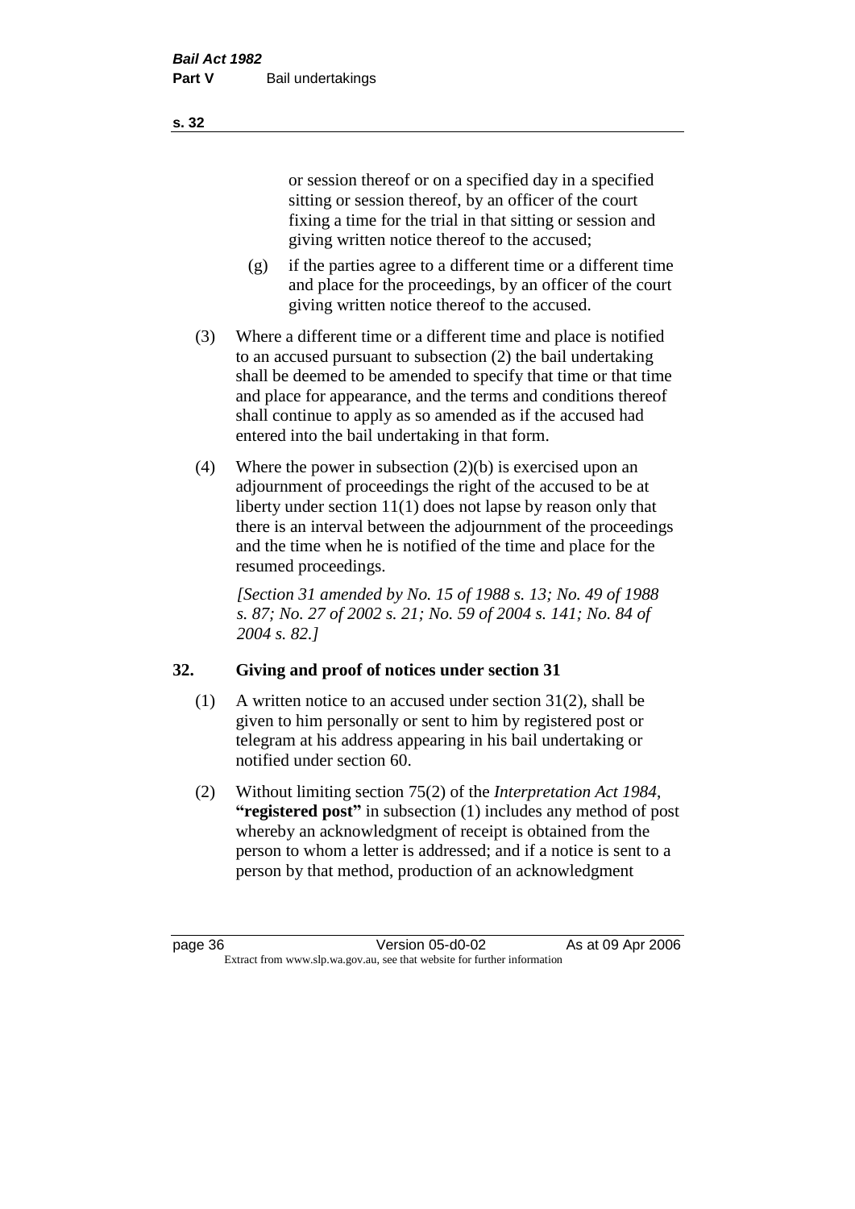or session thereof or on a specified day in a specified sitting or session thereof, by an officer of the court fixing a time for the trial in that sitting or session and giving written notice thereof to the accused;

(g) if the parties agree to a different time or a different time and place for the proceedings, by an officer of the court giving written notice thereof to the accused.

(3) Where a different time or a different time and place is notified to an accused pursuant to subsection (2) the bail undertaking shall be deemed to be amended to specify that time or that time and place for appearance, and the terms and conditions thereof shall continue to apply as so amended as if the accused had entered into the bail undertaking in that form.

(4) Where the power in subsection (2)(b) is exercised upon an adjournment of proceedings the right of the accused to be at liberty under section 11(1) does not lapse by reason only that there is an interval between the adjournment of the proceedings and the time when he is notified of the time and place for the resumed proceedings.

*[Section 31 amended by No. 15 of 1988 s. 13; No. 49 of 1988 s. 87; No. 27 of 2002 s. 21; No. 59 of 2004 s. 141; No. 84 of 2004 s. 82.]*

## 32. Giving and proof of notices under section 31

(1) A written notice to an accused under section 31(2), shall be given to him personally or sent to him by registered post or telegram at his address appearing in his bail undertaking or notified under section 60.

(2) Without limiting section 75(2) of the *Interpretation Act 1984*, **"registered post"** in subsection (1) includes any method of post whereby an acknowledgment of receipt is obtained from the person to whom a letter is addressed; and if a notice is sent to a person by that method, production of an acknowledgment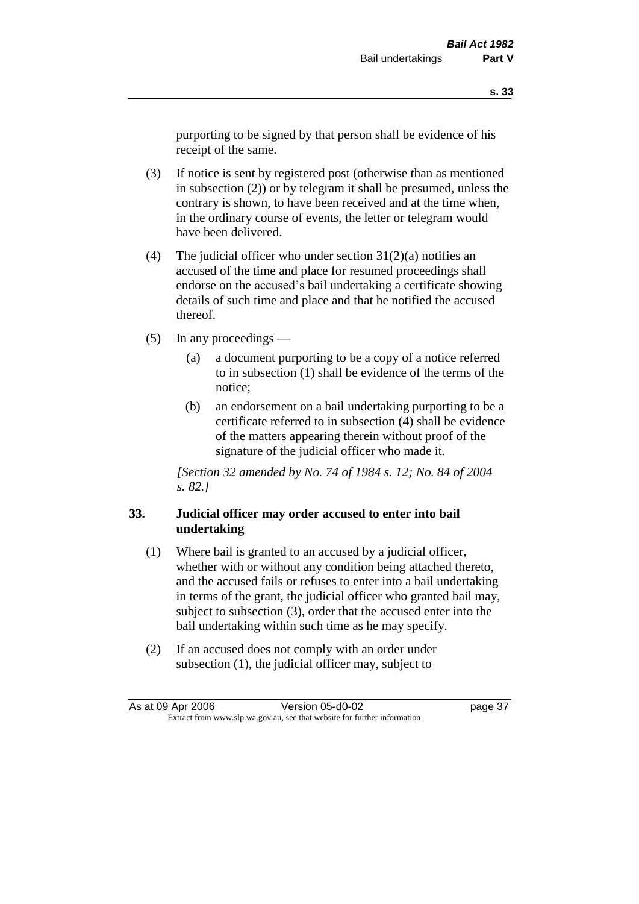purporting to be signed by that person shall be evidence of his receipt of the same.

(3) If notice is sent by registered post (otherwise than as mentioned in subsection (2)) or by telegram it shall be presumed, unless the contrary is shown, to have been received and at the time when, in the ordinary course of events, the letter or telegram would have been delivered.

(4) The judicial officer who under section 31(2)(a) notifies an accused of the time and place for resumed proceedings shall endorse on the accused's bail undertaking a certificate showing details of such time and place and that he notified the accused thereof.

(5) In any proceedings —

(a) a document purporting to be a copy of a notice referred to in subsection (1) shall be evidence of the terms of the notice;

(b) an endorsement on a bail undertaking purporting to be a certificate referred to in subsection (4) shall be evidence of the matters appearing therein without proof of the signature of the judicial officer who made it.

*[Section 32 amended by No. 74 of 1984 s. 12; No. 84 of 2004 s. 82.]*

### 33. Judicial officer may order accused to enter into bail undertaking

(1) Where bail is granted to an accused by a judicial officer, whether with or without any condition being attached thereto, and the accused fails or refuses to enter into a bail undertaking in terms of the grant, the judicial officer who granted bail may, subject to subsection (3), order that the accused enter into the bail undertaking within such time as he may specify.

(2) If an accused does not comply with an order under subsection (1), the judicial officer may, subject to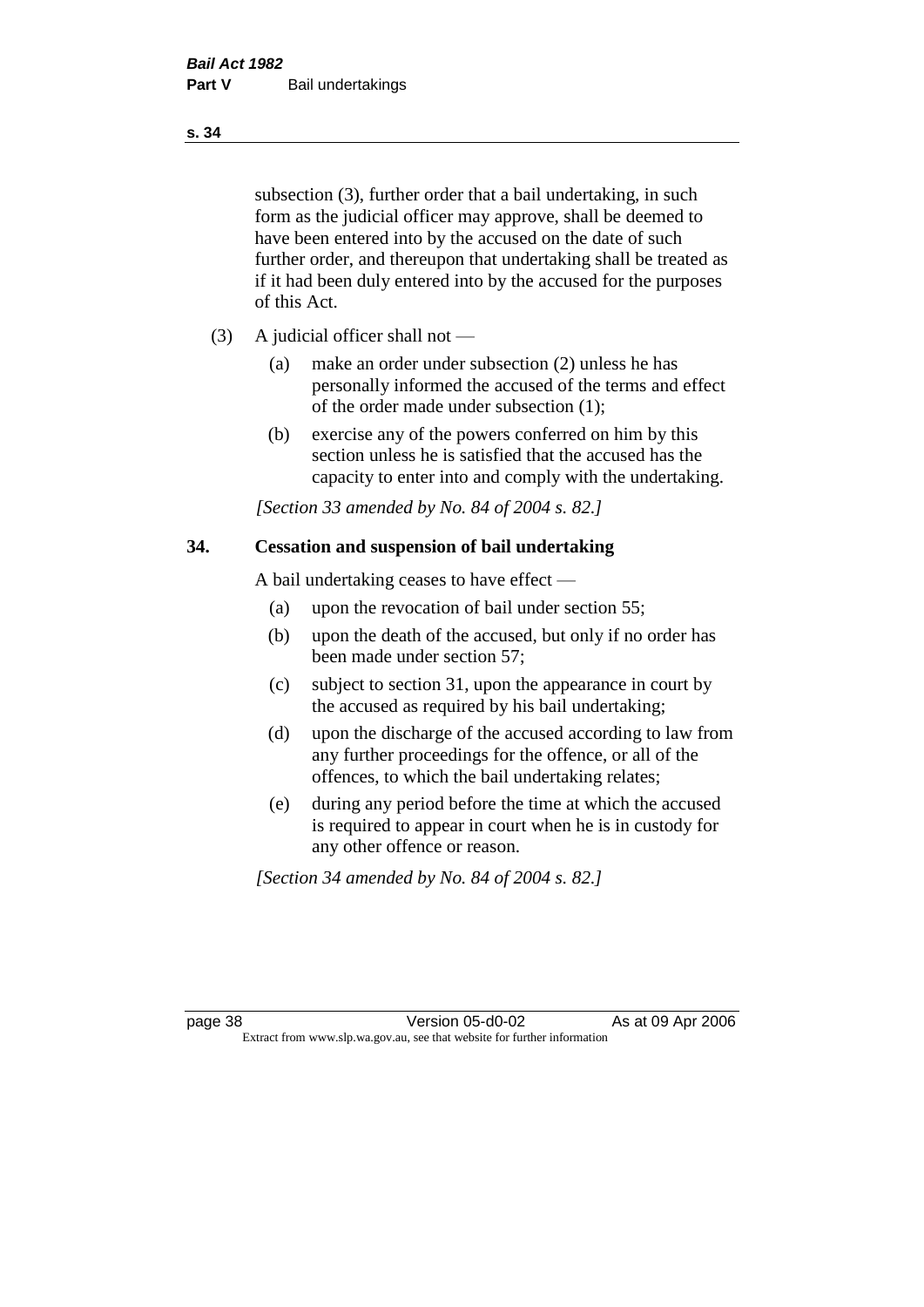subsection (3), further order that a bail undertaking, in such form as the judicial officer may approve, shall be deemed to have been entered into by the accused on the date of such further order, and thereupon that undertaking shall be treated as if it had been duly entered into by the accused for the purposes of this Act.

(3) A judicial officer shall not —

(a) make an order under subsection (2) unless he has personally informed the accused of the terms and effect of the order made under subsection (1);

(b) exercise any of the powers conferred on him by this section unless he is satisfied that the accused has the capacity to enter into and comply with the undertaking.

*[Section 33 amended by No. 84 of 2004 s. 82.]*

## 34. Cessation and suspension of bail undertaking

A bail undertaking ceases to have effect —

(a) upon the revocation of bail under section 55;

(b) upon the death of the accused, but only if no order has been made under section 57;

(c) subject to section 31, upon the appearance in court by the accused as required by his bail undertaking;

(d) upon the discharge of the accused according to law from any further proceedings for the offence, or all of the offences, to which the bail undertaking relates;

(e) during any period before the time at which the accused is required to appear in court when he is in custody for any other offence or reason.

*[Section 34 amended by No. 84 of 2004 s. 82.]*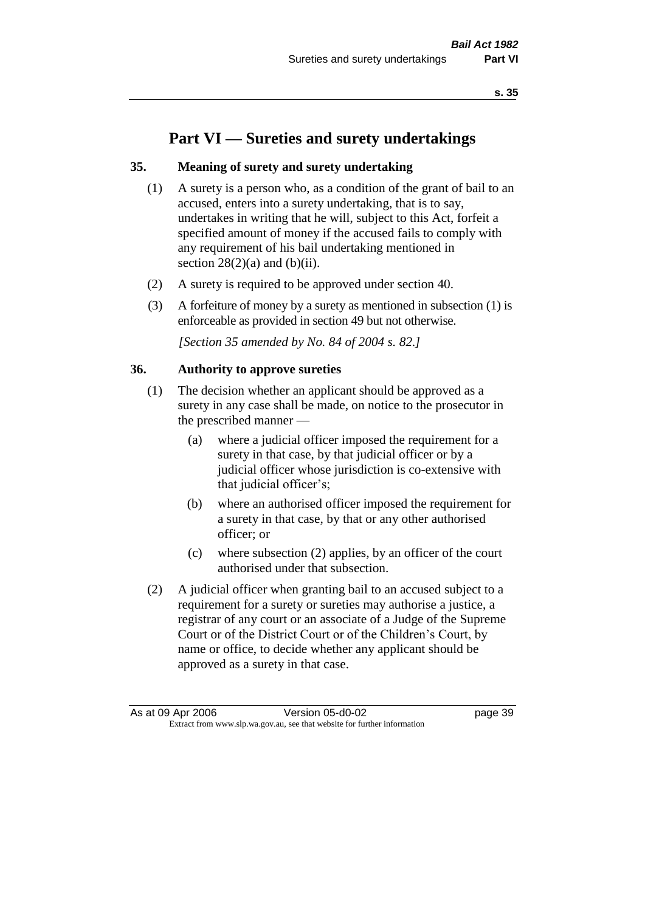# Part VI — Sureties and surety undertakings

## 35. Meaning of surety and surety undertaking

(1) A surety is a person who, as a condition of the grant of bail to an accused, enters into a surety undertaking, that is to say, undertakes in writing that he will, subject to this Act, forfeit a specified amount of money if the accused fails to comply with any requirement of his bail undertaking mentioned in section 28(2)(a) and (b)(ii).

(2) A surety is required to be approved under section 40.

(3) A forfeiture of money by a surety as mentioned in subsection (1) is enforceable as provided in section 49 but not otherwise.

*[Section 35 amended by No. 84 of 2004 s. 82.]*

## 36. Authority to approve sureties

(1) The decision whether an applicant should be approved as a surety in any case shall be made, on notice to the prosecutor in the prescribed manner —

- (a) where a judicial officer imposed the requirement for a surety in that case, by that judicial officer or by a judicial officer whose jurisdiction is co-extensive with that judicial officer's;
- (b) where an authorised officer imposed the requirement for a surety in that case, by that or any other authorised officer; or
- (c) where subsection (2) applies, by an officer of the court authorised under that subsection.

(2) A judicial officer when granting bail to an accused subject to a requirement for a surety or sureties may authorise a justice, a registrar of any court or an associate of a Judge of the Supreme Court or of the District Court or of the Children's Court, by name or office, to decide whether any applicant should be approved as a surety in that case.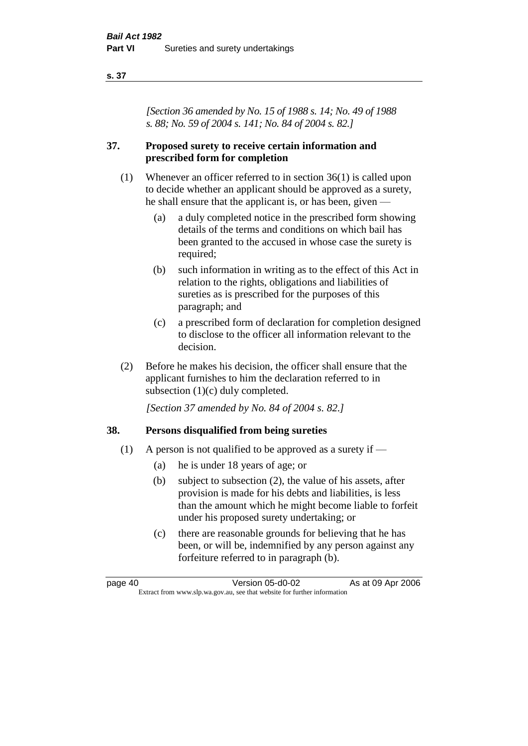*[Section 36 amended by No. 15 of 1988 s. 14; No. 49 of 1988 s. 88; No. 59 of 2004 s. 141; No. 84 of 2004 s. 82.]*

## 37. Proposed surety to receive certain information and prescribed form for completion

(1) Whenever an officer referred to in section 36(1) is called upon to decide whether an applicant should be approved as a surety, he shall ensure that the applicant is, or has been, given —

(a) a duly completed notice in the prescribed form showing details of the terms and conditions on which bail has been granted to the accused in whose case the surety is required;

(b) such information in writing as to the effect of this Act in relation to the rights, obligations and liabilities of sureties as is prescribed for the purposes of this paragraph; and

(c) a prescribed form of declaration for completion designed to disclose to the officer all information relevant to the decision.

(2) Before he makes his decision, the officer shall ensure that the applicant furnishes to him the declaration referred to in subsection (1)(c) duly completed.

*[Section 37 amended by No. 84 of 2004 s. 82.]*

## 38. Persons disqualified from being sureties

(1) A person is not qualified to be approved as a surety if —

(a) he is under 18 years of age; or

(b) subject to subsection (2), the value of his assets, after provision is made for his debts and liabilities, is less than the amount which he might become liable to forfeit under his proposed surety undertaking; or

(c) there are reasonable grounds for believing that he has been, or will be, indemnified by any person against any forfeiture referred to in paragraph (b).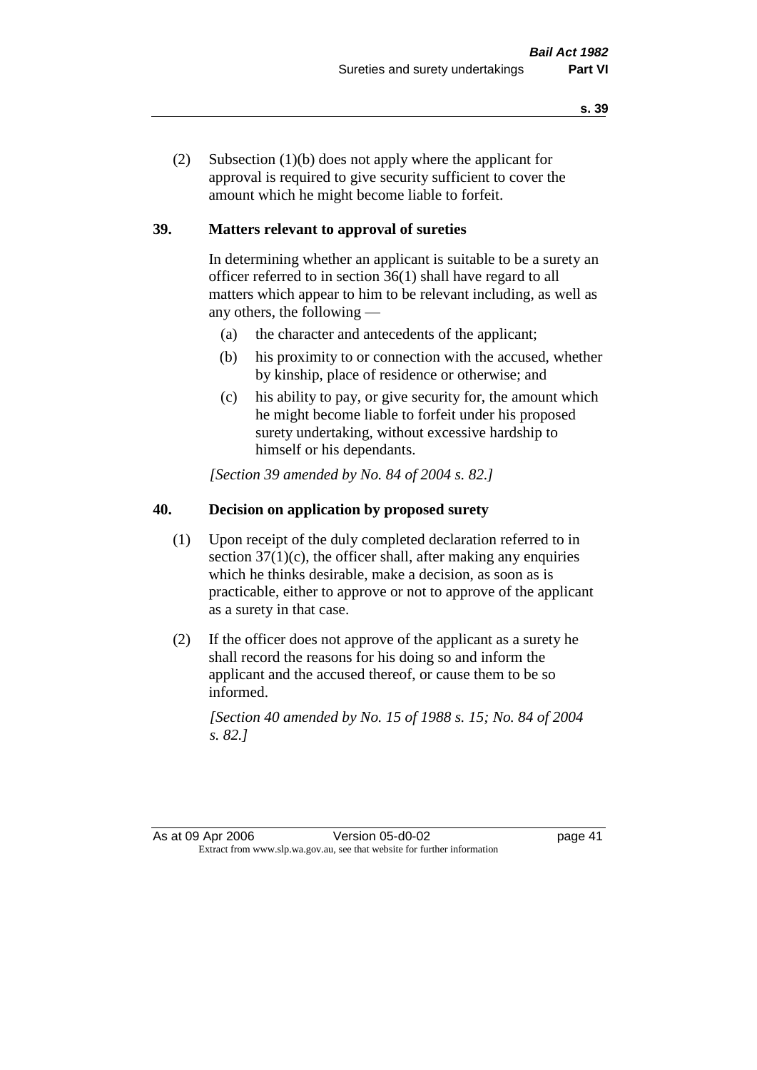(2) Subsection (1)(b) does not apply where the applicant for approval is required to give security sufficient to cover the amount which he might become liable to forfeit.

## 39. Matters relevant to approval of sureties

In determining whether an applicant is suitable to be a surety an officer referred to in section 36(1) shall have regard to all matters which appear to him to be relevant including, as well as any others, the following —

(a) the character and antecedents of the applicant;

(b) his proximity to or connection with the accused, whether by kinship, place of residence or otherwise; and

(c) his ability to pay, or give security for, the amount which he might become liable to forfeit under his proposed surety undertaking, without excessive hardship to himself or his dependants.

*[Section 39 amended by No. 84 of 2004 s. 82.]*

## 40. Decision on application by proposed surety

(1) Upon receipt of the duly completed declaration referred to in section 37(1)(c), the officer shall, after making any enquiries which he thinks desirable, make a decision, as soon as is practicable, either to approve or not to approve of the applicant as a surety in that case.

(2) If the officer does not approve of the applicant as a surety he shall record the reasons for his doing so and inform the applicant and the accused thereof, or cause them to be so informed.

*[Section 40 amended by No. 15 of 1988 s. 15; No. 84 of 2004 s. 82.]*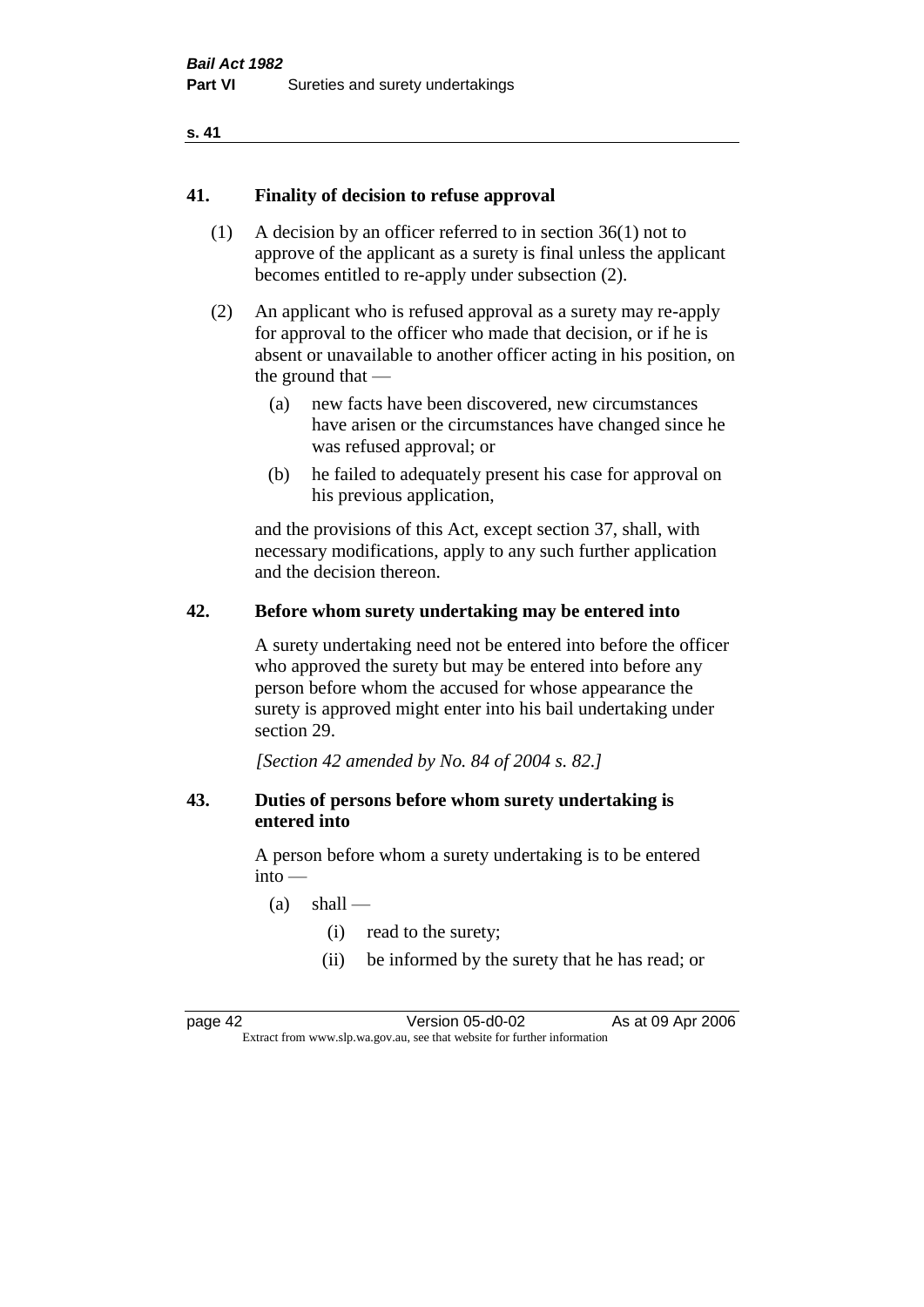## 41. Finality of decision to refuse approval

(1) A decision by an officer referred to in section 36(1) not to approve of the applicant as a surety is final unless the applicant becomes entitled to re-apply under subsection (2).

(2) An applicant who is refused approval as a surety may re-apply for approval to the officer who made that decision, or if he is absent or unavailable to another officer acting in his position, on the ground that —

- (a) new facts have been discovered, new circumstances have arisen or the circumstances have changed since he was refused approval; or
- (b) he failed to adequately present his case for approval on his previous application,

and the provisions of this Act, except section 37, shall, with necessary modifications, apply to any such further application and the decision thereon.

## 42. Before whom surety undertaking may be entered into

A surety undertaking need not be entered into before the officer who approved the surety but may be entered into before any person before whom the accused for whose appearance the surety is approved might enter into his bail undertaking under section 29.

*[Section 42 amended by No. 84 of 2004 s. 82.]*

## 43. Duties of persons before whom surety undertaking is entered into

A person before whom a surety undertaking is to be entered into —

- (a) shall —
  - (i) read to the surety;
  - (ii) be informed by the surety that he has read; or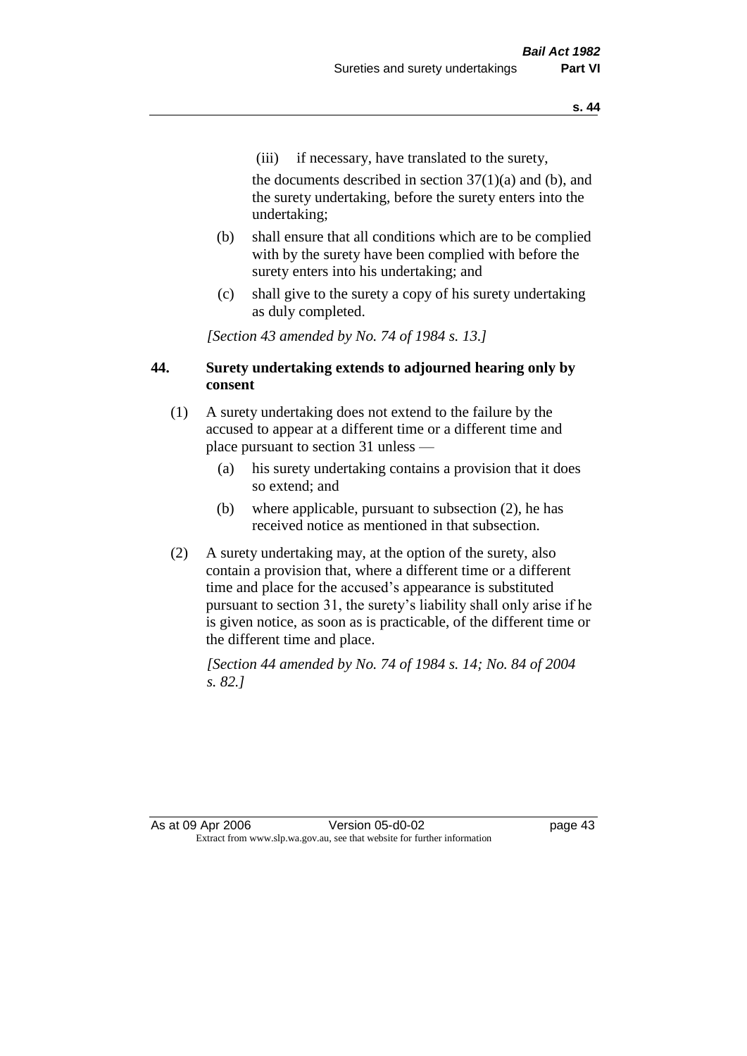(iii) if necessary, have translated to the surety,

the documents described in section 37(1)(a) and (b), and the surety undertaking, before the surety enters into the undertaking;

(b) shall ensure that all conditions which are to be complied with by the surety have been complied with before the surety enters into his undertaking; and

(c) shall give to the surety a copy of his surety undertaking as duly completed.

*[Section 43 amended by No. 74 of 1984 s. 13.]*

## 44. Surety undertaking extends to adjourned hearing only by consent

(1) A surety undertaking does not extend to the failure by the accused to appear at a different time or a different time and place pursuant to section 31 unless —

(a) his surety undertaking contains a provision that it does so extend; and

(b) where applicable, pursuant to subsection (2), he has received notice as mentioned in that subsection.

(2) A surety undertaking may, at the option of the surety, also contain a provision that, where a different time or a different time and place for the accused's appearance is substituted pursuant to section 31, the surety's liability shall only arise if he is given notice, as soon as is practicable, of the different time or the different time and place.

*[Section 44 amended by No. 74 of 1984 s. 14; No. 84 of 2004 s. 82.]*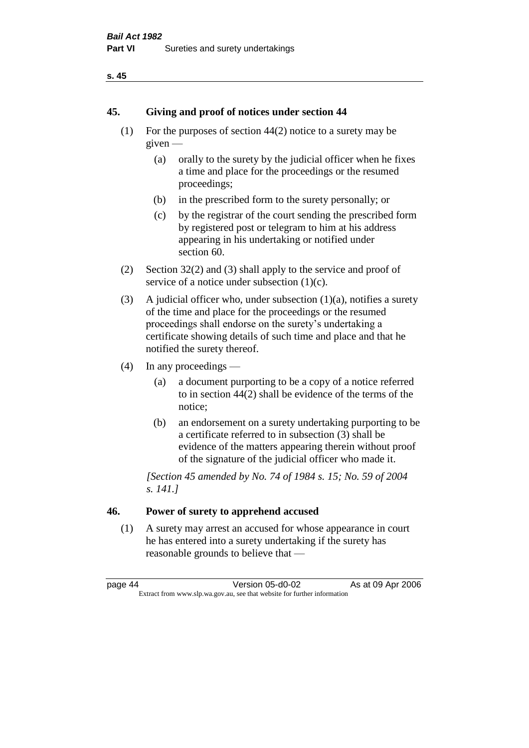## 45. Giving and proof of notices under section 44

(1) For the purposes of section 44(2) notice to a surety may be given —

(a) orally to the surety by the judicial officer when he fixes a time and place for the proceedings or the resumed proceedings;

(b) in the prescribed form to the surety personally; or

(c) by the registrar of the court sending the prescribed form by registered post or telegram to him at his address appearing in his undertaking or notified under section 60.

(2) Section 32(2) and (3) shall apply to the service and proof of service of a notice under subsection (1)(c).

(3) A judicial officer who, under subsection (1)(a), notifies a surety of the time and place for the proceedings or the resumed proceedings shall endorse on the surety's undertaking a certificate showing details of such time and place and that he notified the surety thereof.

(4) In any proceedings —

(a) a document purporting to be a copy of a notice referred to in section 44(2) shall be evidence of the terms of the notice;

(b) an endorsement on a surety undertaking purporting to be a certificate referred to in subsection (3) shall be evidence of the matters appearing therein without proof of the signature of the judicial officer who made it.

*[Section 45 amended by No. 74 of 1984 s. 15; No. 59 of 2004 s. 141.]*

## 46. Power of surety to apprehend accused

(1) A surety may arrest an accused for whose appearance in court he has entered into a surety undertaking if the surety has reasonable grounds to believe that —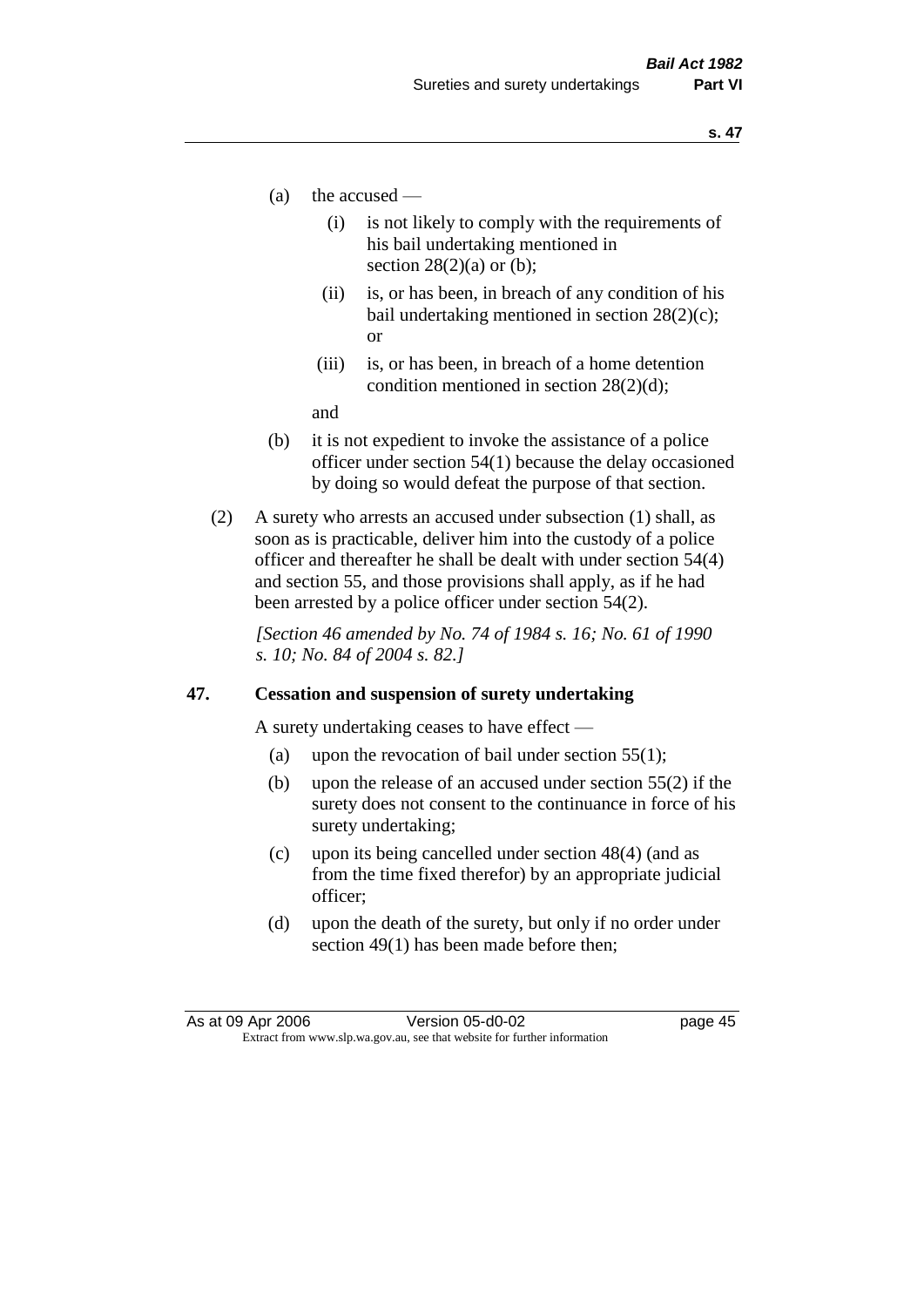(a) the accused —

  (i) is not likely to comply with the requirements of his bail undertaking mentioned in section 28(2)(a) or (b);

  (ii) is, or has been, in breach of any condition of his bail undertaking mentioned in section 28(2)(c); or

  (iii) is, or has been, in breach of a home detention condition mentioned in section 28(2)(d);

  and

(b) it is not expedient to invoke the assistance of a police officer under section 54(1) because the delay occasioned by doing so would defeat the purpose of that section.

(2) A surety who arrests an accused under subsection (1) shall, as soon as is practicable, deliver him into the custody of a police officer and thereafter he shall be dealt with under section 54(4) and section 55, and those provisions shall apply, as if he had been arrested by a police officer under section 54(2).

*[Section 46 amended by No. 74 of 1984 s. 16; No. 61 of 1990 s. 10; No. 84 of 2004 s. 82.]*

## 47. Cessation and suspension of surety undertaking

A surety undertaking ceases to have effect —

(a) upon the revocation of bail under section 55(1);

(b) upon the release of an accused under section 55(2) if the surety does not consent to the continuance in force of his surety undertaking;

(c) upon its being cancelled under section 48(4) (and as from the time fixed therefor) by an appropriate judicial officer;

(d) upon the death of the surety, but only if no order under section 49(1) has been made before then;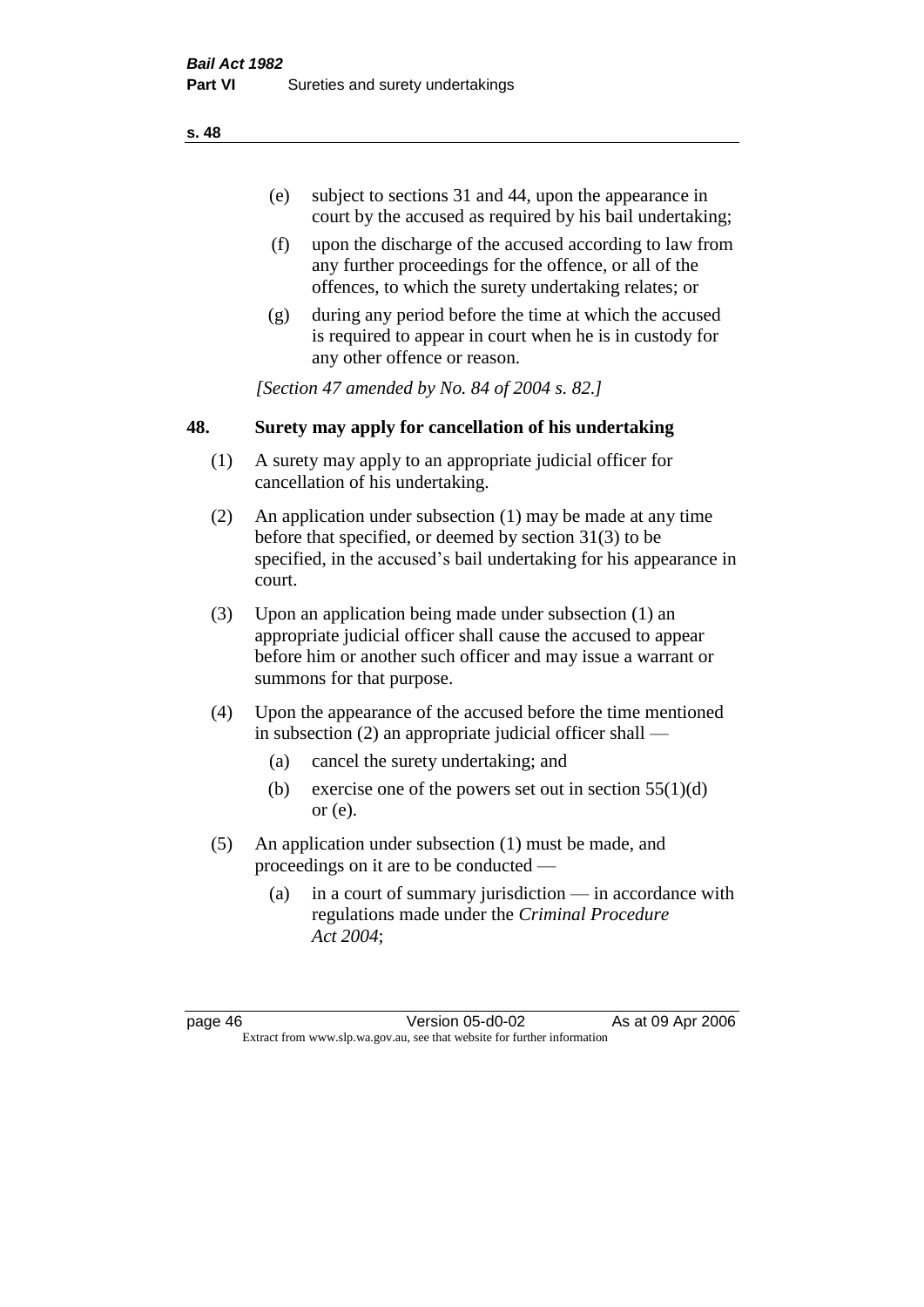(e) subject to sections 31 and 44, upon the appearance in court by the accused as required by his bail undertaking;

(f) upon the discharge of the accused according to law from any further proceedings for the offence, or all of the offences, to which the surety undertaking relates; or

(g) during any period before the time at which the accused is required to appear in court when he is in custody for any other offence or reason.

*[Section 47 amended by No. 84 of 2004 s. 82.]*

## 48. Surety may apply for cancellation of his undertaking

(1) A surety may apply to an appropriate judicial officer for cancellation of his undertaking.

(2) An application under subsection (1) may be made at any time before that specified, or deemed by section 31(3) to be specified, in the accused's bail undertaking for his appearance in court.

(3) Upon an application being made under subsection (1) an appropriate judicial officer shall cause the accused to appear before him or another such officer and may issue a warrant or summons for that purpose.

(4) Upon the appearance of the accused before the time mentioned in subsection (2) an appropriate judicial officer shall —

(a) cancel the surety undertaking; and

(b) exercise one of the powers set out in section 55(1)(d) or (e).

(5) An application under subsection (1) must be made, and proceedings on it are to be conducted —

(a) in a court of summary jurisdiction — in accordance with regulations made under the *Criminal Procedure Act 2004*;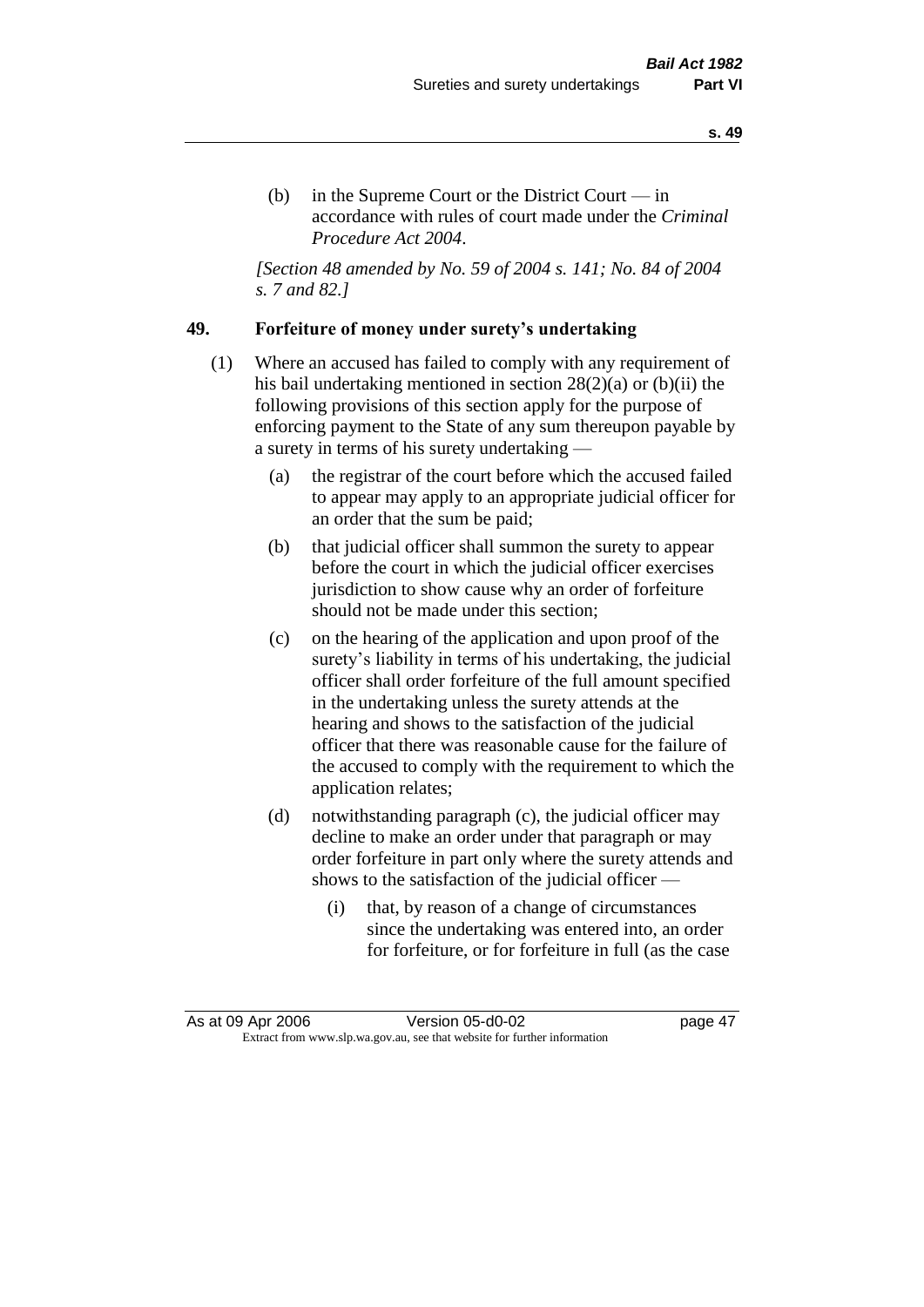(b) in the Supreme Court or the District Court — in accordance with rules of court made under the *Criminal Procedure Act 2004*.

*[Section 48 amended by No. 59 of 2004 s. 141; No. 84 of 2004 s. 7 and 82.]*

## 49. Forfeiture of money under surety's undertaking

(1) Where an accused has failed to comply with any requirement of his bail undertaking mentioned in section 28(2)(a) or (b)(ii) the following provisions of this section apply for the purpose of enforcing payment to the State of any sum thereupon payable by a surety in terms of his surety undertaking —

- (a) the registrar of the court before which the accused failed to appear may apply to an appropriate judicial officer for an order that the sum be paid;
- (b) that judicial officer shall summon the surety to appear before the court in which the judicial officer exercises jurisdiction to show cause why an order of forfeiture should not be made under this section;
- (c) on the hearing of the application and upon proof of the surety's liability in terms of his undertaking, the judicial officer shall order forfeiture of the full amount specified in the undertaking unless the surety attends at the hearing and shows to the satisfaction of the judicial officer that there was reasonable cause for the failure of the accused to comply with the requirement to which the application relates;
- (d) notwithstanding paragraph (c), the judicial officer may decline to make an order under that paragraph or may order forfeiture in part only where the surety attends and shows to the satisfaction of the judicial officer —
  - (i) that, by reason of a change of circumstances since the undertaking was entered into, an order for forfeiture, or for forfeiture in full (as the case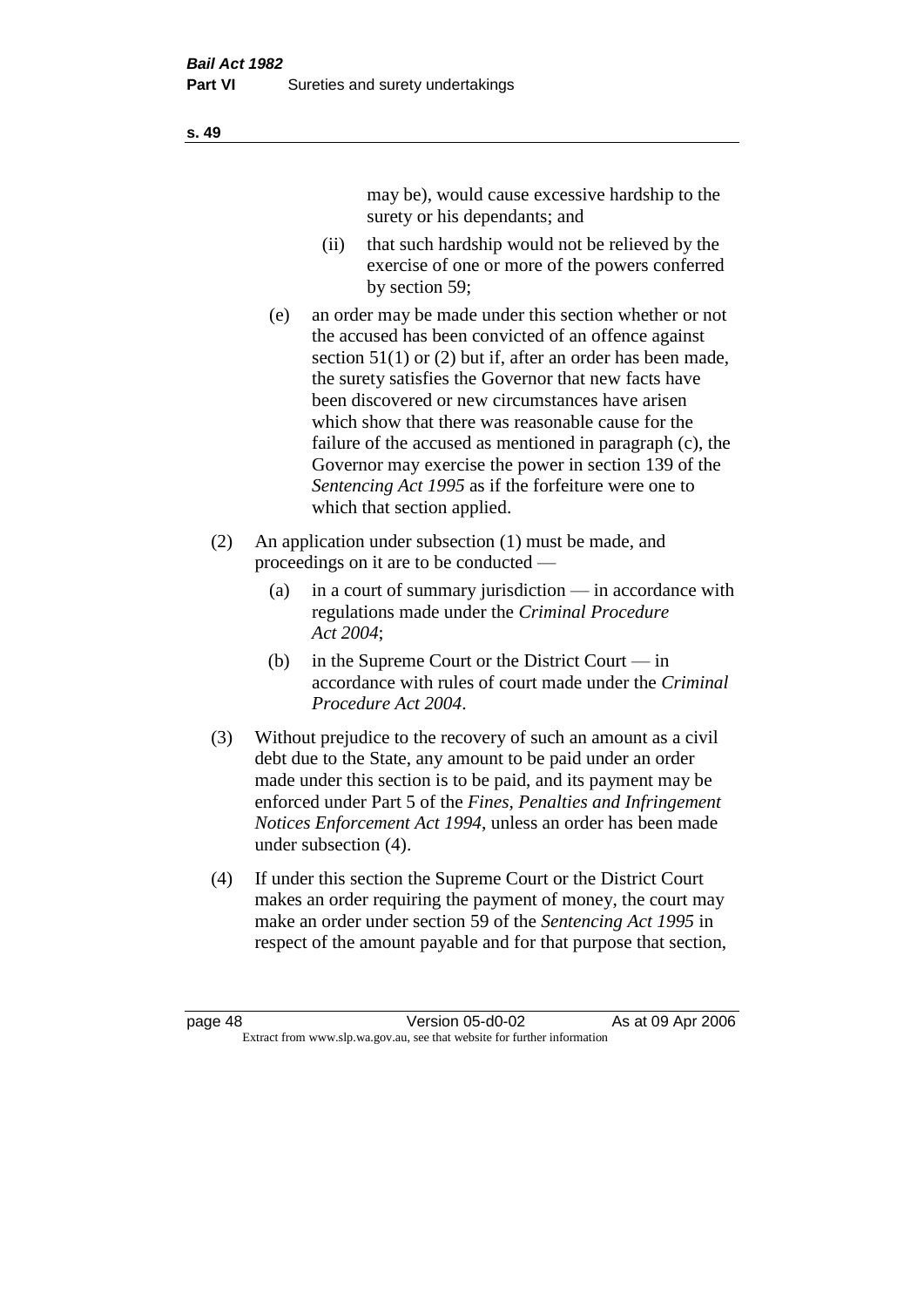may be), would cause excessive hardship to the surety or his dependants; and

(ii) that such hardship would not be relieved by the exercise of one or more of the powers conferred by section 59;

(e) an order may be made under this section whether or not the accused has been convicted of an offence against section 51(1) or (2) but if, after an order has been made, the surety satisfies the Governor that new facts have been discovered or new circumstances have arisen which show that there was reasonable cause for the failure of the accused as mentioned in paragraph (c), the Governor may exercise the power in section 139 of the *Sentencing Act 1995* as if the forfeiture were one to which that section applied.

(2) An application under subsection (1) must be made, and proceedings on it are to be conducted —

(a) in a court of summary jurisdiction — in accordance with regulations made under the *Criminal Procedure Act 2004*;

(b) in the Supreme Court or the District Court — in accordance with rules of court made under the *Criminal Procedure Act 2004*.

(3) Without prejudice to the recovery of such an amount as a civil debt due to the State, any amount to be paid under an order made under this section is to be paid, and its payment may be enforced under Part 5 of the *Fines, Penalties and Infringement Notices Enforcement Act 1994*, unless an order has been made under subsection (4).

(4) If under this section the Supreme Court or the District Court makes an order requiring the payment of money, the court may make an order under section 59 of the *Sentencing Act 1995* in respect of the amount payable and for that purpose that section,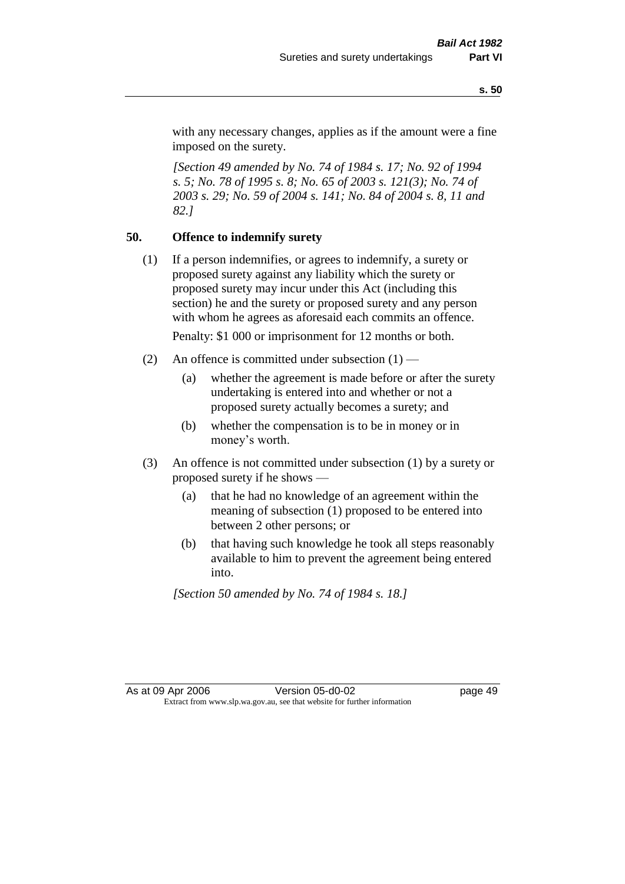with any necessary changes, applies as if the amount were a fine imposed on the surety.

*[Section 49 amended by No. 74 of 1984 s. 17; No. 92 of 1994 s. 5; No. 78 of 1995 s. 8; No. 65 of 2003 s. 121(3); No. 74 of 2003 s. 29; No. 59 of 2004 s. 141; No. 84 of 2004 s. 8, 11 and 82.]*

## 50. Offence to indemnify surety

(1) If a person indemnifies, or agrees to indemnify, a surety or proposed surety against any liability which the surety or proposed surety may incur under this Act (including this section) he and the surety or proposed surety and any person with whom he agrees as aforesaid each commits an offence.

Penalty: $1 000 or imprisonment for 12 months or both.

(2) An offence is committed under subsection (1) —

- (a) whether the agreement is made before or after the surety undertaking is entered into and whether or not a proposed surety actually becomes a surety; and
- (b) whether the compensation is to be in money or in money's worth.

(3) An offence is not committed under subsection (1) by a surety or proposed surety if he shows —

- (a) that he had no knowledge of an agreement within the meaning of subsection (1) proposed to be entered into between 2 other persons; or
- (b) that having such knowledge he took all steps reasonably available to him to prevent the agreement being entered into.

*[Section 50 amended by No. 74 of 1984 s. 18.]*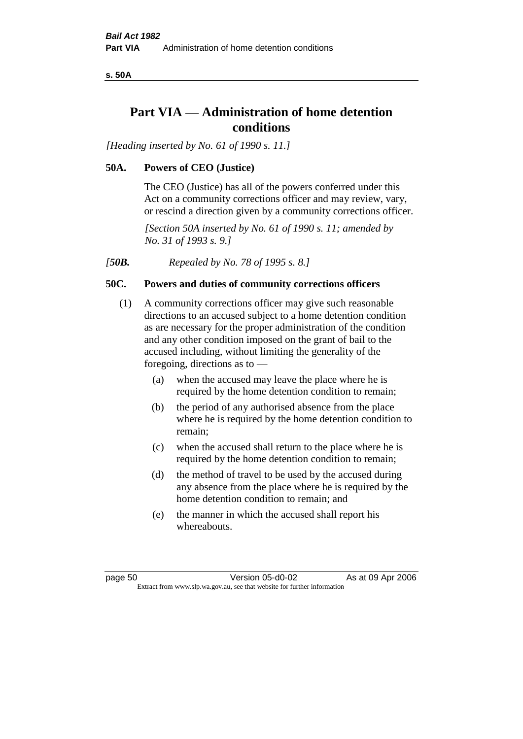# Part VIA — Administration of home detention conditions

*[Heading inserted by No. 61 of 1990 s. 11.]*

## 50A. Powers of CEO (Justice)

The CEO (Justice) has all of the powers conferred under this Act on a community corrections officer and may review, vary, or rescind a direction given by a community corrections officer.

*[Section 50A inserted by No. 61 of 1990 s. 11; amended by No. 31 of 1993 s. 9.]*

*[**50B.** Repealed by No. 78 of 1995 s. 8.]*

## 50C. Powers and duties of community corrections officers

(1) A community corrections officer may give such reasonable directions to an accused subject to a home detention condition as are necessary for the proper administration of the condition and any other condition imposed on the grant of bail to the accused including, without limiting the generality of the foregoing, directions as to —

- (a) when the accused may leave the place where he is required by the home detention condition to remain;
- (b) the period of any authorised absence from the place where he is required by the home detention condition to remain;
- (c) when the accused shall return to the place where he is required by the home detention condition to remain;
- (d) the method of travel to be used by the accused during any absence from the place where he is required by the home detention condition to remain; and
- (e) the manner in which the accused shall report his whereabouts.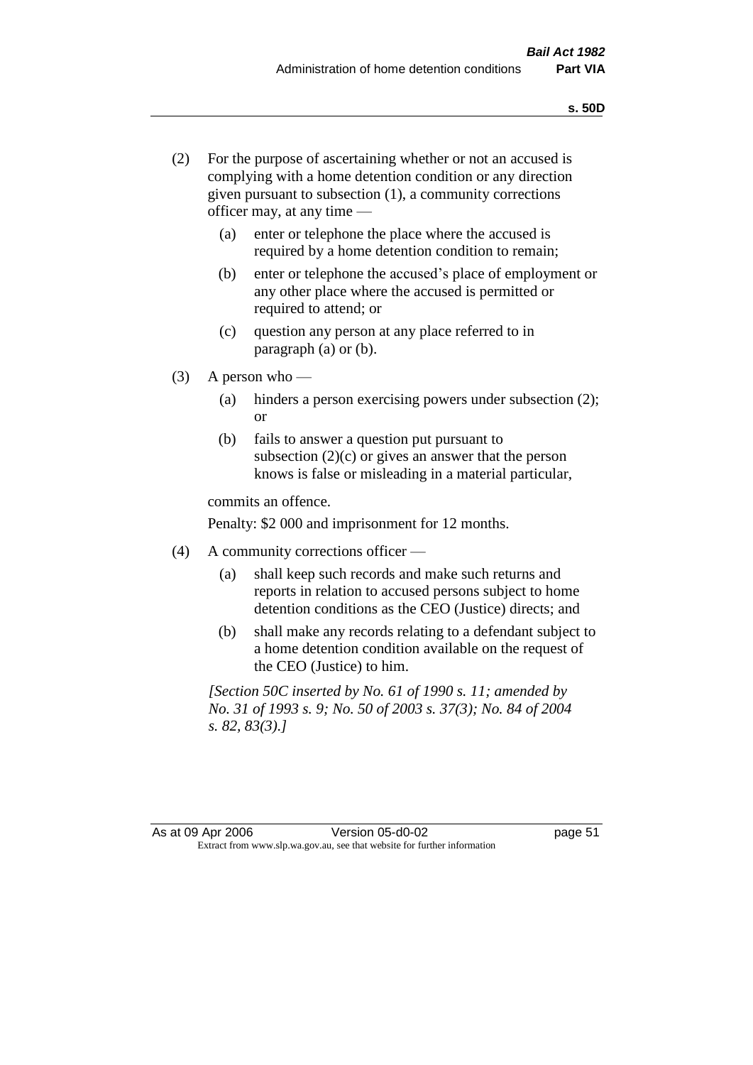(2) For the purpose of ascertaining whether or not an accused is complying with a home detention condition or any direction given pursuant to subsection (1), a community corrections officer may, at any time —

  (a) enter or telephone the place where the accused is required by a home detention condition to remain;

  (b) enter or telephone the accused's place of employment or any other place where the accused is permitted or required to attend; or

  (c) question any person at any place referred to in paragraph (a) or (b).

(3) A person who —

  (a) hinders a person exercising powers under subsection (2); or

  (b) fails to answer a question put pursuant to subsection (2)(c) or gives an answer that the person knows is false or misleading in a material particular,

commits an offence.

Penalty: $2 000 and imprisonment for 12 months.

(4) A community corrections officer —

  (a) shall keep such records and make such returns and reports in relation to accused persons subject to home detention conditions as the CEO (Justice) directs; and

  (b) shall make any records relating to a defendant subject to a home detention condition available on the request of the CEO (Justice) to him.

*[Section 50C inserted by No. 61 of 1990 s. 11; amended by No. 31 of 1993 s. 9; No. 50 of 2003 s. 37(3); No. 84 of 2004 s. 82, 83(3).]*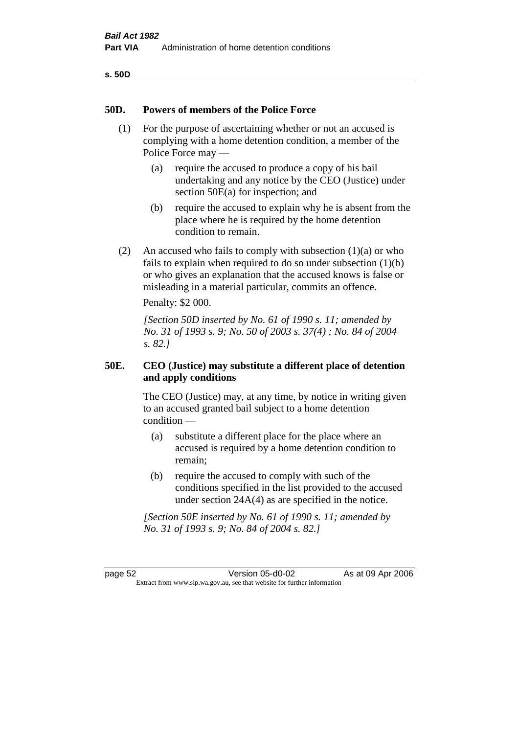## 50D. Powers of members of the Police Force

(1) For the purpose of ascertaining whether or not an accused is complying with a home detention condition, a member of the Police Force may —

(a) require the accused to produce a copy of his bail undertaking and any notice by the CEO (Justice) under section 50E(a) for inspection; and

(b) require the accused to explain why he is absent from the place where he is required by the home detention condition to remain.

(2) An accused who fails to comply with subsection (1)(a) or who fails to explain when required to do so under subsection (1)(b) or who gives an explanation that the accused knows is false or misleading in a material particular, commits an offence.

Penalty: $2 000.

*[Section 50D inserted by No. 61 of 1990 s. 11; amended by No. 31 of 1993 s. 9; No. 50 of 2003 s. 37(4) ; No. 84 of 2004 s. 82.]*

## 50E. CEO (Justice) may substitute a different place of detention and apply conditions

The CEO (Justice) may, at any time, by notice in writing given to an accused granted bail subject to a home detention condition —

(a) substitute a different place for the place where an accused is required by a home detention condition to remain;

(b) require the accused to comply with such of the conditions specified in the list provided to the accused under section 24A(4) as are specified in the notice.

*[Section 50E inserted by No. 61 of 1990 s. 11; amended by No. 31 of 1993 s. 9; No. 84 of 2004 s. 82.]*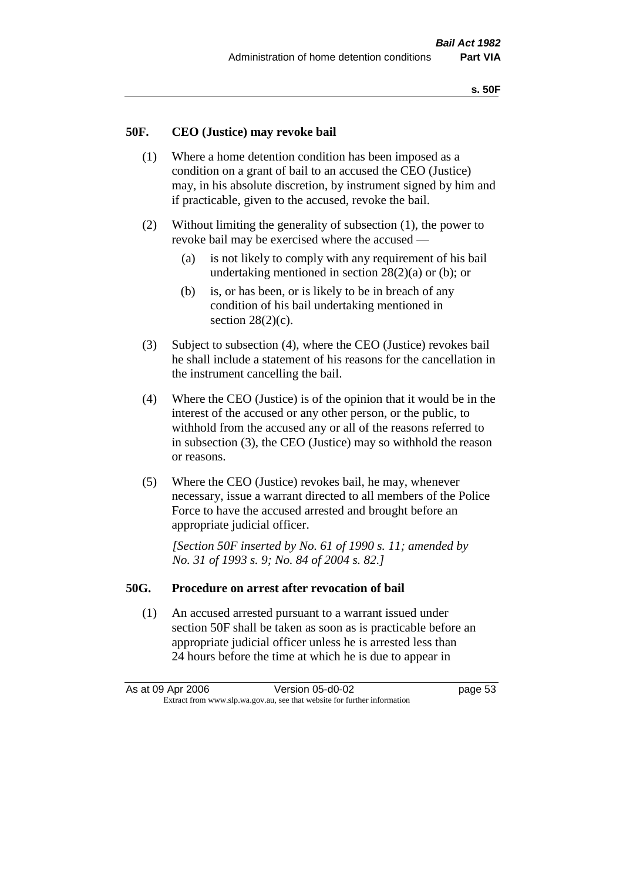## 50F. CEO (Justice) may revoke bail

(1) Where a home detention condition has been imposed as a condition on a grant of bail to an accused the CEO (Justice) may, in his absolute discretion, by instrument signed by him and if practicable, given to the accused, revoke the bail.

(2) Without limiting the generality of subsection (1), the power to revoke bail may be exercised where the accused —

- (a) is not likely to comply with any requirement of his bail undertaking mentioned in section 28(2)(a) or (b); or
- (b) is, or has been, or is likely to be in breach of any condition of his bail undertaking mentioned in section 28(2)(c).

(3) Subject to subsection (4), where the CEO (Justice) revokes bail he shall include a statement of his reasons for the cancellation in the instrument cancelling the bail.

(4) Where the CEO (Justice) is of the opinion that it would be in the interest of the accused or any other person, or the public, to withhold from the accused any or all of the reasons referred to in subsection (3), the CEO (Justice) may so withhold the reason or reasons.

(5) Where the CEO (Justice) revokes bail, he may, whenever necessary, issue a warrant directed to all members of the Police Force to have the accused arrested and brought before an appropriate judicial officer.

*[Section 50F inserted by No. 61 of 1990 s. 11; amended by No. 31 of 1993 s. 9; No. 84 of 2004 s. 82.]*

## 50G. Procedure on arrest after revocation of bail

(1) An accused arrested pursuant to a warrant issued under section 50F shall be taken as soon as is practicable before an appropriate judicial officer unless he is arrested less than 24 hours before the time at which he is due to appear in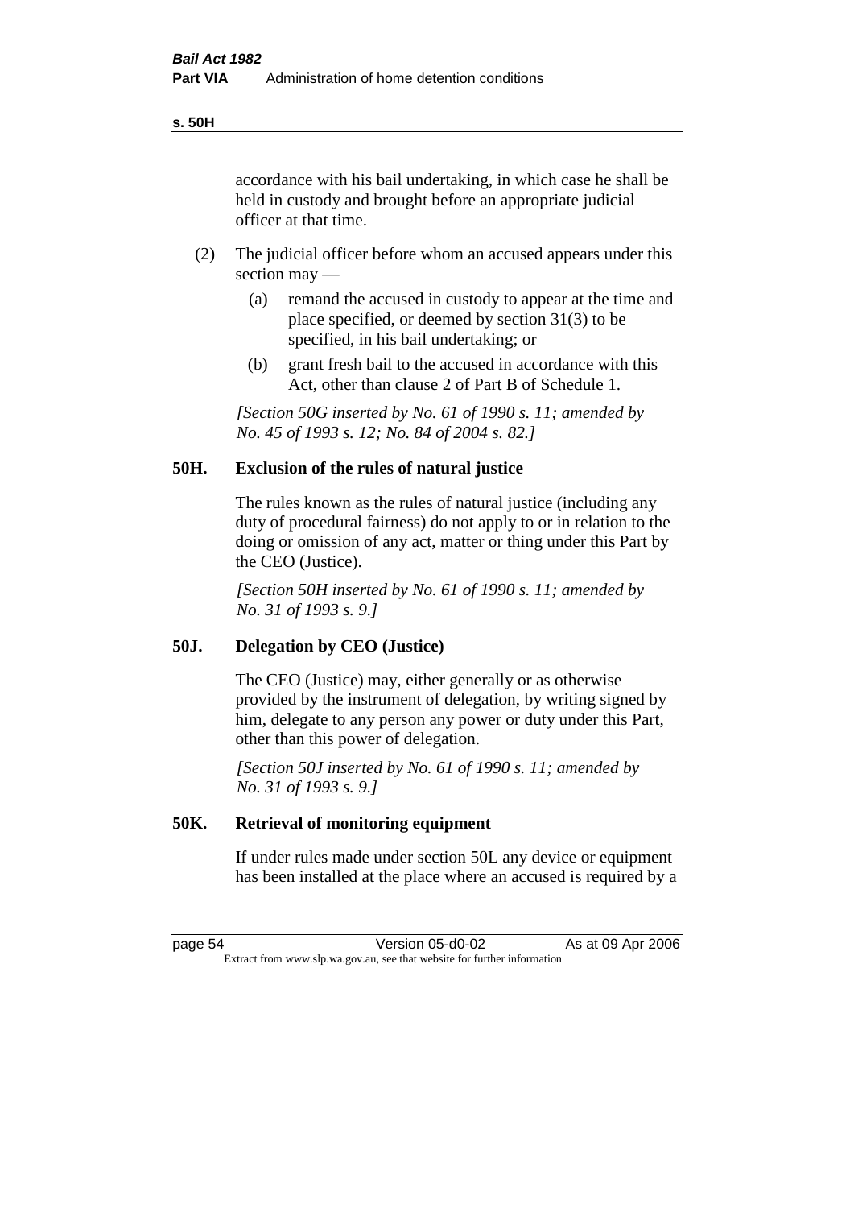accordance with his bail undertaking, in which case he shall be held in custody and brought before an appropriate judicial officer at that time.

(2) The judicial officer before whom an accused appears under this section may —

(a) remand the accused in custody to appear at the time and place specified, or deemed by section 31(3) to be specified, in his bail undertaking; or

(b) grant fresh bail to the accused in accordance with this Act, other than clause 2 of Part B of Schedule 1.

*[Section 50G inserted by No. 61 of 1990 s. 11; amended by No. 45 of 1993 s. 12; No. 84 of 2004 s. 82.]*

### 50H. Exclusion of the rules of natural justice

The rules known as the rules of natural justice (including any duty of procedural fairness) do not apply to or in relation to the doing or omission of any act, matter or thing under this Part by the CEO (Justice).

*[Section 50H inserted by No. 61 of 1990 s. 11; amended by No. 31 of 1993 s. 9.]*

### 50J. Delegation by CEO (Justice)

The CEO (Justice) may, either generally or as otherwise provided by the instrument of delegation, by writing signed by him, delegate to any person any power or duty under this Part, other than this power of delegation.

*[Section 50J inserted by No. 61 of 1990 s. 11; amended by No. 31 of 1993 s. 9.]*

### 50K. Retrieval of monitoring equipment

If under rules made under section 50L any device or equipment has been installed at the place where an accused is required by a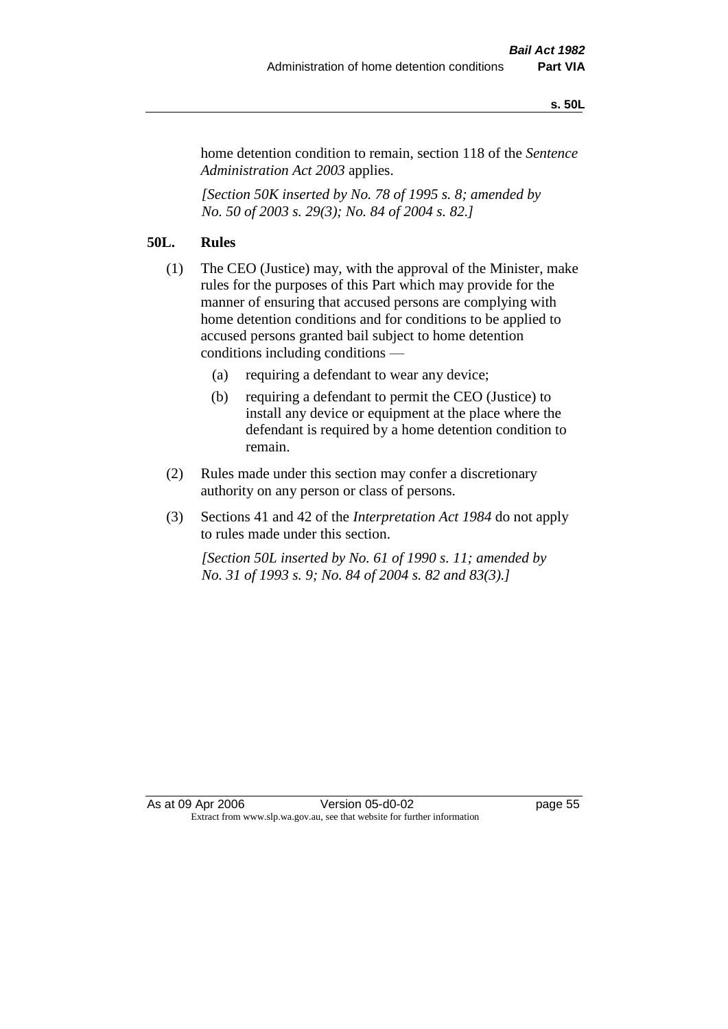home detention condition to remain, section 118 of the *Sentence Administration Act 2003* applies.

*[Section 50K inserted by No. 78 of 1995 s. 8; amended by No. 50 of 2003 s. 29(3); No. 84 of 2004 s. 82.]*

**50L. Rules**

(1) The CEO (Justice) may, with the approval of the Minister, make rules for the purposes of this Part which may provide for the manner of ensuring that accused persons are complying with home detention conditions and for conditions to be applied to accused persons granted bail subject to home detention conditions including conditions —

(a) requiring a defendant to wear any device;

(b) requiring a defendant to permit the CEO (Justice) to install any device or equipment at the place where the defendant is required by a home detention condition to remain.

(2) Rules made under this section may confer a discretionary authority on any person or class of persons.

(3) Sections 41 and 42 of the *Interpretation Act 1984* do not apply to rules made under this section.

*[Section 50L inserted by No. 61 of 1990 s. 11; amended by No. 31 of 1993 s. 9; No. 84 of 2004 s. 82 and 83(3).]*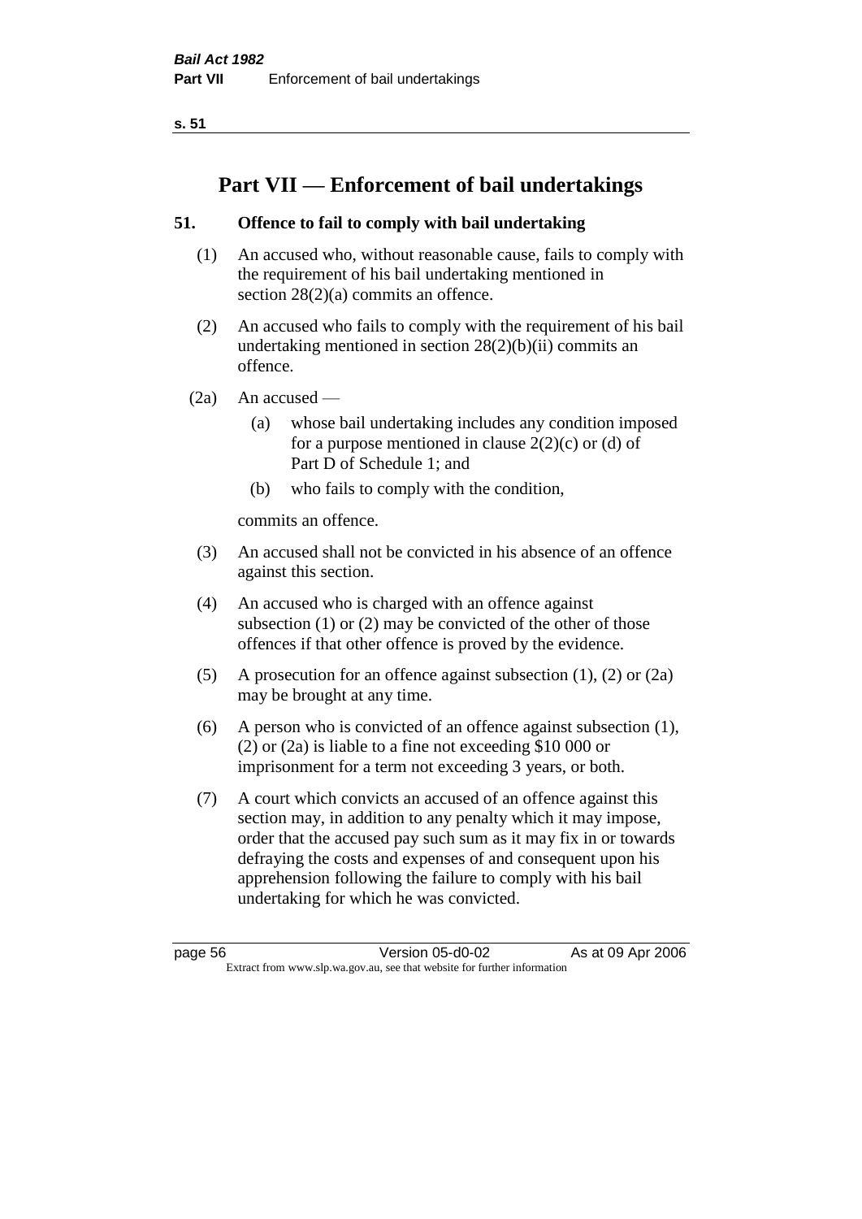# Part VII — Enforcement of bail undertakings

## 51. Offence to fail to comply with bail undertaking

(1) An accused who, without reasonable cause, fails to comply with the requirement of his bail undertaking mentioned in section 28(2)(a) commits an offence.

(2) An accused who fails to comply with the requirement of his bail undertaking mentioned in section 28(2)(b)(ii) commits an offence.

(2a) An accused —

  (a) whose bail undertaking includes any condition imposed for a purpose mentioned in clause 2(2)(c) or (d) of Part D of Schedule 1; and

  (b) who fails to comply with the condition,

commits an offence.

(3) An accused shall not be convicted in his absence of an offence against this section.

(4) An accused who is charged with an offence against subsection (1) or (2) may be convicted of the other of those offences if that other offence is proved by the evidence.

(5) A prosecution for an offence against subsection (1), (2) or (2a) may be brought at any time.

(6) A person who is convicted of an offence against subsection (1), (2) or (2a) is liable to a fine not exceeding $10 000 or imprisonment for a term not exceeding 3 years, or both.

(7) A court which convicts an accused of an offence against this section may, in addition to any penalty which it may impose, order that the accused pay such sum as it may fix in or towards defraying the costs and expenses of and consequent upon his apprehension following the failure to comply with his bail undertaking for which he was convicted.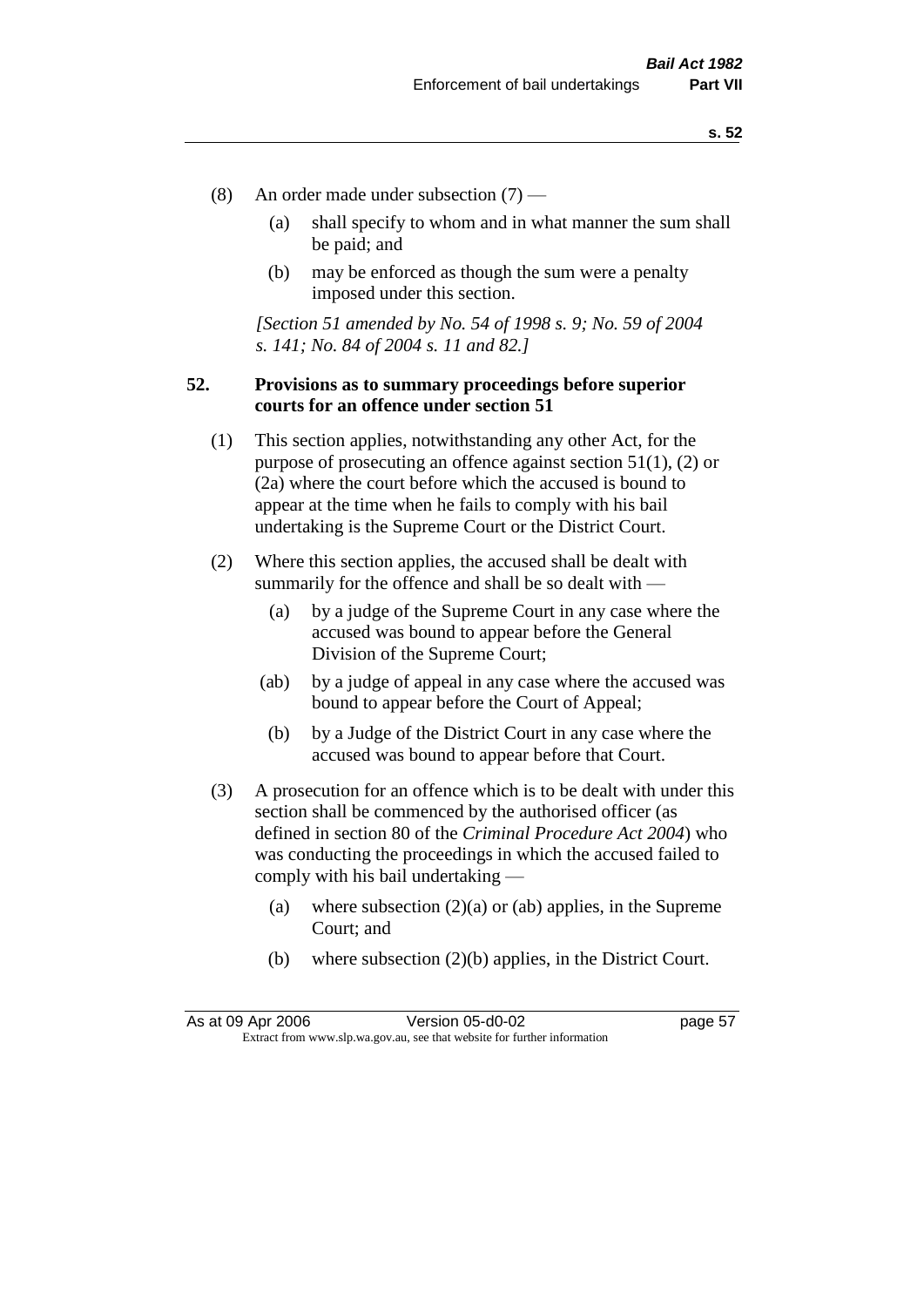(8) An order made under subsection (7) —

   (a) shall specify to whom and in what manner the sum shall be paid; and

   (b) may be enforced as though the sum were a penalty imposed under this section.

*[Section 51 amended by No. 54 of 1998 s. 9; No. 59 of 2004 s. 141; No. 84 of 2004 s. 11 and 82.]*

## 52. Provisions as to summary proceedings before superior courts for an offence under section 51

(1) This section applies, notwithstanding any other Act, for the purpose of prosecuting an offence against section 51(1), (2) or (2a) where the court before which the accused is bound to appear at the time when he fails to comply with his bail undertaking is the Supreme Court or the District Court.

(2) Where this section applies, the accused shall be dealt with summarily for the offence and shall be so dealt with —

   (a) by a judge of the Supreme Court in any case where the accused was bound to appear before the General Division of the Supreme Court;

   (ab) by a judge of appeal in any case where the accused was bound to appear before the Court of Appeal;

   (b) by a Judge of the District Court in any case where the accused was bound to appear before that Court.

(3) A prosecution for an offence which is to be dealt with under this section shall be commenced by the authorised officer (as defined in section 80 of the *Criminal Procedure Act 2004*) who was conducting the proceedings in which the accused failed to comply with his bail undertaking —

   (a) where subsection (2)(a) or (ab) applies, in the Supreme Court; and

   (b) where subsection (2)(b) applies, in the District Court.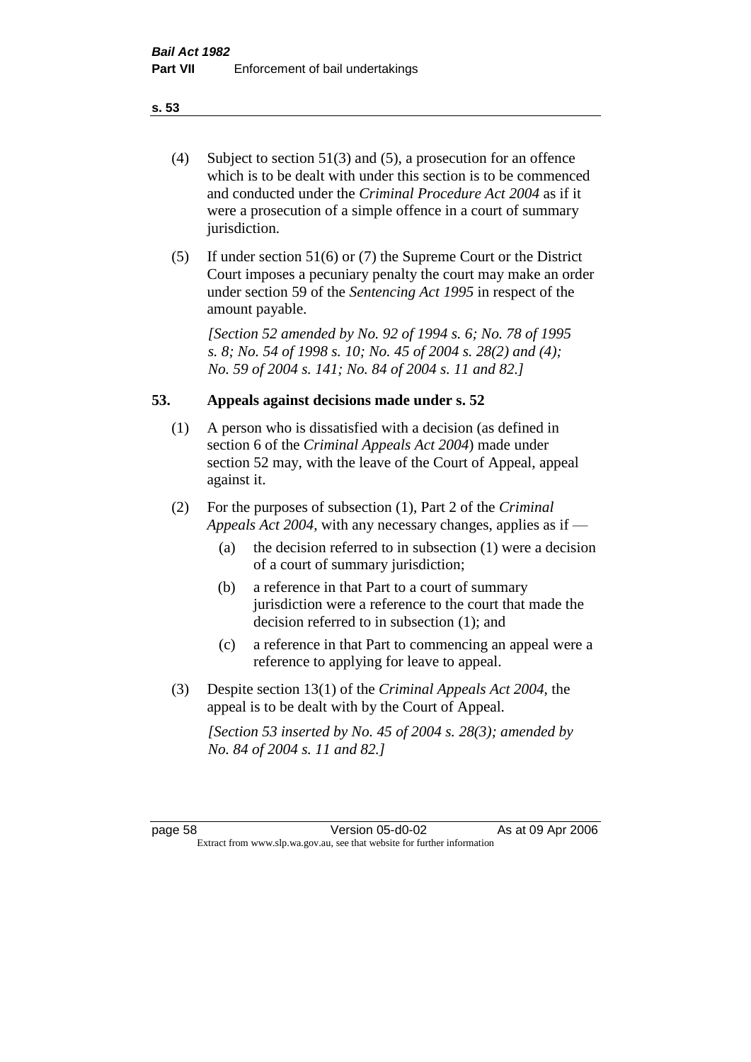(4) Subject to section 51(3) and (5), a prosecution for an offence which is to be dealt with under this section is to be commenced and conducted under the *Criminal Procedure Act 2004* as if it were a prosecution of a simple offence in a court of summary jurisdiction.

(5) If under section 51(6) or (7) the Supreme Court or the District Court imposes a pecuniary penalty the court may make an order under section 59 of the *Sentencing Act 1995* in respect of the amount payable.

*[Section 52 amended by No. 92 of 1994 s. 6; No. 78 of 1995 s. 8; No. 54 of 1998 s. 10; No. 45 of 2004 s. 28(2) and (4); No. 59 of 2004 s. 141; No. 84 of 2004 s. 11 and 82.]*

## 53. Appeals against decisions made under s. 52

(1) A person who is dissatisfied with a decision (as defined in section 6 of the *Criminal Appeals Act 2004*) made under section 52 may, with the leave of the Court of Appeal, appeal against it.

(2) For the purposes of subsection (1), Part 2 of the *Criminal Appeals Act 2004*, with any necessary changes, applies as if —

   (a) the decision referred to in subsection (1) were a decision of a court of summary jurisdiction;

   (b) a reference in that Part to a court of summary jurisdiction were a reference to the court that made the decision referred to in subsection (1); and

   (c) a reference in that Part to commencing an appeal were a reference to applying for leave to appeal.

(3) Despite section 13(1) of the *Criminal Appeals Act 2004*, the appeal is to be dealt with by the Court of Appeal.

*[Section 53 inserted by No. 45 of 2004 s. 28(3); amended by No. 84 of 2004 s. 11 and 82.]*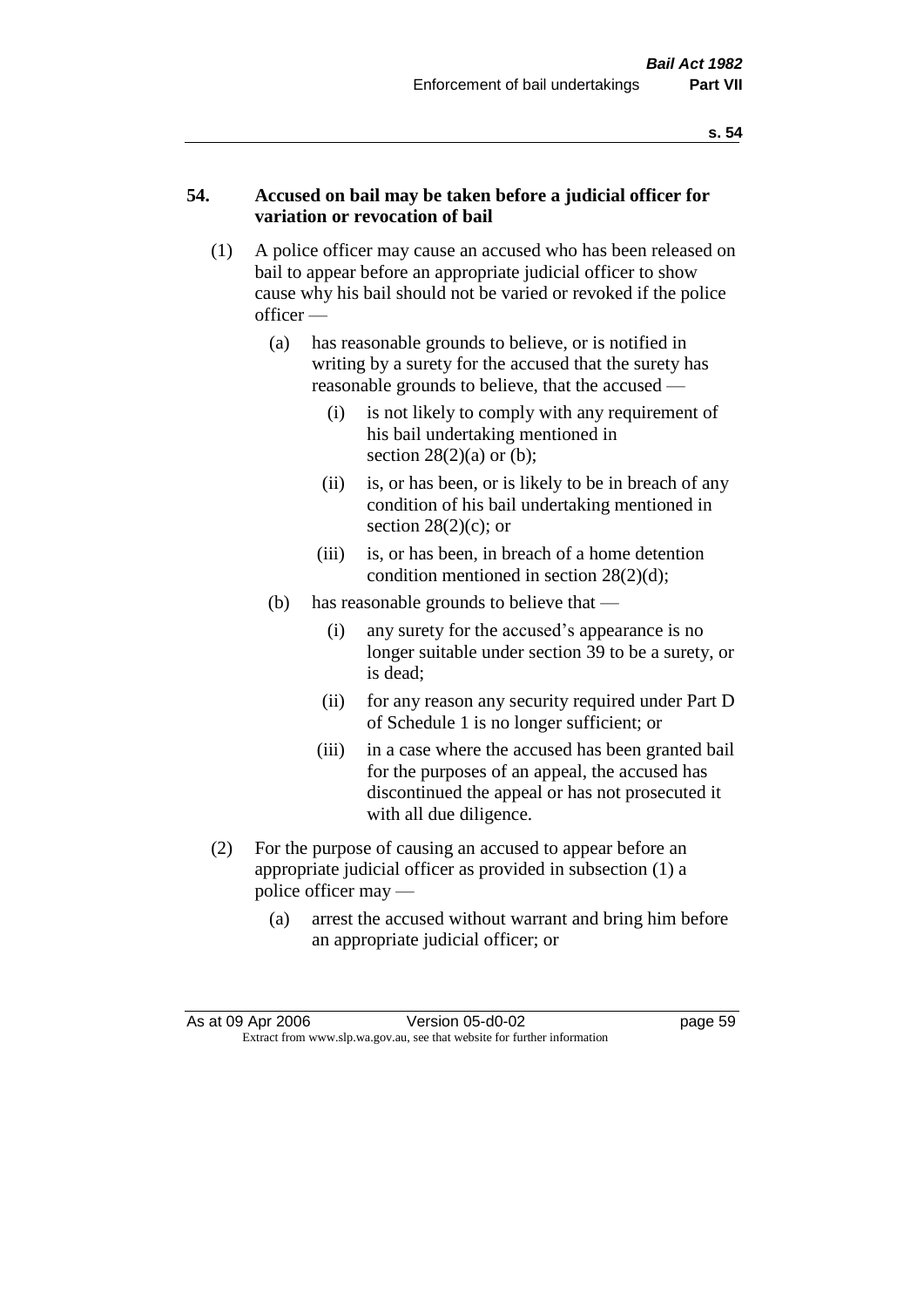## 54. Accused on bail may be taken before a judicial officer for variation or revocation of bail

(1) A police officer may cause an accused who has been released on bail to appear before an appropriate judicial officer to show cause why his bail should not be varied or revoked if the police officer —

- (a) has reasonable grounds to believe, or is notified in writing by a surety for the accused that the surety has reasonable grounds to believe, that the accused —
  - (i) is not likely to comply with any requirement of his bail undertaking mentioned in section 28(2)(a) or (b);
  - (ii) is, or has been, or is likely to be in breach of any condition of his bail undertaking mentioned in section 28(2)(c); or
  - (iii) is, or has been, in breach of a home detention condition mentioned in section 28(2)(d);
- (b) has reasonable grounds to believe that —
  - (i) any surety for the accused's appearance is no longer suitable under section 39 to be a surety, or is dead;
  - (ii) for any reason any security required under Part D of Schedule 1 is no longer sufficient; or
  - (iii) in a case where the accused has been granted bail for the purposes of an appeal, the accused has discontinued the appeal or has not prosecuted it with all due diligence.

(2) For the purpose of causing an accused to appear before an appropriate judicial officer as provided in subsection (1) a police officer may —

- (a) arrest the accused without warrant and bring him before an appropriate judicial officer; or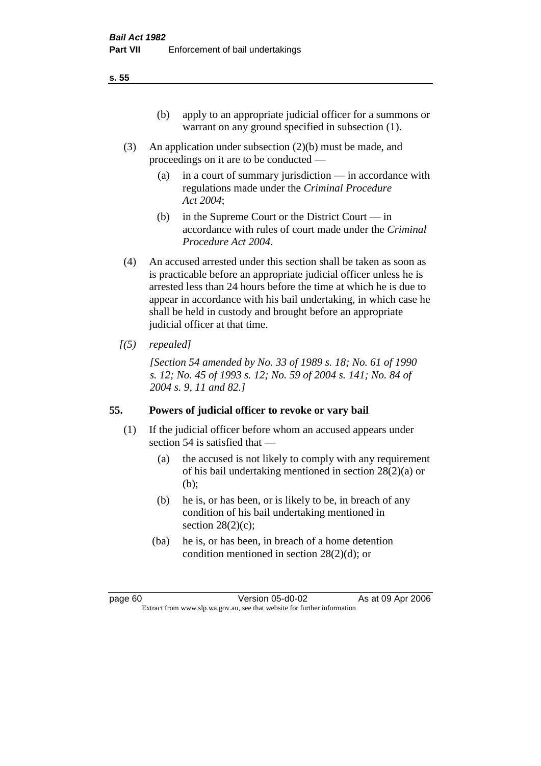(b) apply to an appropriate judicial officer for a summons or warrant on any ground specified in subsection (1).

(3) An application under subsection (2)(b) must be made, and proceedings on it are to be conducted —

(a) in a court of summary jurisdiction — in accordance with regulations made under the *Criminal Procedure Act 2004*;

(b) in the Supreme Court or the District Court — in accordance with rules of court made under the *Criminal Procedure Act 2004*.

(4) An accused arrested under this section shall be taken as soon as is practicable before an appropriate judicial officer unless he is arrested less than 24 hours before the time at which he is due to appear in accordance with his bail undertaking, in which case he shall be held in custody and brought before an appropriate judicial officer at that time.

*[(5) repealed]*

*[Section 54 amended by No. 33 of 1989 s. 18; No. 61 of 1990 s. 12; No. 45 of 1993 s. 12; No. 59 of 2004 s. 141; No. 84 of 2004 s. 9, 11 and 82.]*

## 55. Powers of judicial officer to revoke or vary bail

(1) If the judicial officer before whom an accused appears under section 54 is satisfied that —

(a) the accused is not likely to comply with any requirement of his bail undertaking mentioned in section 28(2)(a) or (b);

(b) he is, or has been, or is likely to be, in breach of any condition of his bail undertaking mentioned in section 28(2)(c);

(ba) he is, or has been, in breach of a home detention condition mentioned in section 28(2)(d); or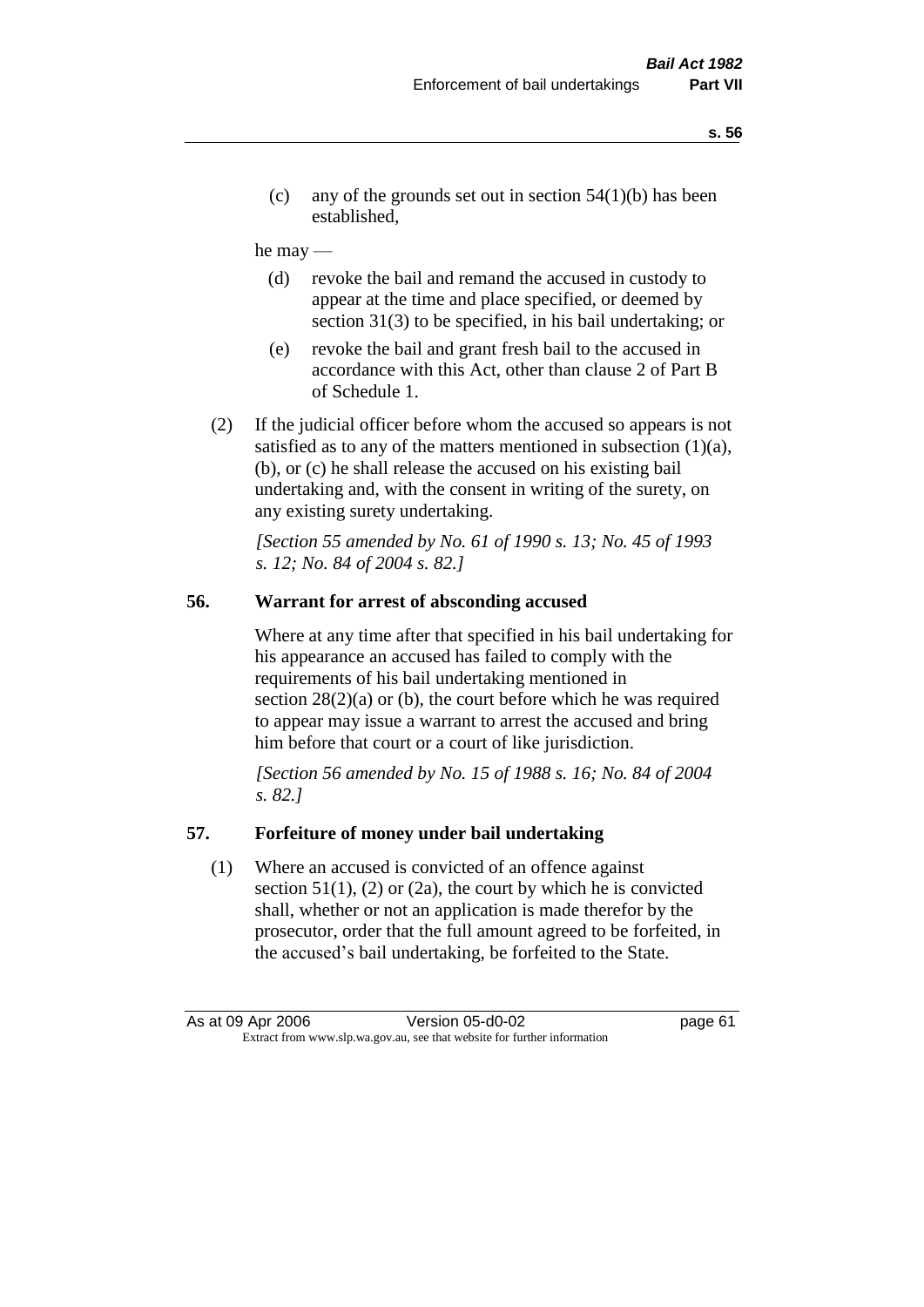(c) any of the grounds set out in section 54(1)(b) has been established,

he may —

(d) revoke the bail and remand the accused in custody to appear at the time and place specified, or deemed by section 31(3) to be specified, in his bail undertaking; or

(e) revoke the bail and grant fresh bail to the accused in accordance with this Act, other than clause 2 of Part B of Schedule 1.

(2) If the judicial officer before whom the accused so appears is not satisfied as to any of the matters mentioned in subsection (1)(a), (b), or (c) he shall release the accused on his existing bail undertaking and, with the consent in writing of the surety, on any existing surety undertaking.

*[Section 55 amended by No. 61 of 1990 s. 13; No. 45 of 1993 s. 12; No. 84 of 2004 s. 82.]*

## 56. Warrant for arrest of absconding accused

Where at any time after that specified in his bail undertaking for his appearance an accused has failed to comply with the requirements of his bail undertaking mentioned in section 28(2)(a) or (b), the court before which he was required to appear may issue a warrant to arrest the accused and bring him before that court or a court of like jurisdiction.

*[Section 56 amended by No. 15 of 1988 s. 16; No. 84 of 2004 s. 82.]*

## 57. Forfeiture of money under bail undertaking

(1) Where an accused is convicted of an offence against section 51(1), (2) or (2a), the court by which he is convicted shall, whether or not an application is made therefor by the prosecutor, order that the full amount agreed to be forfeited, in the accused's bail undertaking, be forfeited to the State.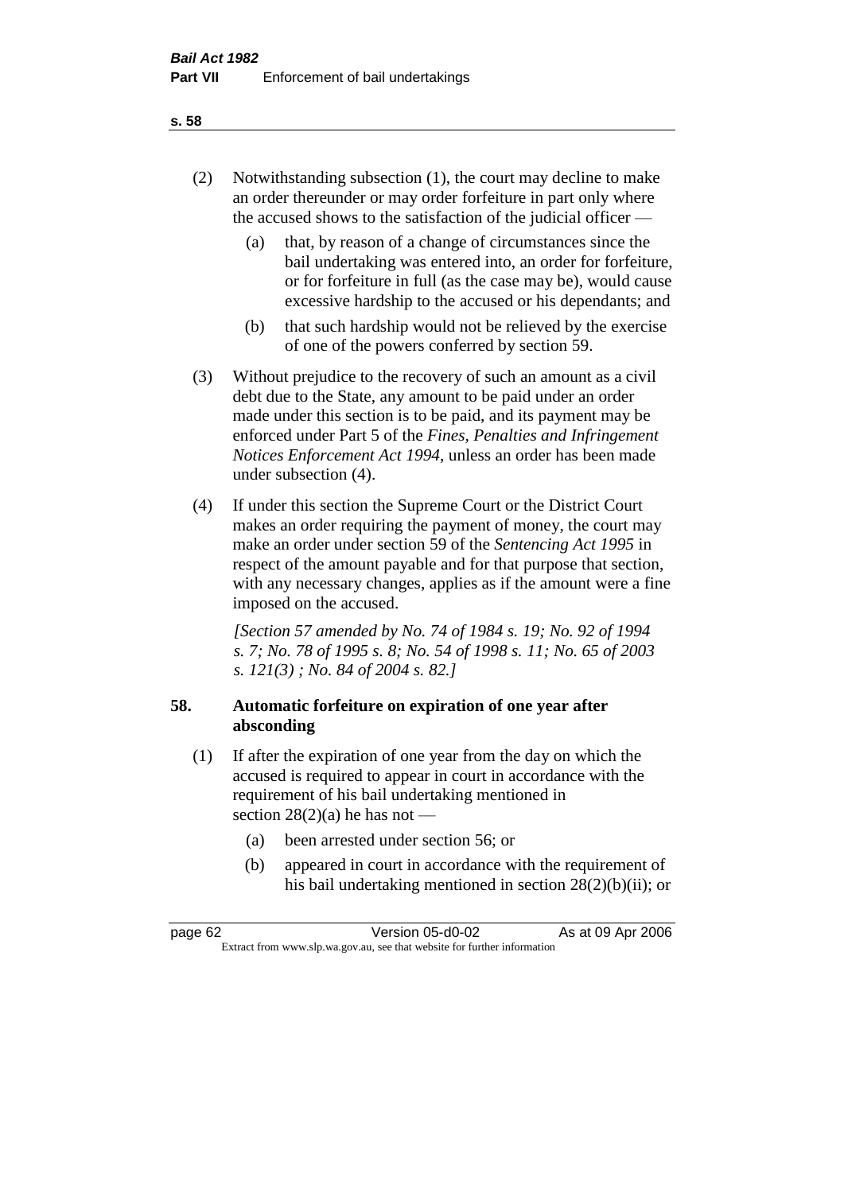(2) Notwithstanding subsection (1), the court may decline to make an order thereunder or may order forfeiture in part only where the accused shows to the satisfaction of the judicial officer —

  (a) that, by reason of a change of circumstances since the bail undertaking was entered into, an order for forfeiture, or for forfeiture in full (as the case may be), would cause excessive hardship to the accused or his dependants; and

  (b) that such hardship would not be relieved by the exercise of one of the powers conferred by section 59.

(3) Without prejudice to the recovery of such an amount as a civil debt due to the State, any amount to be paid under an order made under this section is to be paid, and its payment may be enforced under Part 5 of the *Fines, Penalties and Infringement Notices Enforcement Act 1994*, unless an order has been made under subsection (4).

(4) If under this section the Supreme Court or the District Court makes an order requiring the payment of money, the court may make an order under section 59 of the *Sentencing Act 1995* in respect of the amount payable and for that purpose that section, with any necessary changes, applies as if the amount were a fine imposed on the accused.

*[Section 57 amended by No. 74 of 1984 s. 19; No. 92 of 1994 s. 7; No. 78 of 1995 s. 8; No. 54 of 1998 s. 11; No. 65 of 2003 s. 121(3) ; No. 84 of 2004 s. 82.]*

## 58. Automatic forfeiture on expiration of one year after absconding

(1) If after the expiration of one year from the day on which the accused is required to appear in court in accordance with the requirement of his bail undertaking mentioned in section 28(2)(a) he has not —

  (a) been arrested under section 56; or

  (b) appeared in court in accordance with the requirement of his bail undertaking mentioned in section 28(2)(b)(ii); or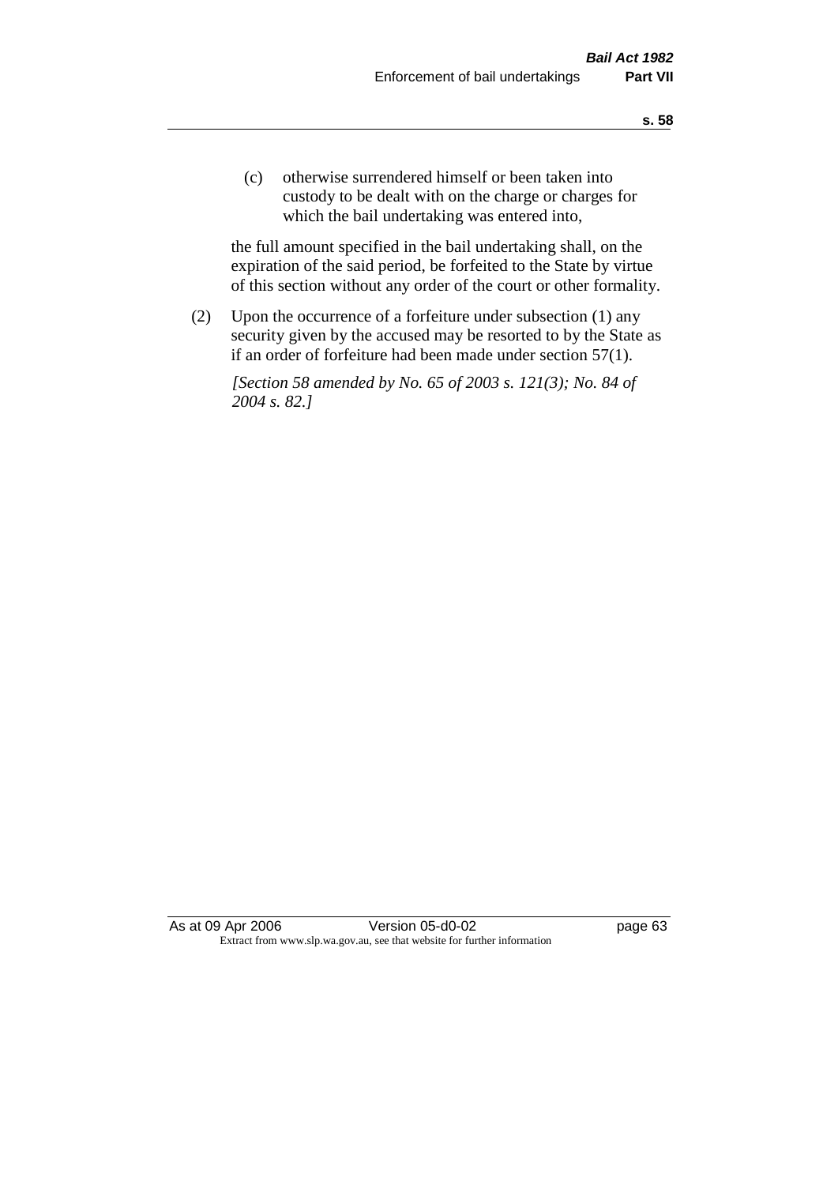(c) otherwise surrendered himself or been taken into custody to be dealt with on the charge or charges for which the bail undertaking was entered into,

the full amount specified in the bail undertaking shall, on the expiration of the said period, be forfeited to the State by virtue of this section without any order of the court or other formality.

(2) Upon the occurrence of a forfeiture under subsection (1) any security given by the accused may be resorted to by the State as if an order of forfeiture had been made under section 57(1).

*[Section 58 amended by No. 65 of 2003 s. 121(3); No. 84 of 2004 s. 82.]*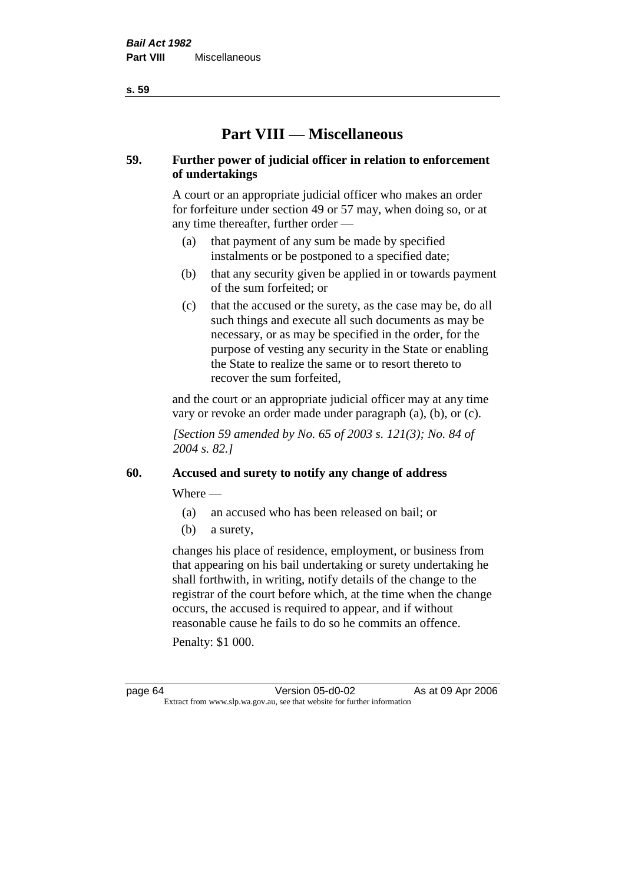# Part VIII — Miscellaneous

## 59. Further power of judicial officer in relation to enforcement of undertakings

A court or an appropriate judicial officer who makes an order for forfeiture under section 49 or 57 may, when doing so, or at any time thereafter, further order —

- (a) that payment of any sum be made by specified instalments or be postponed to a specified date;
- (b) that any security given be applied in or towards payment of the sum forfeited; or
- (c) that the accused or the surety, as the case may be, do all such things and execute all such documents as may be necessary, or as may be specified in the order, for the purpose of vesting any security in the State or enabling the State to realize the same or to resort thereto to recover the sum forfeited,

and the court or an appropriate judicial officer may at any time vary or revoke an order made under paragraph (a), (b), or (c).

*[Section 59 amended by No. 65 of 2003 s. 121(3); No. 84 of 2004 s. 82.]*

## 60. Accused and surety to notify any change of address

Where —

- (a) an accused who has been released on bail; or
- (b) a surety,

changes his place of residence, employment, or business from that appearing on his bail undertaking or surety undertaking he shall forthwith, in writing, notify details of the change to the registrar of the court before which, at the time when the change occurs, the accused is required to appear, and if without reasonable cause he fails to do so he commits an offence.

Penalty: $1 000.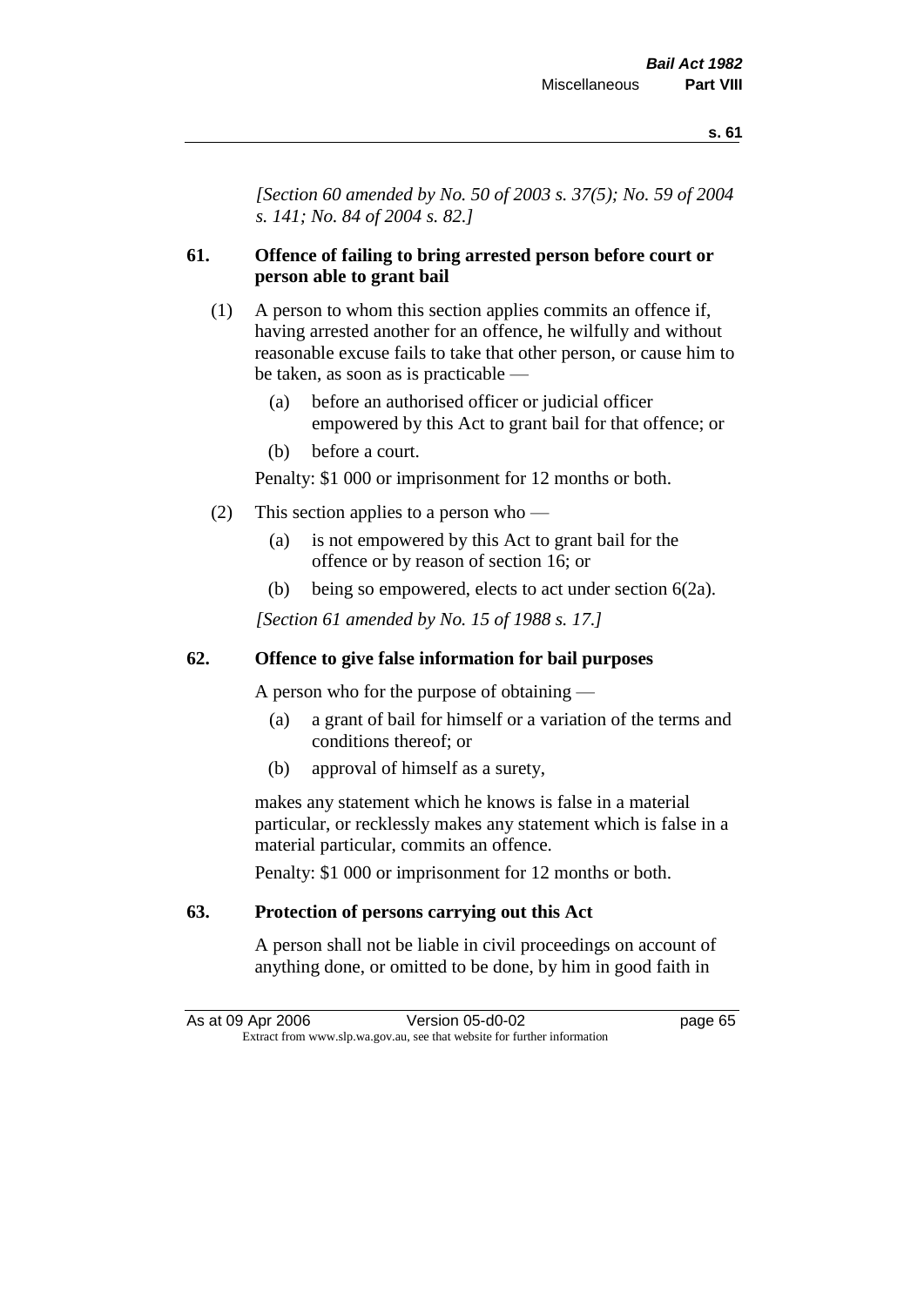*[Section 60 amended by No. 50 of 2003 s. 37(5); No. 59 of 2004 s. 141; No. 84 of 2004 s. 82.]*

**61. Offence of failing to bring arrested person before court or person able to grant bail**

(1) A person to whom this section applies commits an offence if, having arrested another for an offence, he wilfully and without reasonable excuse fails to take that other person, or cause him to be taken, as soon as is practicable —

(a) before an authorised officer or judicial officer empowered by this Act to grant bail for that offence; or

(b) before a court.

Penalty: $1 000 or imprisonment for 12 months or both.

(2) This section applies to a person who —

(a) is not empowered by this Act to grant bail for the offence or by reason of section 16; or

(b) being so empowered, elects to act under section 6(2a).

*[Section 61 amended by No. 15 of 1988 s. 17.]*

**62. Offence to give false information for bail purposes**

A person who for the purpose of obtaining —

(a) a grant of bail for himself or a variation of the terms and conditions thereof; or

(b) approval of himself as a surety,

makes any statement which he knows is false in a material particular, or recklessly makes any statement which is false in a material particular, commits an offence.

Penalty: $1 000 or imprisonment for 12 months or both.

**63. Protection of persons carrying out this Act**

A person shall not be liable in civil proceedings on account of anything done, or omitted to be done, by him in good faith in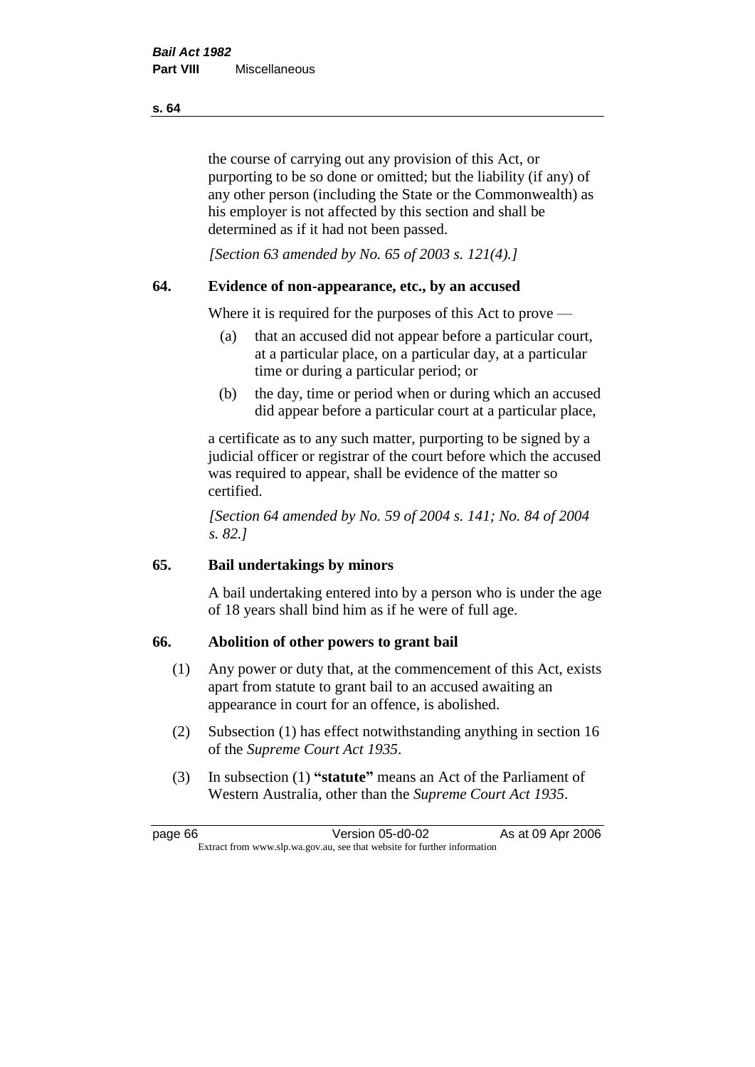the course of carrying out any provision of this Act, or purporting to be so done or omitted; but the liability (if any) of any other person (including the State or the Commonwealth) as his employer is not affected by this section and shall be determined as if it had not been passed.

*[Section 63 amended by No. 65 of 2003 s. 121(4).]*

## 64. Evidence of non-appearance, etc., by an accused

Where it is required for the purposes of this Act to prove —

(a) that an accused did not appear before a particular court, at a particular place, on a particular day, at a particular time or during a particular period; or

(b) the day, time or period when or during which an accused did appear before a particular court at a particular place,

a certificate as to any such matter, purporting to be signed by a judicial officer or registrar of the court before which the accused was required to appear, shall be evidence of the matter so certified.

*[Section 64 amended by No. 59 of 2004 s. 141; No. 84 of 2004 s. 82.]*

## 65. Bail undertakings by minors

A bail undertaking entered into by a person who is under the age of 18 years shall bind him as if he were of full age.

## 66. Abolition of other powers to grant bail

(1) Any power or duty that, at the commencement of this Act, exists apart from statute to grant bail to an accused awaiting an appearance in court for an offence, is abolished.

(2) Subsection (1) has effect notwithstanding anything in section 16 of the *Supreme Court Act 1935*.

(3) In subsection (1) **"statute"** means an Act of the Parliament of Western Australia, other than the *Supreme Court Act 1935*.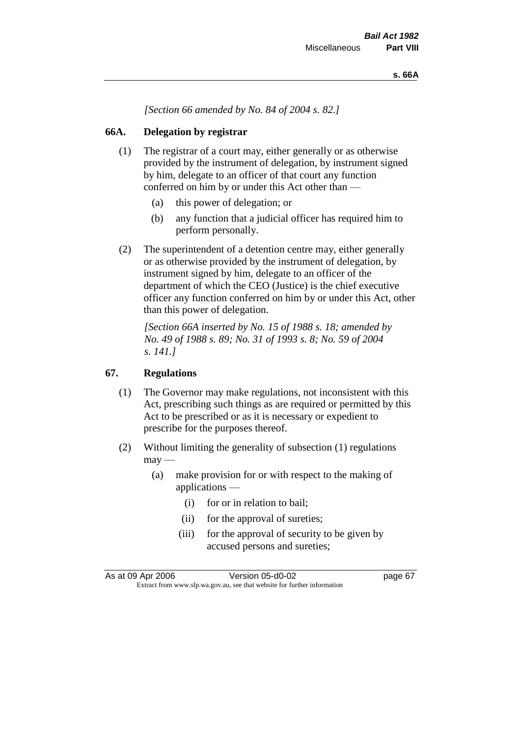*[Section 66 amended by No. 84 of 2004 s. 82.]*

### 66A. Delegation by registrar

(1) The registrar of a court may, either generally or as otherwise provided by the instrument of delegation, by instrument signed by him, delegate to an officer of that court any function conferred on him by or under this Act other than —

- (a) this power of delegation; or
- (b) any function that a judicial officer has required him to perform personally.

(2) The superintendent of a detention centre may, either generally or as otherwise provided by the instrument of delegation, by instrument signed by him, delegate to an officer of the department of which the CEO (Justice) is the chief executive officer any function conferred on him by or under this Act, other than this power of delegation.

*[Section 66A inserted by No. 15 of 1988 s. 18; amended by No. 49 of 1988 s. 89; No. 31 of 1993 s. 8; No. 59 of 2004 s. 141.]*

### 67. Regulations

(1) The Governor may make regulations, not inconsistent with this Act, prescribing such things as are required or permitted by this Act to be prescribed or as it is necessary or expedient to prescribe for the purposes thereof.

(2) Without limiting the generality of subsection (1) regulations may —

- (a) make provision for or with respect to the making of applications —
  - (i) for or in relation to bail;
  - (ii) for the approval of sureties;
  - (iii) for the approval of security to be given by accused persons and sureties;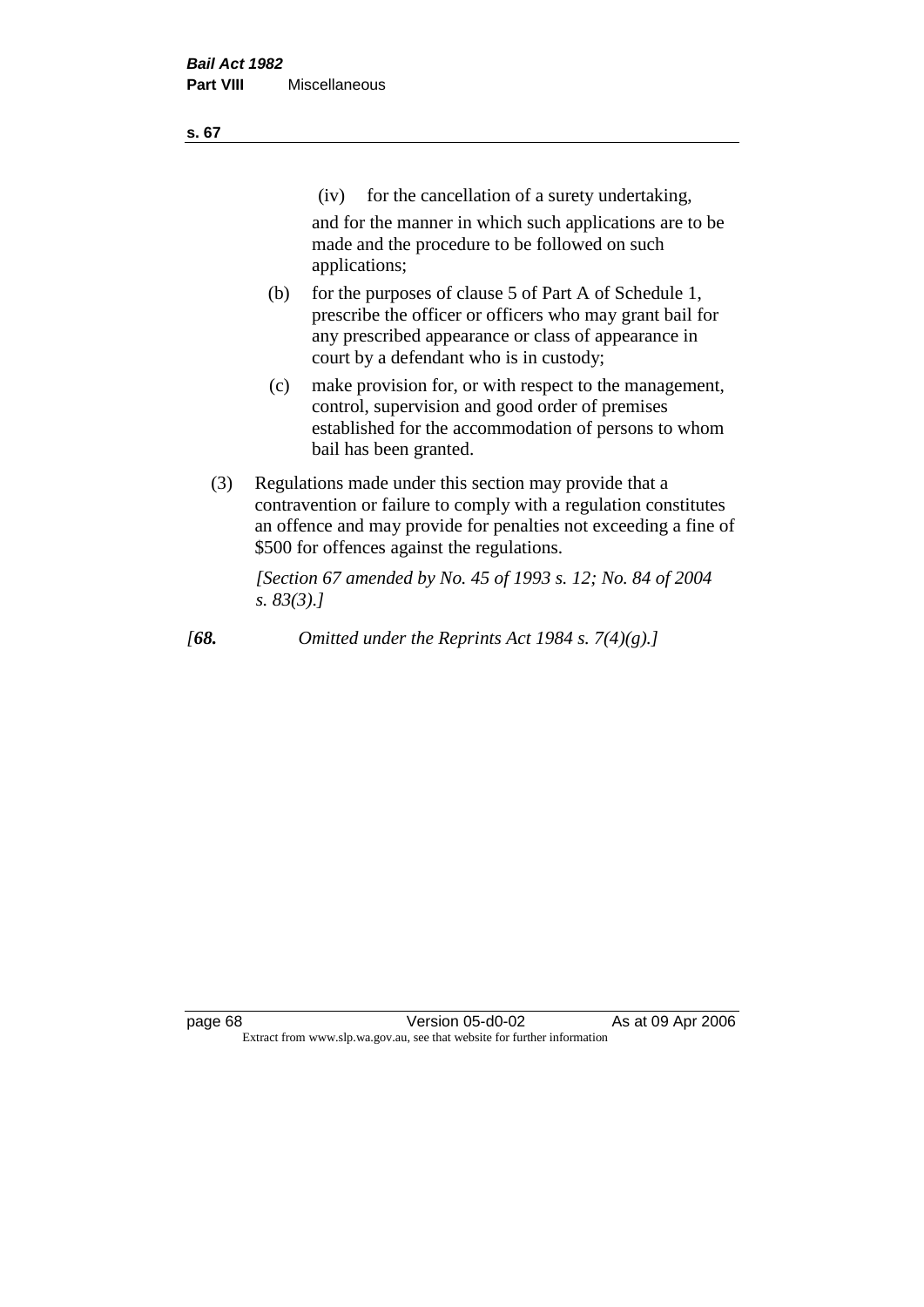(iv) for the cancellation of a surety undertaking,

and for the manner in which such applications are to be made and the procedure to be followed on such applications;

(b) for the purposes of clause 5 of Part A of Schedule 1, prescribe the officer or officers who may grant bail for any prescribed appearance or class of appearance in court by a defendant who is in custody;

(c) make provision for, or with respect to the management, control, supervision and good order of premises established for the accommodation of persons to whom bail has been granted.

(3) Regulations made under this section may provide that a contravention or failure to comply with a regulation constitutes an offence and may provide for penalties not exceeding a fine of $500 for offences against the regulations.

*[Section 67 amended by No. 45 of 1993 s. 12; No. 84 of 2004 s. 83(3).]*

*[**68.** Omitted under the Reprints Act 1984 s. 7(4)(g).]*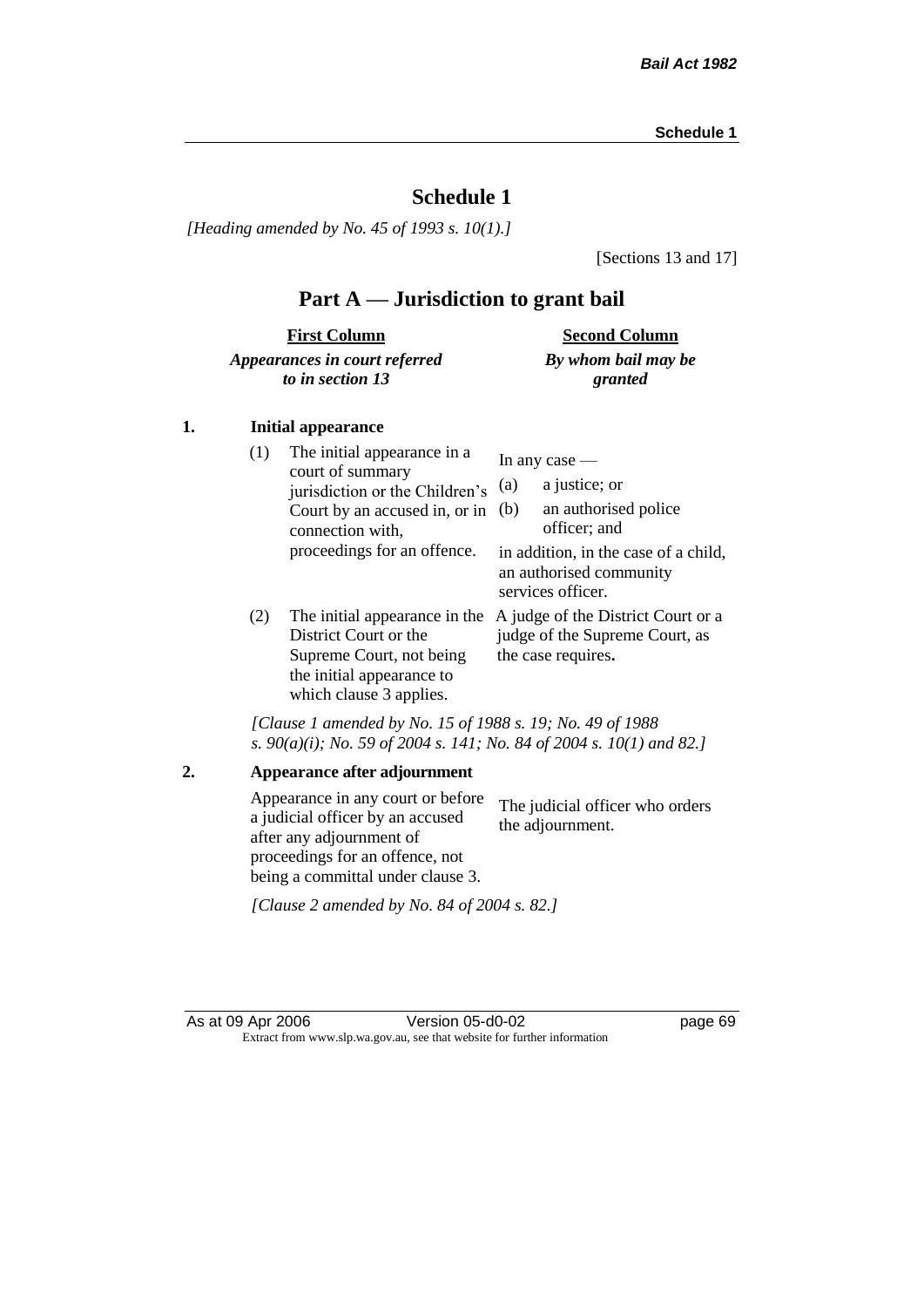# Schedule 1

*[Heading amended by No. 45 of 1993 s. 10(1).]*

[Sections 13 and 17]

## Part A — Jurisdiction to grant bail

| First Column<br>*Appearances in court referred to in section 13* | Second Column<br>*By whom bail may be granted* |
|---|---|

**1. Initial appearance**

| | |
|---|---|
| (1) The initial appearance in a court of summary jurisdiction or the Children's Court by an accused in, or in connection with, proceedings for an offence. | In any case —<br>(a) a justice; or<br>(b) an authorised police officer; and<br>in addition, in the case of a child, an authorised community services officer. |
| (2) The initial appearance in the District Court or the Supreme Court, not being the initial appearance to which clause 3 applies. | A judge of the District Court or a judge of the Supreme Court, as the case requires**.** |

*[Clause 1 amended by No. 15 of 1988 s. 19; No. 49 of 1988 s. 90(a)(i); No. 59 of 2004 s. 141; No. 84 of 2004 s. 10(1) and 82.]*

**2. Appearance after adjournment**

| | |
|---|---|
| Appearance in any court or before a judicial officer by an accused after any adjournment of proceedings for an offence, not being a committal under clause 3. | The judicial officer who orders the adjournment. |

*[Clause 2 amended by No. 84 of 2004 s. 82.]*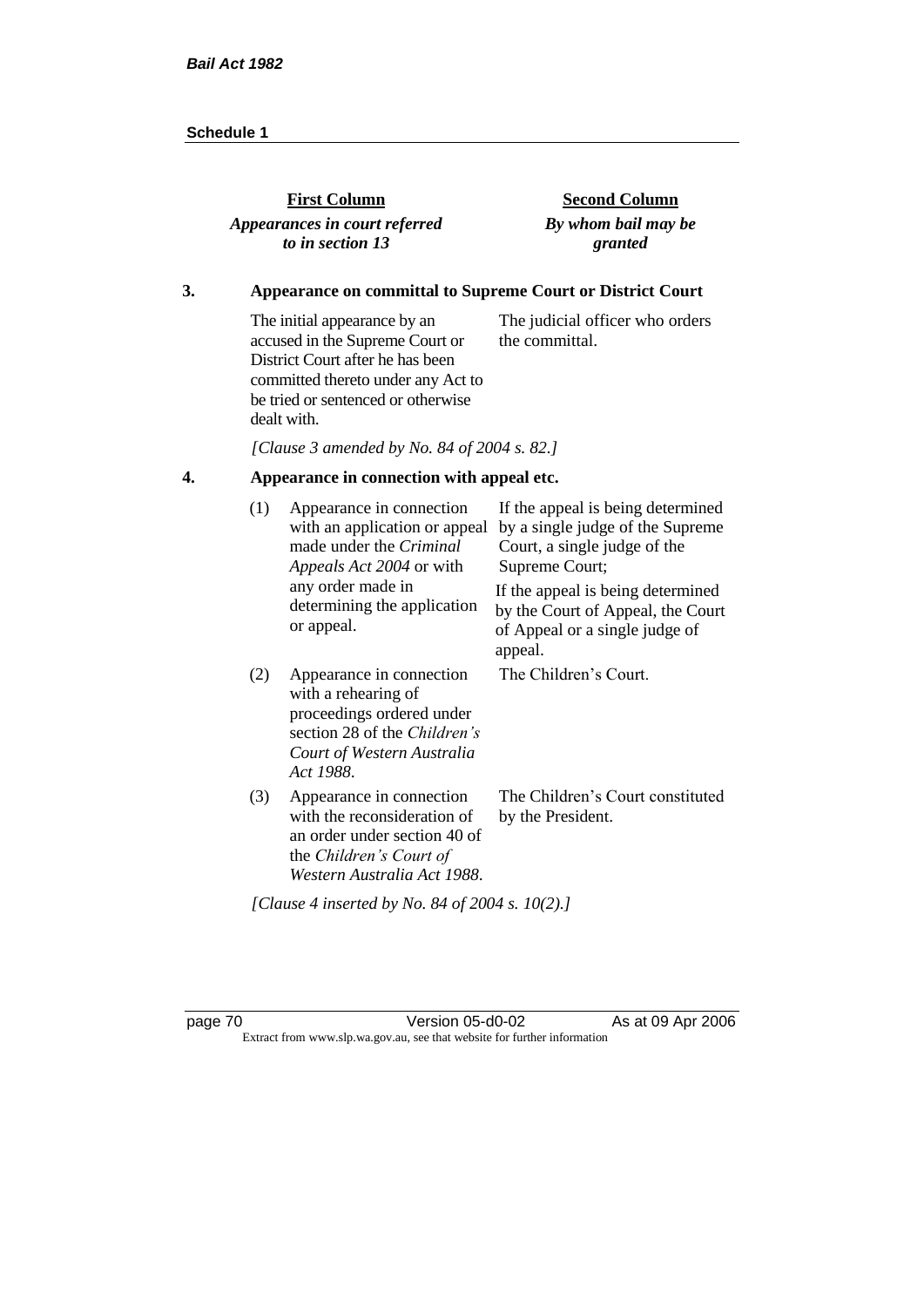| First Column<br>*Appearances in court referred to in section 13* | Second Column<br>*By whom bail may be granted* |
|---|---|

**3. Appearance on committal to Supreme Court or District Court**

| | |
|---|---|
| The initial appearance by an accused in the Supreme Court or District Court after he has been committed thereto under any Act to be tried or sentenced or otherwise dealt with. | The judicial officer who orders the committal. |

*[Clause 3 amended by No. 84 of 2004 s. 82.]*

**4. Appearance in connection with appeal etc.**

| | |
|---|---|
| (1) Appearance in connection with an application or appeal made under the *Criminal Appeals Act 2004* or with any order made in determining the application or appeal. | If the appeal is being determined by a single judge of the Supreme Court, a single judge of the Supreme Court;<br>If the appeal is being determined by the Court of Appeal, the Court of Appeal or a single judge of appeal. |
| (2) Appearance in connection with a rehearing of proceedings ordered under section 28 of the *Children's Court of Western Australia Act 1988*. | The Children's Court. |
| (3) Appearance in connection with the reconsideration of an order under section 40 of the *Children's Court of Western Australia Act 1988*. | The Children's Court constituted by the President. |

*[Clause 4 inserted by No. 84 of 2004 s. 10(2).]*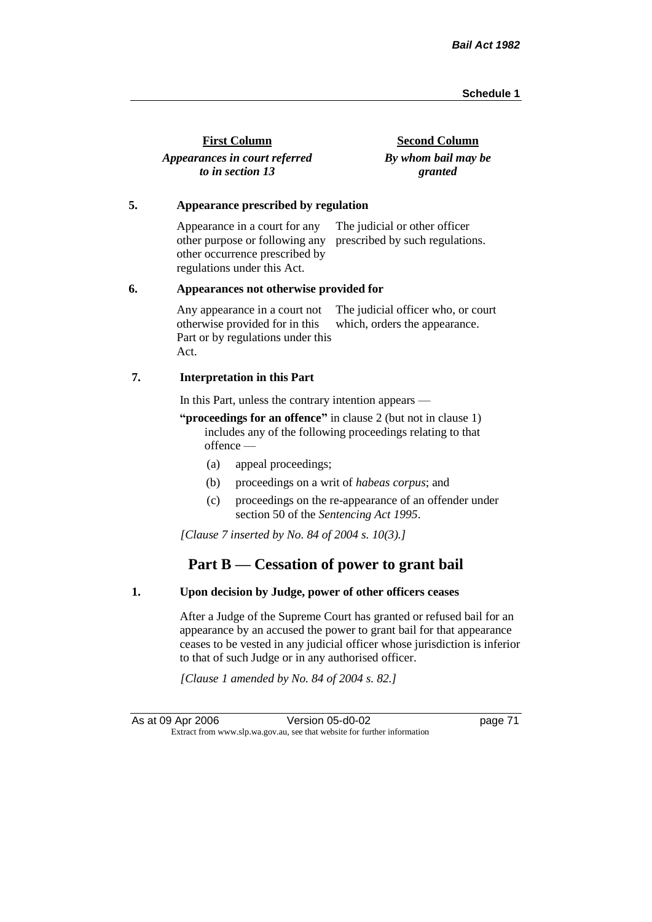| First Column | Second Column |
|---|---|
| *Appearances in court referred to in section 13* | *By whom bail may be granted* |

**5. Appearance prescribed by regulation**

| | |
|---|---|
| Appearance in a court for any other purpose or following any other occurrence prescribed by regulations under this Act. | The judicial or other officer prescribed by such regulations. |

**6. Appearances not otherwise provided for**

| | |
|---|---|
| Any appearance in a court not otherwise provided for in this Part or by regulations under this Act. | The judicial officer who, or court which, orders the appearance. |

**7. Interpretation in this Part**

In this Part, unless the contrary intention appears —

**"proceedings for an offence"** in clause 2 (but not in clause 1) includes any of the following proceedings relating to that offence —

- (a) appeal proceedings;
- (b) proceedings on a writ of *habeas corpus*; and
- (c) proceedings on the re-appearance of an offender under section 50 of the *Sentencing Act 1995*.

*[Clause 7 inserted by No. 84 of 2004 s. 10(3).]*

## Part B — Cessation of power to grant bail

**1. Upon decision by Judge, power of other officers ceases**

After a Judge of the Supreme Court has granted or refused bail for an appearance by an accused the power to grant bail for that appearance ceases to be vested in any judicial officer whose jurisdiction is inferior to that of such Judge or in any authorised officer.

*[Clause 1 amended by No. 84 of 2004 s. 82.]*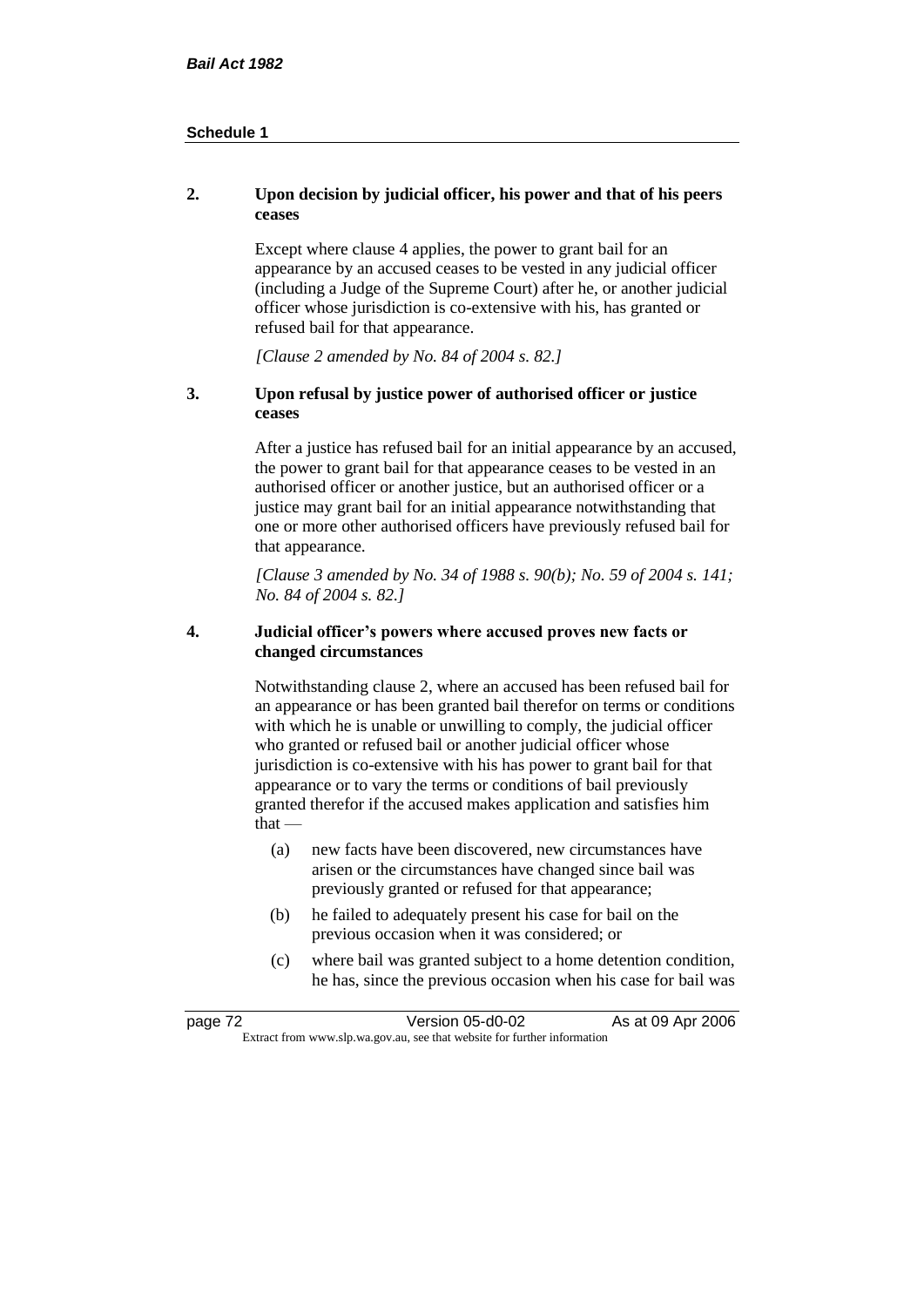**2. Upon decision by judicial officer, his power and that of his peers ceases**

Except where clause 4 applies, the power to grant bail for an appearance by an accused ceases to be vested in any judicial officer (including a Judge of the Supreme Court) after he, or another judicial officer whose jurisdiction is co-extensive with his, has granted or refused bail for that appearance.

*[Clause 2 amended by No. 84 of 2004 s. 82.]*

**3. Upon refusal by justice power of authorised officer or justice ceases**

After a justice has refused bail for an initial appearance by an accused, the power to grant bail for that appearance ceases to be vested in an authorised officer or another justice, but an authorised officer or a justice may grant bail for an initial appearance notwithstanding that one or more other authorised officers have previously refused bail for that appearance.

*[Clause 3 amended by No. 34 of 1988 s. 90(b); No. 59 of 2004 s. 141; No. 84 of 2004 s. 82.]*

**4. Judicial officer's powers where accused proves new facts or changed circumstances**

Notwithstanding clause 2, where an accused has been refused bail for an appearance or has been granted bail therefor on terms or conditions with which he is unable or unwilling to comply, the judicial officer who granted or refused bail or another judicial officer whose jurisdiction is co-extensive with his has power to grant bail for that appearance or to vary the terms or conditions of bail previously granted therefor if the accused makes application and satisfies him that —

(a) new facts have been discovered, new circumstances have arisen or the circumstances have changed since bail was previously granted or refused for that appearance;

(b) he failed to adequately present his case for bail on the previous occasion when it was considered; or

(c) where bail was granted subject to a home detention condition, he has, since the previous occasion when his case for bail was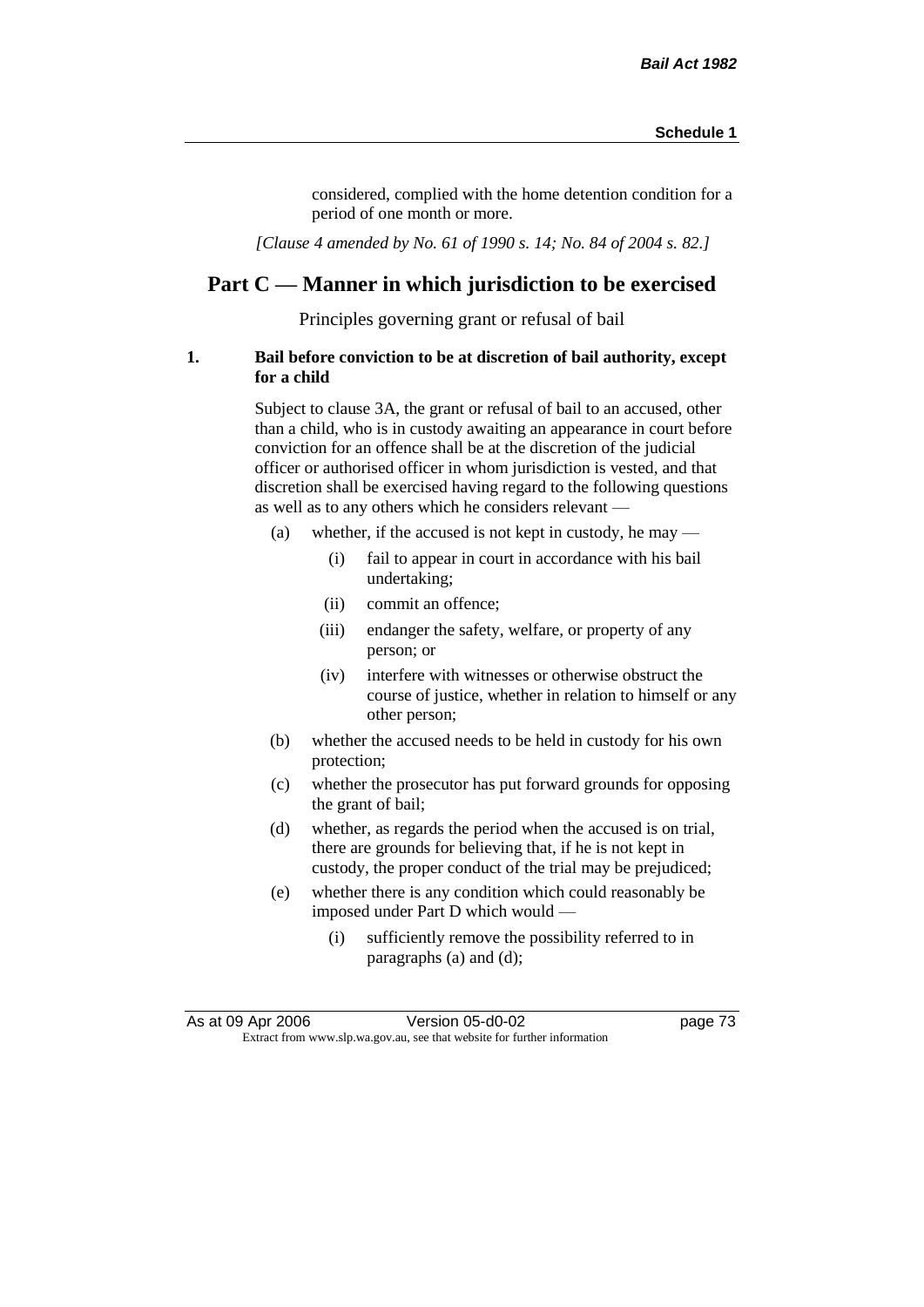considered, complied with the home detention condition for a period of one month or more.

*[Clause 4 amended by No. 61 of 1990 s. 14; No. 84 of 2004 s. 82.]*

## Part C — Manner in which jurisdiction to be exercised

Principles governing grant or refusal of bail

**1. Bail before conviction to be at discretion of bail authority, except for a child**

Subject to clause 3A, the grant or refusal of bail to an accused, other than a child, who is in custody awaiting an appearance in court before conviction for an offence shall be at the discretion of the judicial officer or authorised officer in whom jurisdiction is vested, and that discretion shall be exercised having regard to the following questions as well as to any others which he considers relevant —

- (a) whether, if the accused is not kept in custody, he may —
  - (i) fail to appear in court in accordance with his bail undertaking;
  - (ii) commit an offence;
  - (iii) endanger the safety, welfare, or property of any person; or
  - (iv) interfere with witnesses or otherwise obstruct the course of justice, whether in relation to himself or any other person;
- (b) whether the accused needs to be held in custody for his own protection;
- (c) whether the prosecutor has put forward grounds for opposing the grant of bail;
- (d) whether, as regards the period when the accused is on trial, there are grounds for believing that, if he is not kept in custody, the proper conduct of the trial may be prejudiced;
- (e) whether there is any condition which could reasonably be imposed under Part D which would —
  - (i) sufficiently remove the possibility referred to in paragraphs (a) and (d);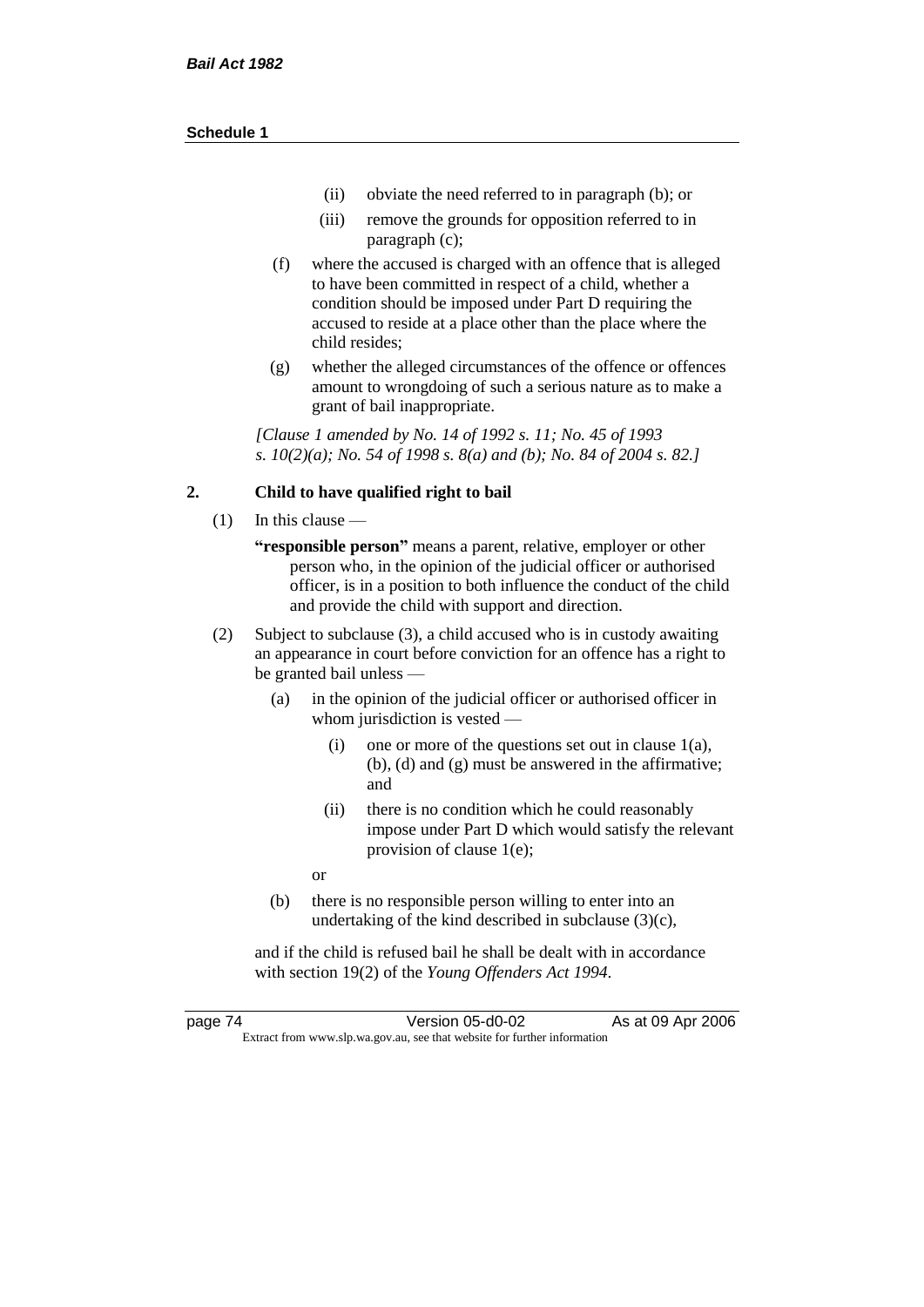- (ii) obviate the need referred to in paragraph (b); or
- (iii) remove the grounds for opposition referred to in paragraph (c);

(f) where the accused is charged with an offence that is alleged to have been committed in respect of a child, whether a condition should be imposed under Part D requiring the accused to reside at a place other than the place where the child resides;

(g) whether the alleged circumstances of the offence or offences amount to wrongdoing of such a serious nature as to make a grant of bail inappropriate.

*[Clause 1 amended by No. 14 of 1992 s. 11; No. 45 of 1993 s. 10(2)(a); No. 54 of 1998 s. 8(a) and (b); No. 84 of 2004 s. 82.]*

### 2. Child to have qualified right to bail

(1) In this clause —

**"responsible person"** means a parent, relative, employer or other person who, in the opinion of the judicial officer or authorised officer, is in a position to both influence the conduct of the child and provide the child with support and direction.

(2) Subject to subclause (3), a child accused who is in custody awaiting an appearance in court before conviction for an offence has a right to be granted bail unless —

(a) in the opinion of the judicial officer or authorised officer in whom jurisdiction is vested —

- (i) one or more of the questions set out in clause 1(a), (b), (d) and (g) must be answered in the affirmative; and
- (ii) there is no condition which he could reasonably impose under Part D which would satisfy the relevant provision of clause 1(e);

or

(b) there is no responsible person willing to enter into an undertaking of the kind described in subclause (3)(c),

and if the child is refused bail he shall be dealt with in accordance with section 19(2) of the *Young Offenders Act 1994*.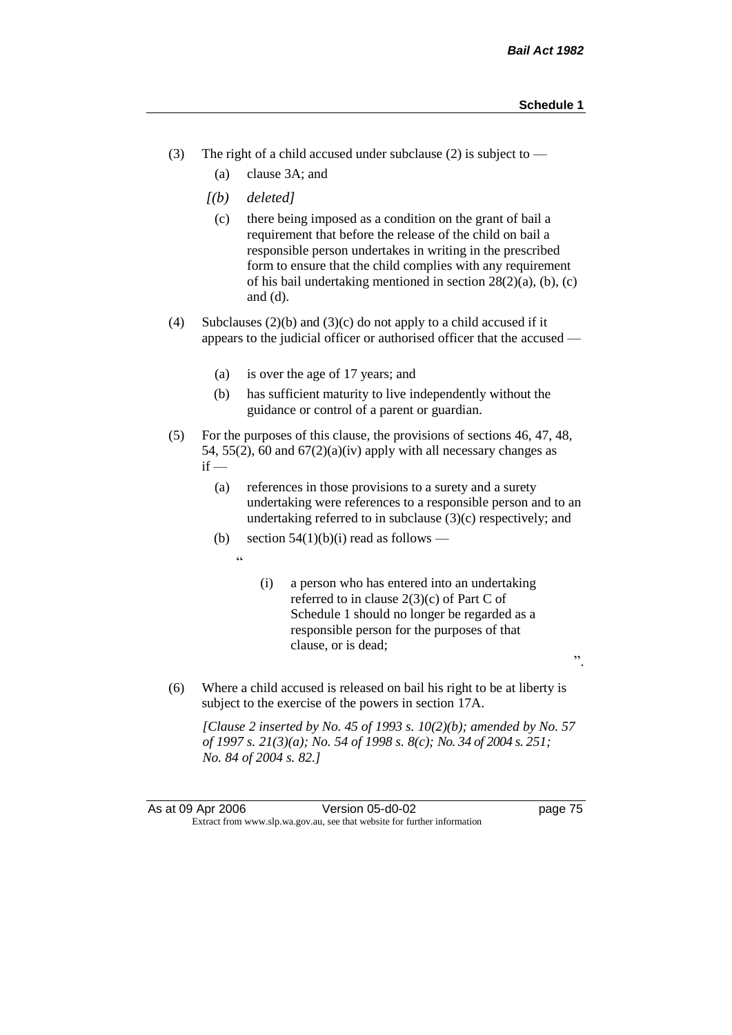(3) The right of a child accused under subclause (2) is subject to —

(a) clause 3A; and

*[(b) deleted]*

(c) there being imposed as a condition on the grant of bail a requirement that before the release of the child on bail a responsible person undertakes in writing in the prescribed form to ensure that the child complies with any requirement of his bail undertaking mentioned in section 28(2)(a), (b), (c) and (d).

(4) Subclauses (2)(b) and (3)(c) do not apply to a child accused if it appears to the judicial officer or authorised officer that the accused —

(a) is over the age of 17 years; and

(b) has sufficient maturity to live independently without the guidance or control of a parent or guardian.

(5) For the purposes of this clause, the provisions of sections 46, 47, 48, 54, 55(2), 60 and 67(2)(a)(iv) apply with all necessary changes as if —

(a) references in those provisions to a surety and a surety undertaking were references to a responsible person and to an undertaking referred to in subclause (3)(c) respectively; and

(b) section 54(1)(b)(i) read as follows —

"

(i) a person who has entered into an undertaking referred to in clause 2(3)(c) of Part C of Schedule 1 should no longer be regarded as a responsible person for the purposes of that clause, or is dead;

".

(6) Where a child accused is released on bail his right to be at liberty is subject to the exercise of the powers in section 17A.

*[Clause 2 inserted by No. 45 of 1993 s. 10(2)(b); amended by No. 57 of 1997 s. 21(3)(a); No. 54 of 1998 s. 8(c); No. 34 of 2004 s. 251; No. 84 of 2004 s. 82.]*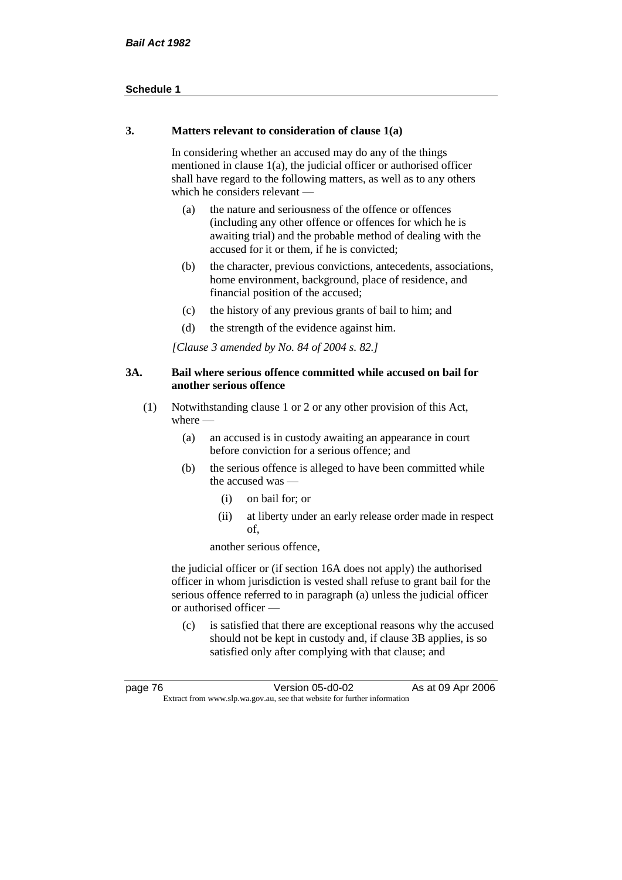### 3. Matters relevant to consideration of clause 1(a)

In considering whether an accused may do any of the things mentioned in clause 1(a), the judicial officer or authorised officer shall have regard to the following matters, as well as to any others which he considers relevant —

(a) the nature and seriousness of the offence or offences (including any other offence or offences for which he is awaiting trial) and the probable method of dealing with the accused for it or them, if he is convicted;

(b) the character, previous convictions, antecedents, associations, home environment, background, place of residence, and financial position of the accused;

(c) the history of any previous grants of bail to him; and

(d) the strength of the evidence against him.

*[Clause 3 amended by No. 84 of 2004 s. 82.]*

### 3A. Bail where serious offence committed while accused on bail for another serious offence

(1) Notwithstanding clause 1 or 2 or any other provision of this Act, where —

(a) an accused is in custody awaiting an appearance in court before conviction for a serious offence; and

(b) the serious offence is alleged to have been committed while the accused was —

(i) on bail for; or

(ii) at liberty under an early release order made in respect of,

another serious offence,

the judicial officer or (if section 16A does not apply) the authorised officer in whom jurisdiction is vested shall refuse to grant bail for the serious offence referred to in paragraph (a) unless the judicial officer or authorised officer —

(c) is satisfied that there are exceptional reasons why the accused should not be kept in custody and, if clause 3B applies, is so satisfied only after complying with that clause; and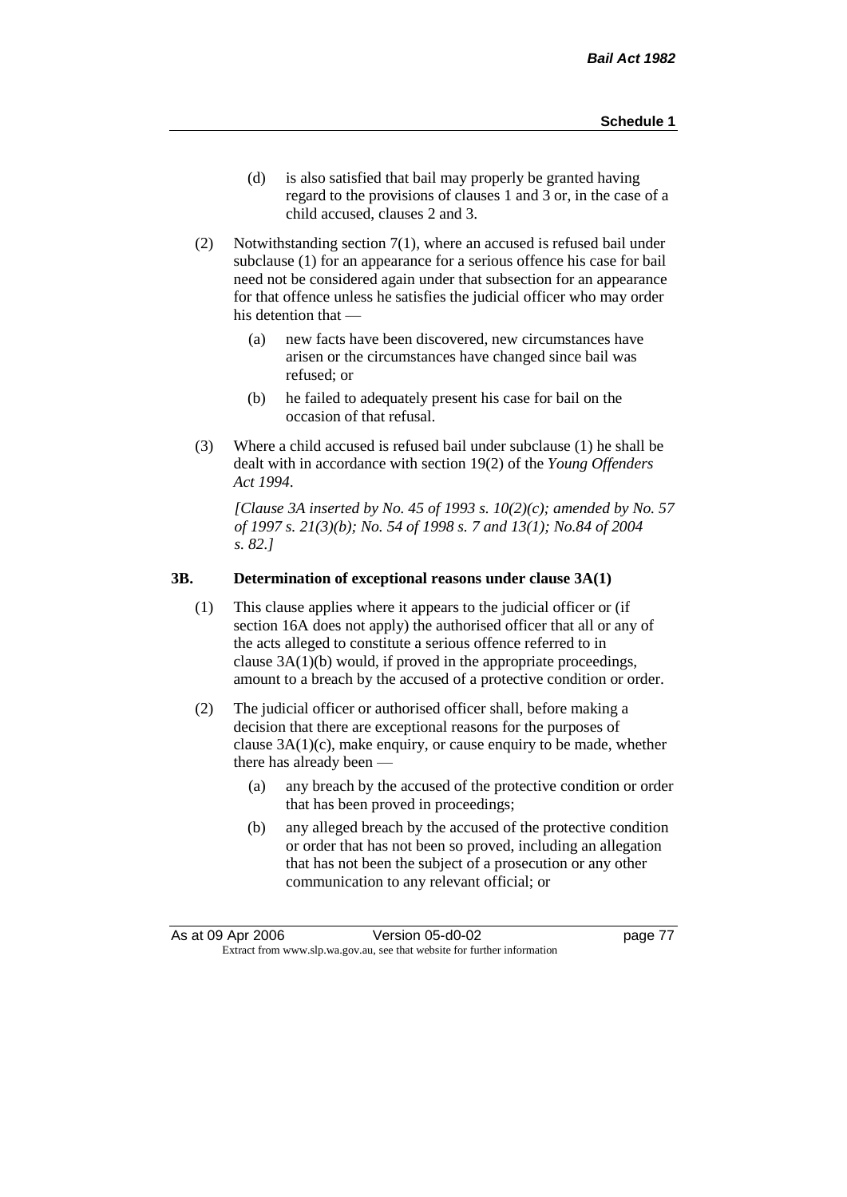(d) is also satisfied that bail may properly be granted having regard to the provisions of clauses 1 and 3 or, in the case of a child accused, clauses 2 and 3.

(2) Notwithstanding section 7(1), where an accused is refused bail under subclause (1) for an appearance for a serious offence his case for bail need not be considered again under that subsection for an appearance for that offence unless he satisfies the judicial officer who may order his detention that —

(a) new facts have been discovered, new circumstances have arisen or the circumstances have changed since bail was refused; or

(b) he failed to adequately present his case for bail on the occasion of that refusal.

(3) Where a child accused is refused bail under subclause (1) he shall be dealt with in accordance with section 19(2) of the *Young Offenders Act 1994*.

*[Clause 3A inserted by No. 45 of 1993 s. 10(2)(c); amended by No. 57 of 1997 s. 21(3)(b); No. 54 of 1998 s. 7 and 13(1); No.84 of 2004 s. 82.]*

### 3B. Determination of exceptional reasons under clause 3A(1)

(1) This clause applies where it appears to the judicial officer or (if section 16A does not apply) the authorised officer that all or any of the acts alleged to constitute a serious offence referred to in clause 3A(1)(b) would, if proved in the appropriate proceedings, amount to a breach by the accused of a protective condition or order.

(2) The judicial officer or authorised officer shall, before making a decision that there are exceptional reasons for the purposes of clause 3A(1)(c), make enquiry, or cause enquiry to be made, whether there has already been —

(a) any breach by the accused of the protective condition or order that has been proved in proceedings;

(b) any alleged breach by the accused of the protective condition or order that has not been so proved, including an allegation that has not been the subject of a prosecution or any other communication to any relevant official; or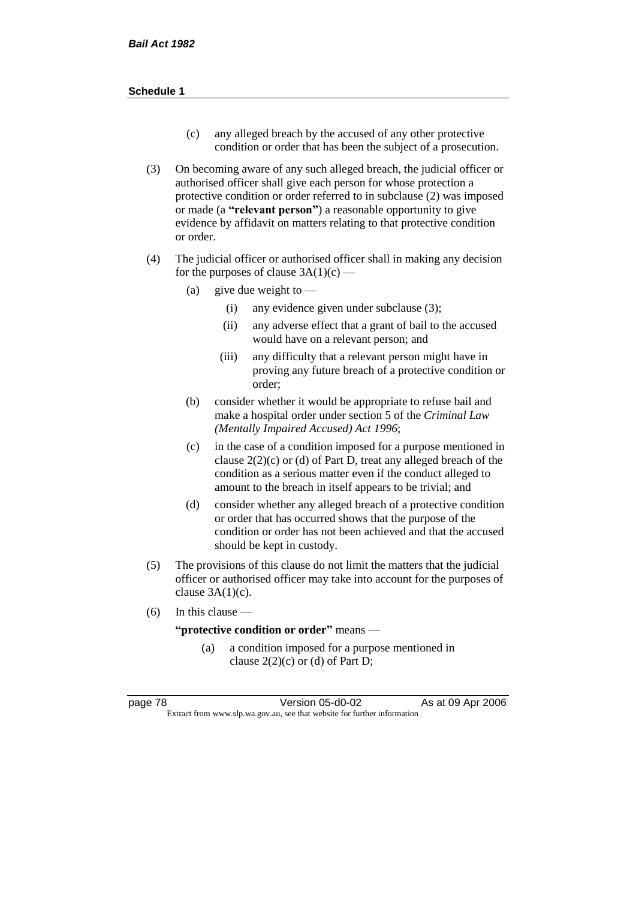(c) any alleged breach by the accused of any other protective condition or order that has been the subject of a prosecution.

(3) On becoming aware of any such alleged breach, the judicial officer or authorised officer shall give each person for whose protection a protective condition or order referred to in subclause (2) was imposed or made (a **"relevant person"**) a reasonable opportunity to give evidence by affidavit on matters relating to that protective condition or order.

(4) The judicial officer or authorised officer shall in making any decision for the purposes of clause 3A(1)(c) —

  (a) give due weight to —

    (i) any evidence given under subclause (3);

    (ii) any adverse effect that a grant of bail to the accused would have on a relevant person; and

    (iii) any difficulty that a relevant person might have in proving any future breach of a protective condition or order;

  (b) consider whether it would be appropriate to refuse bail and make a hospital order under section 5 of the *Criminal Law (Mentally Impaired Accused) Act 1996*;

  (c) in the case of a condition imposed for a purpose mentioned in clause 2(2)(c) or (d) of Part D, treat any alleged breach of the condition as a serious matter even if the conduct alleged to amount to the breach in itself appears to be trivial; and

  (d) consider whether any alleged breach of a protective condition or order that has occurred shows that the purpose of the condition or order has not been achieved and that the accused should be kept in custody.

(5) The provisions of this clause do not limit the matters that the judicial officer or authorised officer may take into account for the purposes of clause 3A(1)(c).

(6) In this clause —

**"protective condition or order"** means —

  (a) a condition imposed for a purpose mentioned in clause 2(2)(c) or (d) of Part D;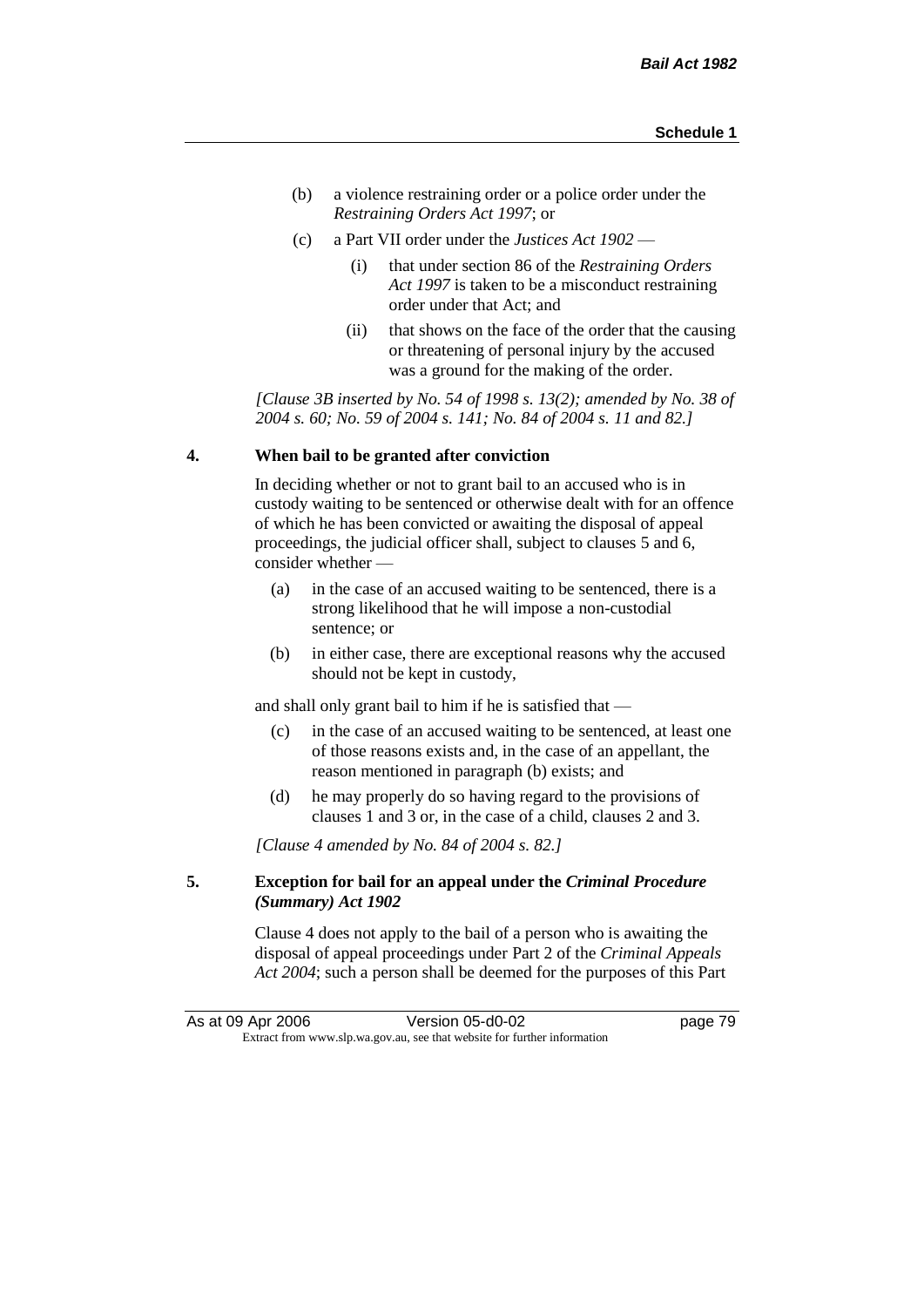(b) a violence restraining order or a police order under the *Restraining Orders Act 1997*; or

(c) a Part VII order under the *Justices Act 1902* —

(i) that under section 86 of the *Restraining Orders Act 1997* is taken to be a misconduct restraining order under that Act; and

(ii) that shows on the face of the order that the causing or threatening of personal injury by the accused was a ground for the making of the order.

*[Clause 3B inserted by No. 54 of 1998 s. 13(2); amended by No. 38 of 2004 s. 60; No. 59 of 2004 s. 141; No. 84 of 2004 s. 11 and 82.]*

### 4. When bail to be granted after conviction

In deciding whether or not to grant bail to an accused who is in custody waiting to be sentenced or otherwise dealt with for an offence of which he has been convicted or awaiting the disposal of appeal proceedings, the judicial officer shall, subject to clauses 5 and 6, consider whether —

(a) in the case of an accused waiting to be sentenced, there is a strong likelihood that he will impose a non-custodial sentence; or

(b) in either case, there are exceptional reasons why the accused should not be kept in custody,

and shall only grant bail to him if he is satisfied that —

(c) in the case of an accused waiting to be sentenced, at least one of those reasons exists and, in the case of an appellant, the reason mentioned in paragraph (b) exists; and

(d) he may properly do so having regard to the provisions of clauses 1 and 3 or, in the case of a child, clauses 2 and 3.

*[Clause 4 amended by No. 84 of 2004 s. 82.]*

### 5. Exception for bail for an appeal under the *Criminal Procedure (Summary) Act 1902*

Clause 4 does not apply to the bail of a person who is awaiting the disposal of appeal proceedings under Part 2 of the *Criminal Appeals Act 2004*; such a person shall be deemed for the purposes of this Part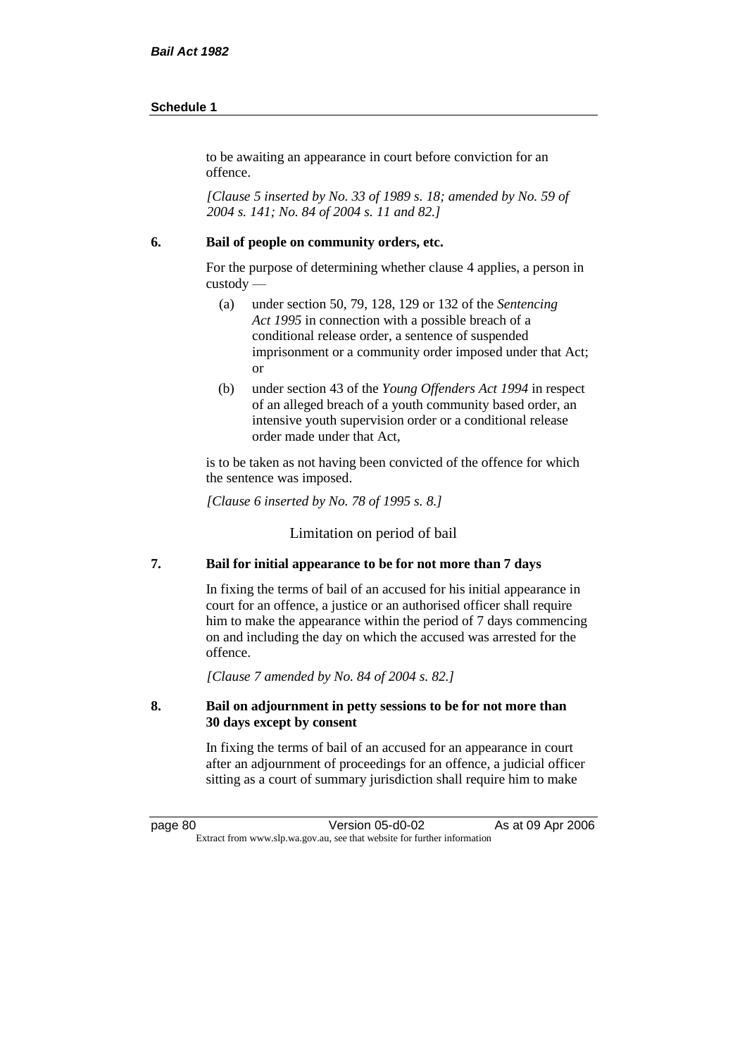to be awaiting an appearance in court before conviction for an offence.

*[Clause 5 inserted by No. 33 of 1989 s. 18; amended by No. 59 of 2004 s. 141; No. 84 of 2004 s. 11 and 82.]*

**6. Bail of people on community orders, etc.**

For the purpose of determining whether clause 4 applies, a person in custody —

(a) under section 50, 79, 128, 129 or 132 of the *Sentencing Act 1995* in connection with a possible breach of a conditional release order, a sentence of suspended imprisonment or a community order imposed under that Act; or

(b) under section 43 of the *Young Offenders Act 1994* in respect of an alleged breach of a youth community based order, an intensive youth supervision order or a conditional release order made under that Act,

is to be taken as not having been convicted of the offence for which the sentence was imposed.

*[Clause 6 inserted by No. 78 of 1995 s. 8.]*

## Limitation on period of bail

**7. Bail for initial appearance to be for not more than 7 days**

In fixing the terms of bail of an accused for his initial appearance in court for an offence, a justice or an authorised officer shall require him to make the appearance within the period of 7 days commencing on and including the day on which the accused was arrested for the offence.

*[Clause 7 amended by No. 84 of 2004 s. 82.]*

**8. Bail on adjournment in petty sessions to be for not more than 30 days except by consent**

In fixing the terms of bail of an accused for an appearance in court after an adjournment of proceedings for an offence, a judicial officer sitting as a court of summary jurisdiction shall require him to make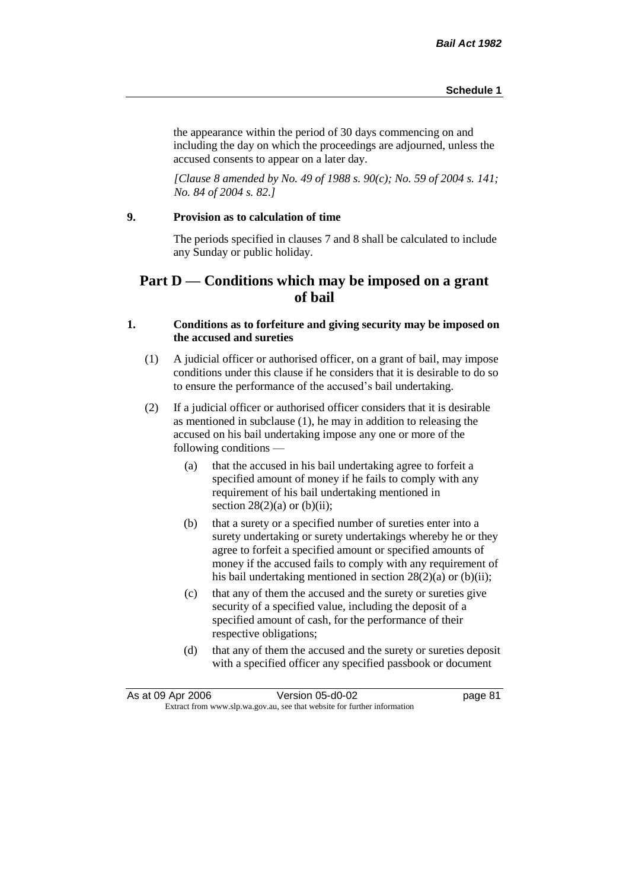the appearance within the period of 30 days commencing on and including the day on which the proceedings are adjourned, unless the accused consents to appear on a later day.

*[Clause 8 amended by No. 49 of 1988 s. 90(c); No. 59 of 2004 s. 141; No. 84 of 2004 s. 82.]*

**9. Provision as to calculation of time**

The periods specified in clauses 7 and 8 shall be calculated to include any Sunday or public holiday.

## Part D — Conditions which may be imposed on a grant of bail

**1. Conditions as to forfeiture and giving security may be imposed on the accused and sureties**

(1) A judicial officer or authorised officer, on a grant of bail, may impose conditions under this clause if he considers that it is desirable to do so to ensure the performance of the accused's bail undertaking.

(2) If a judicial officer or authorised officer considers that it is desirable as mentioned in subclause (1), he may in addition to releasing the accused on his bail undertaking impose any one or more of the following conditions —

(a) that the accused in his bail undertaking agree to forfeit a specified amount of money if he fails to comply with any requirement of his bail undertaking mentioned in section 28(2)(a) or (b)(ii);

(b) that a surety or a specified number of sureties enter into a surety undertaking or surety undertakings whereby he or they agree to forfeit a specified amount or specified amounts of money if the accused fails to comply with any requirement of his bail undertaking mentioned in section 28(2)(a) or (b)(ii);

(c) that any of them the accused and the surety or sureties give security of a specified value, including the deposit of a specified amount of cash, for the performance of their respective obligations;

(d) that any of them the accused and the surety or sureties deposit with a specified officer any specified passbook or document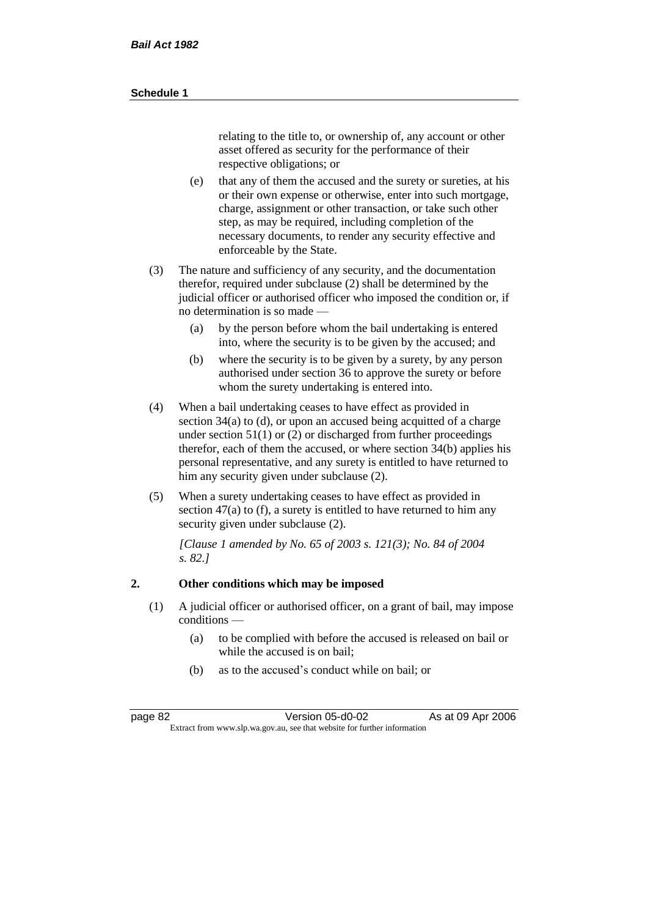relating to the title to, or ownership of, any account or other asset offered as security for the performance of their respective obligations; or

(e) that any of them the accused and the surety or sureties, at his or their own expense or otherwise, enter into such mortgage, charge, assignment or other transaction, or take such other step, as may be required, including completion of the necessary documents, to render any security effective and enforceable by the State.

(3) The nature and sufficiency of any security, and the documentation therefor, required under subclause (2) shall be determined by the judicial officer or authorised officer who imposed the condition or, if no determination is so made —

(a) by the person before whom the bail undertaking is entered into, where the security is to be given by the accused; and

(b) where the security is to be given by a surety, by any person authorised under section 36 to approve the surety or before whom the surety undertaking is entered into.

(4) When a bail undertaking ceases to have effect as provided in section 34(a) to (d), or upon an accused being acquitted of a charge under section 51(1) or (2) or discharged from further proceedings therefor, each of them the accused, or where section 34(b) applies his personal representative, and any surety is entitled to have returned to him any security given under subclause (2).

(5) When a surety undertaking ceases to have effect as provided in section 47(a) to (f), a surety is entitled to have returned to him any security given under subclause (2).

*[Clause 1 amended by No. 65 of 2003 s. 121(3); No. 84 of 2004 s. 82.]*

## 2. Other conditions which may be imposed

(1) A judicial officer or authorised officer, on a grant of bail, may impose conditions —

(a) to be complied with before the accused is released on bail or while the accused is on bail;

(b) as to the accused's conduct while on bail; or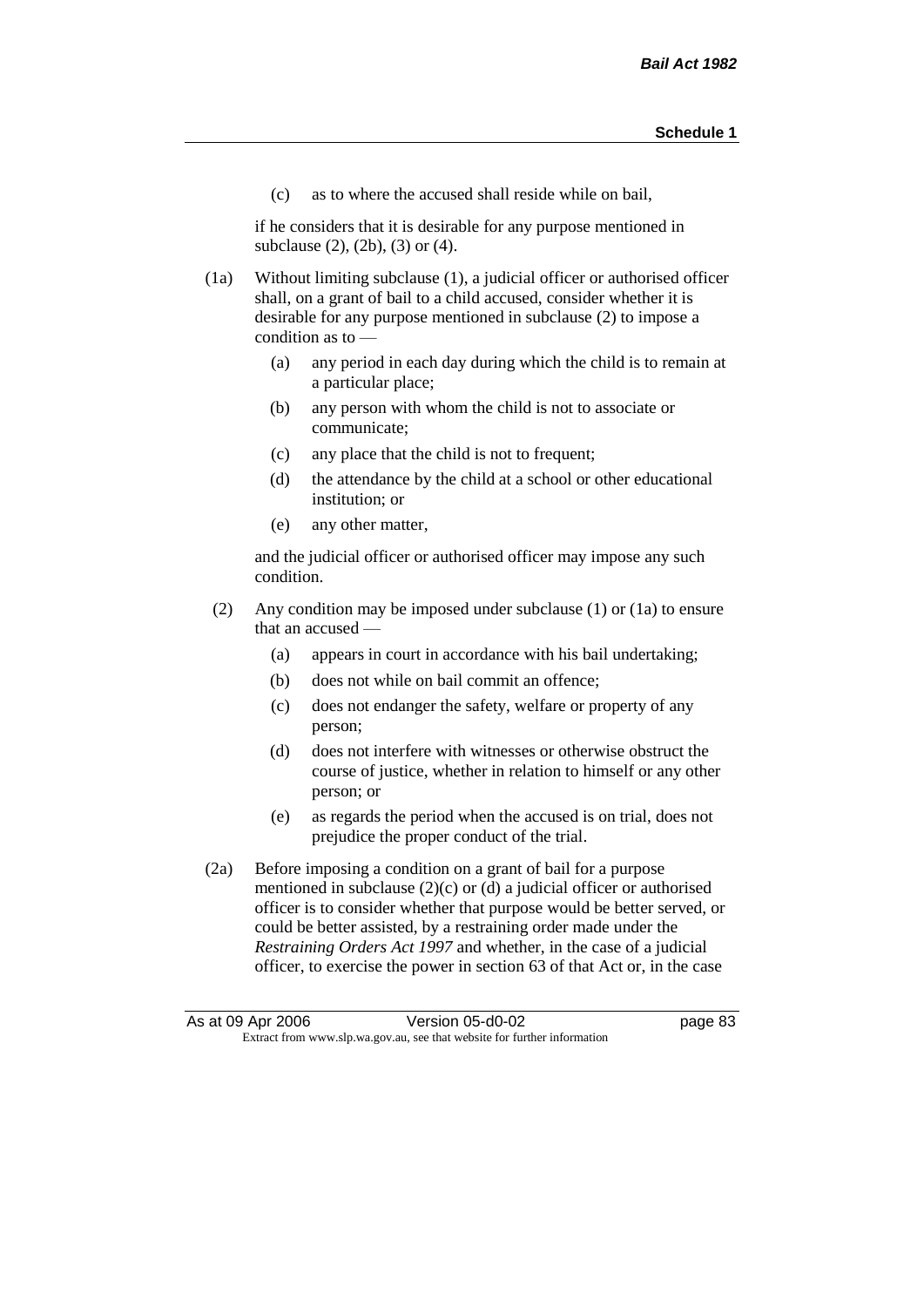(c) as to where the accused shall reside while on bail,

if he considers that it is desirable for any purpose mentioned in subclause (2), (2b), (3) or (4).

(1a) Without limiting subclause (1), a judicial officer or authorised officer shall, on a grant of bail to a child accused, consider whether it is desirable for any purpose mentioned in subclause (2) to impose a condition as to —

(a) any period in each day during which the child is to remain at a particular place;

(b) any person with whom the child is not to associate or communicate;

(c) any place that the child is not to frequent;

(d) the attendance by the child at a school or other educational institution; or

(e) any other matter,

and the judicial officer or authorised officer may impose any such condition.

(2) Any condition may be imposed under subclause (1) or (1a) to ensure that an accused —

(a) appears in court in accordance with his bail undertaking;

(b) does not while on bail commit an offence;

(c) does not endanger the safety, welfare or property of any person;

(d) does not interfere with witnesses or otherwise obstruct the course of justice, whether in relation to himself or any other person; or

(e) as regards the period when the accused is on trial, does not prejudice the proper conduct of the trial.

(2a) Before imposing a condition on a grant of bail for a purpose mentioned in subclause (2)(c) or (d) a judicial officer or authorised officer is to consider whether that purpose would be better served, or could be better assisted, by a restraining order made under the *Restraining Orders Act 1997* and whether, in the case of a judicial officer, to exercise the power in section 63 of that Act or, in the case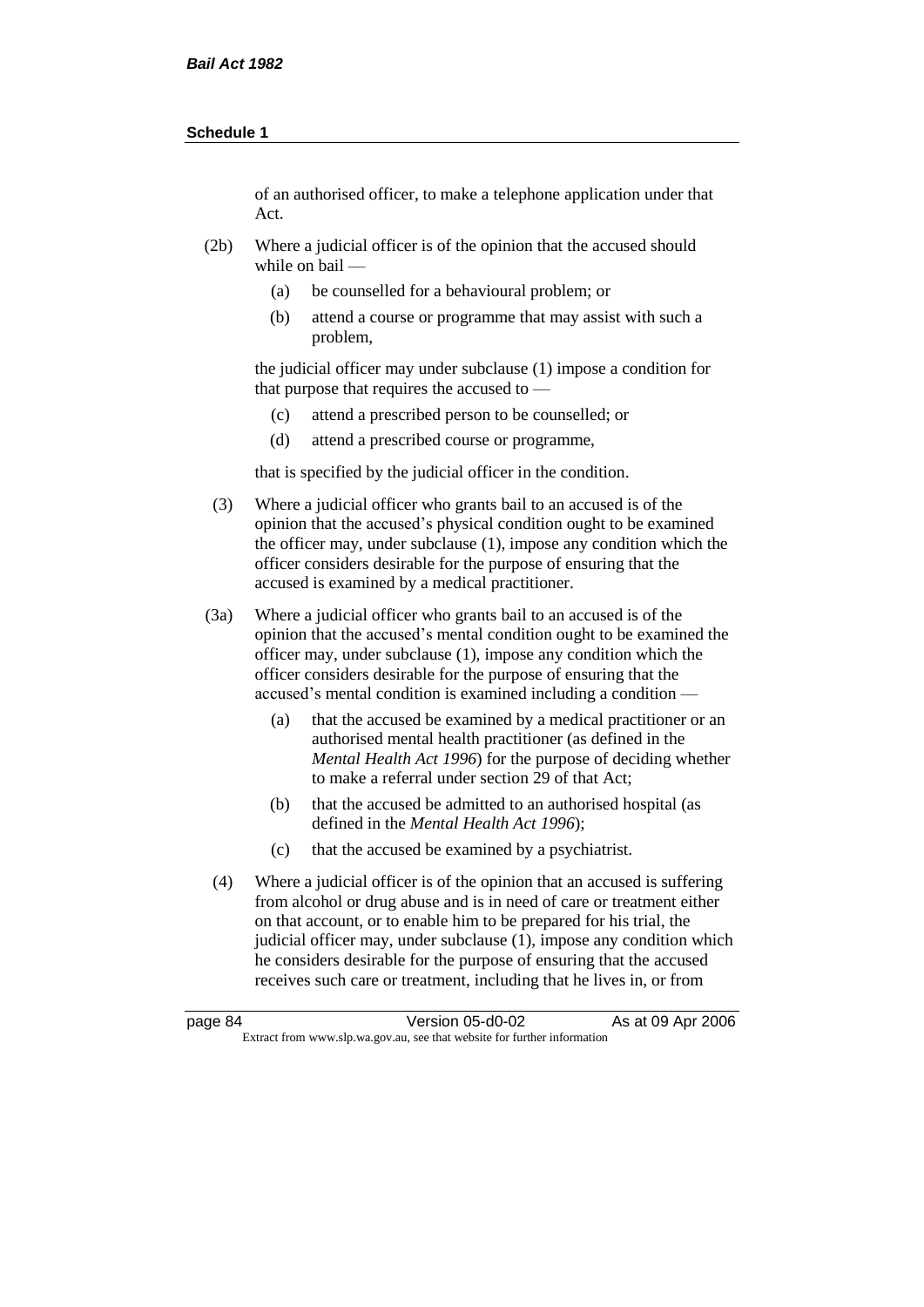of an authorised officer, to make a telephone application under that Act.

(2b) Where a judicial officer is of the opinion that the accused should while on bail —

(a) be counselled for a behavioural problem; or

(b) attend a course or programme that may assist with such a problem,

the judicial officer may under subclause (1) impose a condition for that purpose that requires the accused to —

(c) attend a prescribed person to be counselled; or

(d) attend a prescribed course or programme,

that is specified by the judicial officer in the condition.

(3) Where a judicial officer who grants bail to an accused is of the opinion that the accused's physical condition ought to be examined the officer may, under subclause (1), impose any condition which the officer considers desirable for the purpose of ensuring that the accused is examined by a medical practitioner.

(3a) Where a judicial officer who grants bail to an accused is of the opinion that the accused's mental condition ought to be examined the officer may, under subclause (1), impose any condition which the officer considers desirable for the purpose of ensuring that the accused's mental condition is examined including a condition —

(a) that the accused be examined by a medical practitioner or an authorised mental health practitioner (as defined in the *Mental Health Act 1996*) for the purpose of deciding whether to make a referral under section 29 of that Act;

(b) that the accused be admitted to an authorised hospital (as defined in the *Mental Health Act 1996*);

(c) that the accused be examined by a psychiatrist.

(4) Where a judicial officer is of the opinion that an accused is suffering from alcohol or drug abuse and is in need of care or treatment either on that account, or to enable him to be prepared for his trial, the judicial officer may, under subclause (1), impose any condition which he considers desirable for the purpose of ensuring that the accused receives such care or treatment, including that he lives in, or from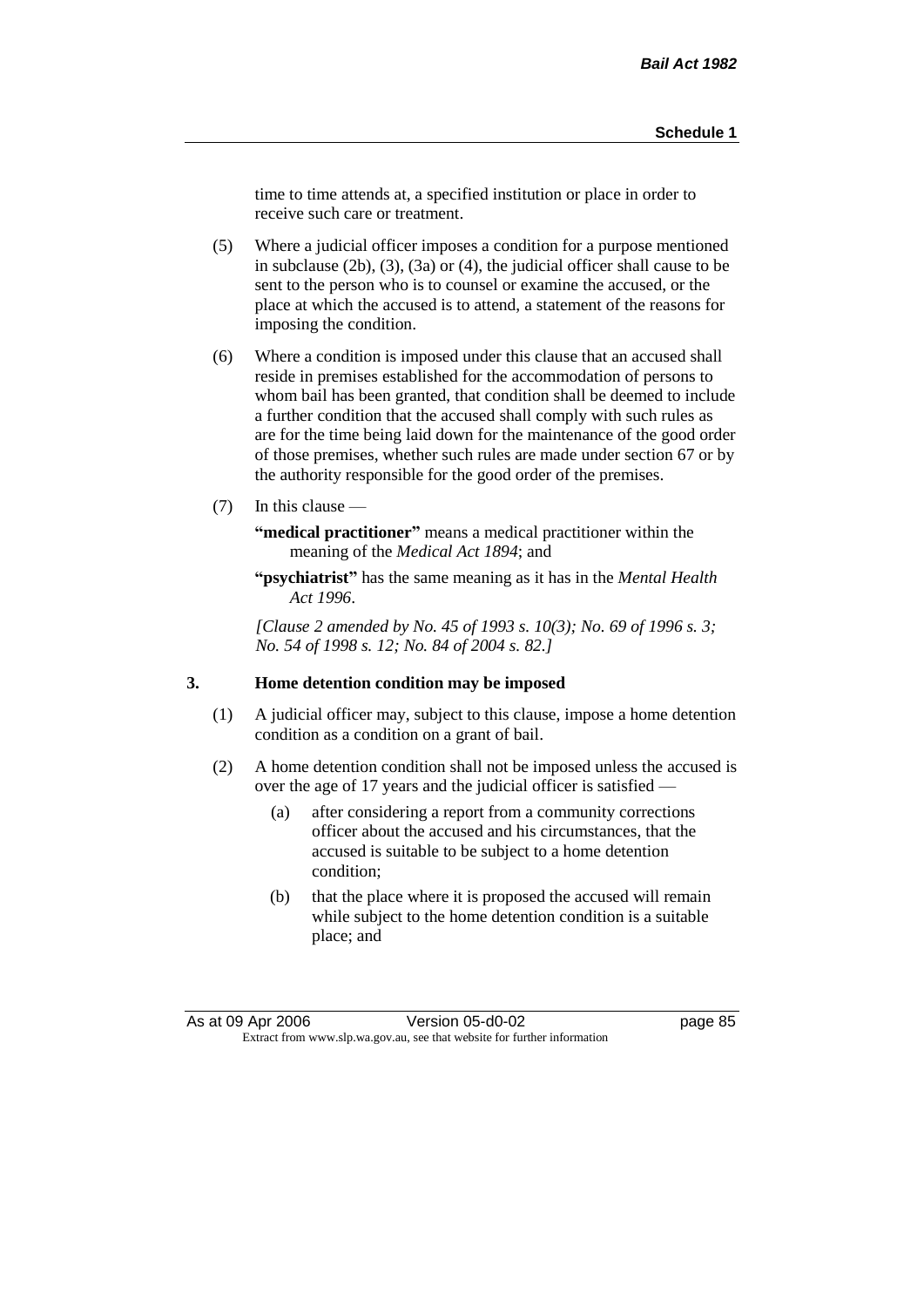time to time attends at, a specified institution or place in order to receive such care or treatment.

(5) Where a judicial officer imposes a condition for a purpose mentioned in subclause (2b), (3), (3a) or (4), the judicial officer shall cause to be sent to the person who is to counsel or examine the accused, or the place at which the accused is to attend, a statement of the reasons for imposing the condition.

(6) Where a condition is imposed under this clause that an accused shall reside in premises established for the accommodation of persons to whom bail has been granted, that condition shall be deemed to include a further condition that the accused shall comply with such rules as are for the time being laid down for the maintenance of the good order of those premises, whether such rules are made under section 67 or by the authority responsible for the good order of the premises.

(7) In this clause —

**"medical practitioner"** means a medical practitioner within the meaning of the *Medical Act 1894*; and

**"psychiatrist"** has the same meaning as it has in the *Mental Health Act 1996*.

*[Clause 2 amended by No. 45 of 1993 s. 10(3); No. 69 of 1996 s. 3; No. 54 of 1998 s. 12; No. 84 of 2004 s. 82.]*

### 3. Home detention condition may be imposed

(1) A judicial officer may, subject to this clause, impose a home detention condition as a condition on a grant of bail.

(2) A home detention condition shall not be imposed unless the accused is over the age of 17 years and the judicial officer is satisfied —

(a) after considering a report from a community corrections officer about the accused and his circumstances, that the accused is suitable to be subject to a home detention condition;

(b) that the place where it is proposed the accused will remain while subject to the home detention condition is a suitable place; and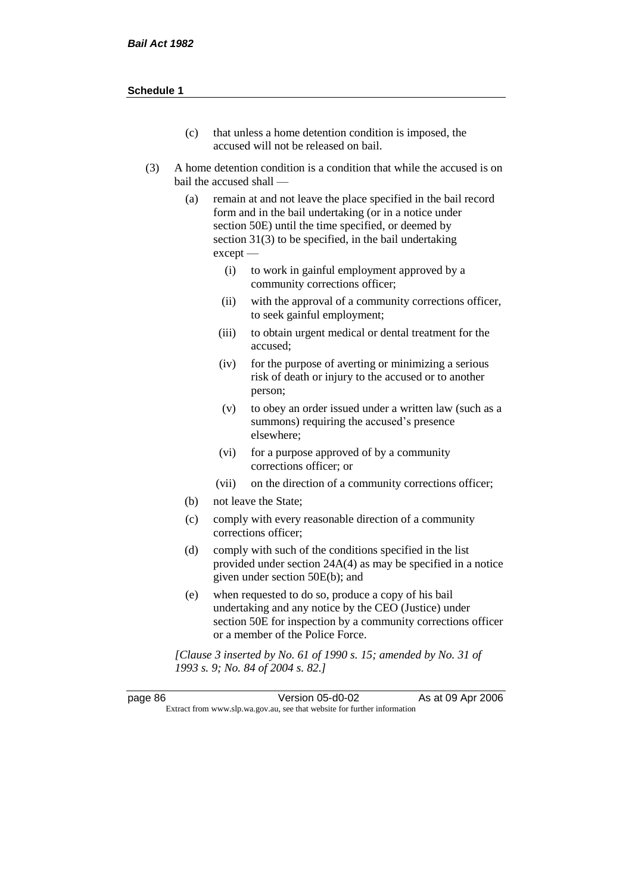(c) that unless a home detention condition is imposed, the accused will not be released on bail.

(3) A home detention condition is a condition that while the accused is on bail the accused shall —

(a) remain at and not leave the place specified in the bail record form and in the bail undertaking (or in a notice under section 50E) until the time specified, or deemed by section 31(3) to be specified, in the bail undertaking except —

(i) to work in gainful employment approved by a community corrections officer;

(ii) with the approval of a community corrections officer, to seek gainful employment;

(iii) to obtain urgent medical or dental treatment for the accused;

(iv) for the purpose of averting or minimizing a serious risk of death or injury to the accused or to another person;

(v) to obey an order issued under a written law (such as a summons) requiring the accused's presence elsewhere;

(vi) for a purpose approved of by a community corrections officer; or

(vii) on the direction of a community corrections officer;

(b) not leave the State;

(c) comply with every reasonable direction of a community corrections officer;

(d) comply with such of the conditions specified in the list provided under section 24A(4) as may be specified in a notice given under section 50E(b); and

(e) when requested to do so, produce a copy of his bail undertaking and any notice by the CEO (Justice) under section 50E for inspection by a community corrections officer or a member of the Police Force.

*[Clause 3 inserted by No. 61 of 1990 s. 15; amended by No. 31 of 1993 s. 9; No. 84 of 2004 s. 82.]*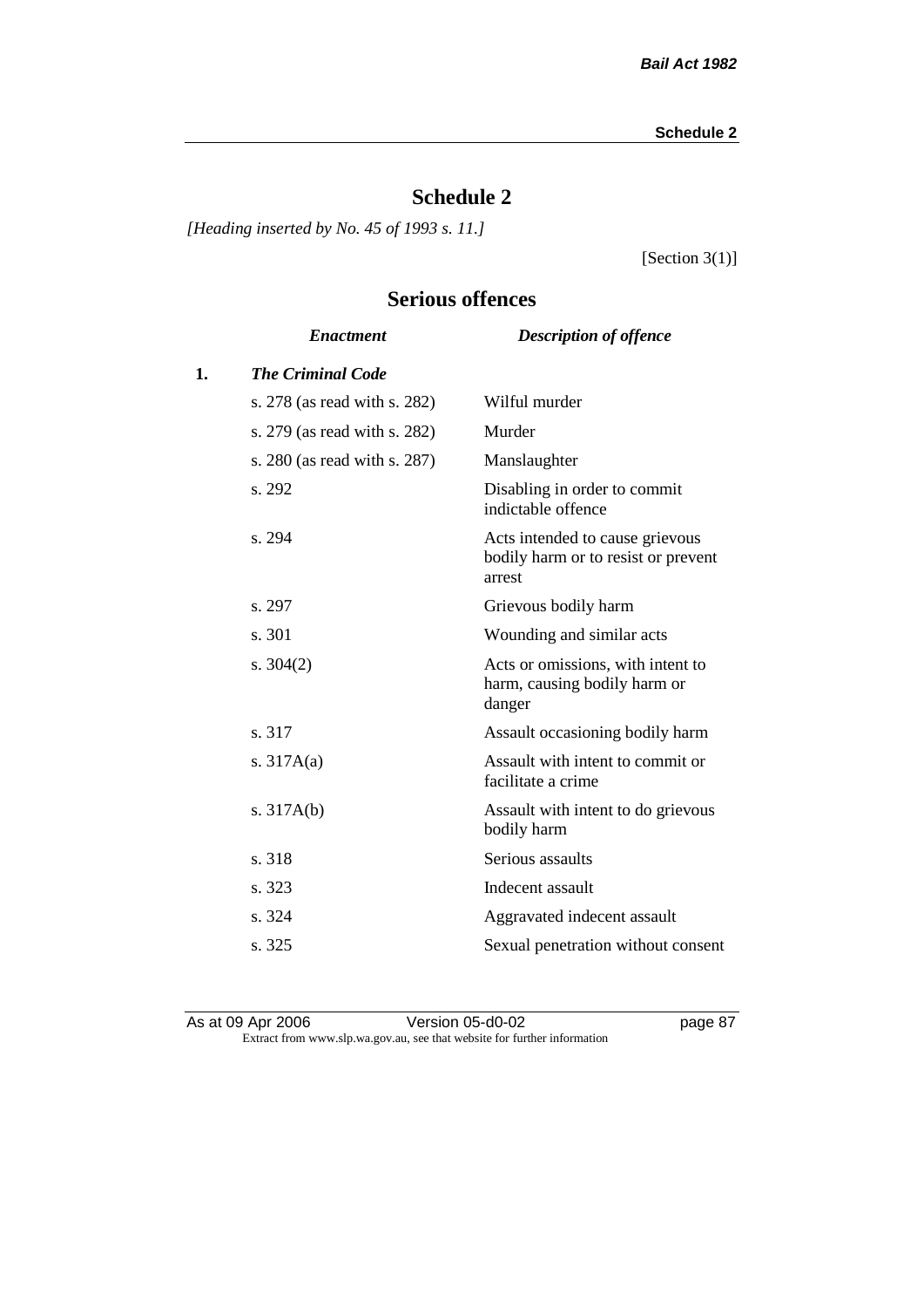# Schedule 2

*[Heading inserted by No. 45 of 1993 s. 11.]*

[Section 3(1)]

## Serious offences

| | *Enactment* | *Description of offence* |
|---|---|---|
| **1.** | ***The Criminal Code*** | |
| | s. 278 (as read with s. 282) | Wilful murder |
| | s. 279 (as read with s. 282) | Murder |
| | s. 280 (as read with s. 287) | Manslaughter |
| | s. 292 | Disabling in order to commit indictable offence |
| | s. 294 | Acts intended to cause grievous bodily harm or to resist or prevent arrest |
| | s. 297 | Grievous bodily harm |
| | s. 301 | Wounding and similar acts |
| | s. 304(2) | Acts or omissions, with intent to harm, causing bodily harm or danger |
| | s. 317 | Assault occasioning bodily harm |
| | s. 317A(a) | Assault with intent to commit or facilitate a crime |
| | s. 317A(b) | Assault with intent to do grievous bodily harm |
| | s. 318 | Serious assaults |
| | s. 323 | Indecent assault |
| | s. 324 | Aggravated indecent assault |
| | s. 325 | Sexual penetration without consent |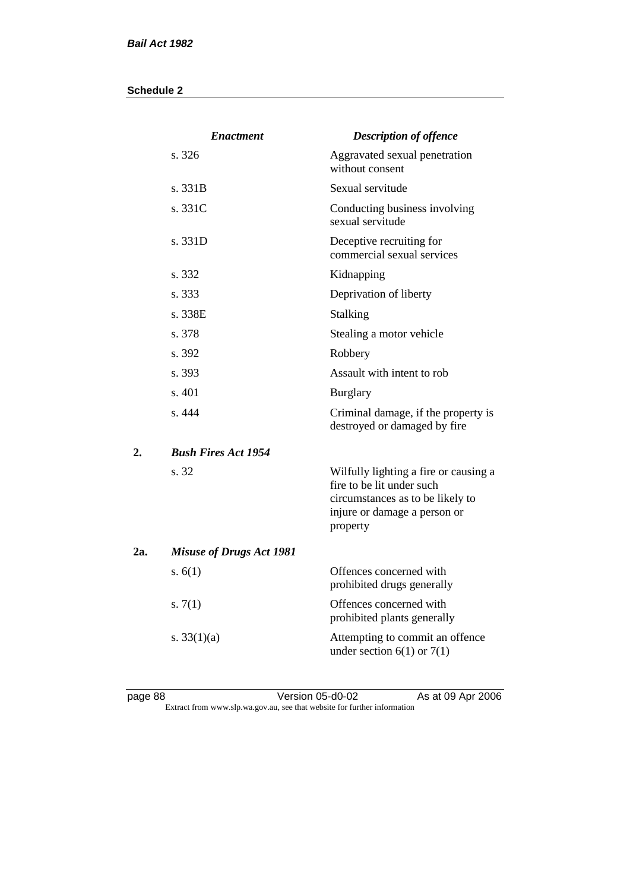| | *Enactment* | *Description of offence* |
|---|---|---|
| | s. 326 | Aggravated sexual penetration without consent |
| | s. 331B | Sexual servitude |
| | s. 331C | Conducting business involving sexual servitude |
| | s. 331D | Deceptive recruiting for commercial sexual services |
| | s. 332 | Kidnapping |
| | s. 333 | Deprivation of liberty |
| | s. 338E | Stalking |
| | s. 378 | Stealing a motor vehicle |
| | s. 392 | Robbery |
| | s. 393 | Assault with intent to rob |
| | s. 401 | Burglary |
| | s. 444 | Criminal damage, if the property is destroyed or damaged by fire |
| **2.** | ***Bush Fires Act 1954*** | |
| | s. 32 | Wilfully lighting a fire or causing a fire to be lit under such circumstances as to be likely to injure or damage a person or property |
| **2a.** | ***Misuse of Drugs Act 1981*** | |
| | s. 6(1) | Offences concerned with prohibited drugs generally |
| | s. 7(1) | Offences concerned with prohibited plants generally |
| | s. 33(1)(a) | Attempting to commit an offence under section 6(1) or 7(1) |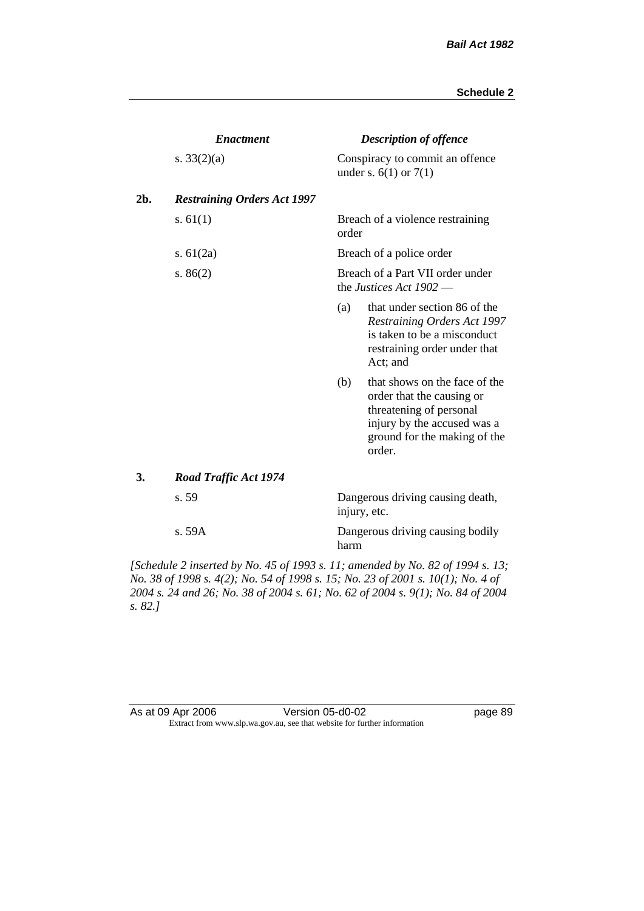| | *Enactment* | *Description of offence* |
|---|---|---|
| | s. 33(2)(a) | Conspiracy to commit an offence under s. 6(1) or 7(1) |
| **2b.** | ***Restraining Orders Act 1997*** | |
| | s. 61(1) | Breach of a violence restraining order |
| | s. 61(2a) | Breach of a police order |
| | s. 86(2) | Breach of a Part VII order under the *Justices Act 1902* — (a) that under section 86 of the *Restraining Orders Act 1997* is taken to be a misconduct restraining order under that Act; and (b) that shows on the face of the order that the causing or threatening of personal injury by the accused was a ground for the making of the order. |
| **3.** | ***Road Traffic Act 1974*** | |
| | s. 59 | Dangerous driving causing death, injury, etc. |
| | s. 59A | Dangerous driving causing bodily harm |

*[Schedule 2 inserted by No. 45 of 1993 s. 11; amended by No. 82 of 1994 s. 13; No. 38 of 1998 s. 4(2); No. 54 of 1998 s. 15; No. 23 of 2001 s. 10(1); No. 4 of 2004 s. 24 and 26; No. 38 of 2004 s. 61; No. 62 of 2004 s. 9(1); No. 84 of 2004 s. 82.]*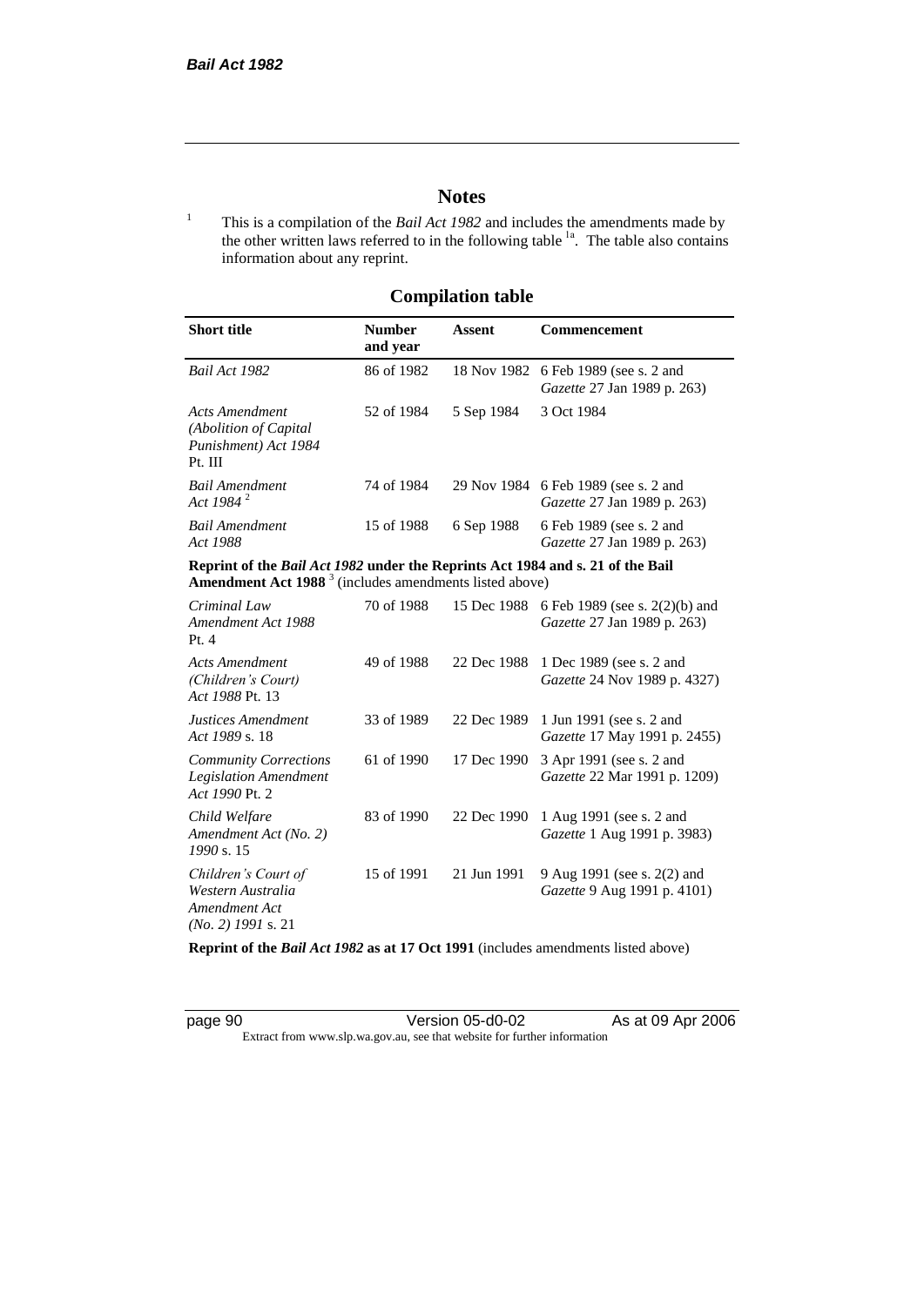# Notes

[1] This is a compilation of the *Bail Act 1982* and includes the amendments made by the other written laws referred to in the following table [1a]. The table also contains information about any reprint.

## Compilation table

| Short title | Number and year | Assent | Commencement |
|---|---|---|---|
| *Bail Act 1982* | 86 of 1982 | 18 Nov 1982 | 6 Feb 1989 (see s. 2 and *Gazette* 27 Jan 1989 p. 263) |
| *Acts Amendment (Abolition of Capital Punishment) Act 1984* Pt. III | 52 of 1984 | 5 Sep 1984 | 3 Oct 1984 |
| *Bail Amendment Act 1984* [2] | 74 of 1984 | 29 Nov 1984 | 6 Feb 1989 (see s. 2 and *Gazette* 27 Jan 1989 p. 263) |
| *Bail Amendment Act 1988* | 15 of 1988 | 6 Sep 1988 | 6 Feb 1989 (see s. 2 and *Gazette* 27 Jan 1989 p. 263) |
| **Reprint of the *Bail Act 1982* under the Reprints Act 1984 and s. 21 of the Bail Amendment Act 1988** [3] (includes amendments listed above) | | | |
| *Criminal Law Amendment Act 1988* Pt. 4 | 70 of 1988 | 15 Dec 1988 | 6 Feb 1989 (see s. 2(2)(b) and *Gazette* 27 Jan 1989 p. 263) |
| *Acts Amendment (Children's Court) Act 1988* Pt. 13 | 49 of 1988 | 22 Dec 1988 | 1 Dec 1989 (see s. 2 and *Gazette* 24 Nov 1989 p. 4327) |
| *Justices Amendment Act 1989* s. 18 | 33 of 1989 | 22 Dec 1989 | 1 Jun 1991 (see s. 2 and *Gazette* 17 May 1991 p. 2455) |
| *Community Corrections Legislation Amendment Act 1990* Pt. 2 | 61 of 1990 | 17 Dec 1990 | 3 Apr 1991 (see s. 2 and *Gazette* 22 Mar 1991 p. 1209) |
| *Child Welfare Amendment Act (No. 2) 1990* s. 15 | 83 of 1990 | 22 Dec 1990 | 1 Aug 1991 (see s. 2 and *Gazette* 1 Aug 1991 p. 3983) |
| *Children's Court of Western Australia Amendment Act (No. 2) 1991* s. 21 | 15 of 1991 | 21 Jun 1991 | 9 Aug 1991 (see s. 2(2) and *Gazette* 9 Aug 1991 p. 4101) |
| **Reprint of the *Bail Act 1982* as at 17 Oct 1991** (includes amendments listed above) | | | |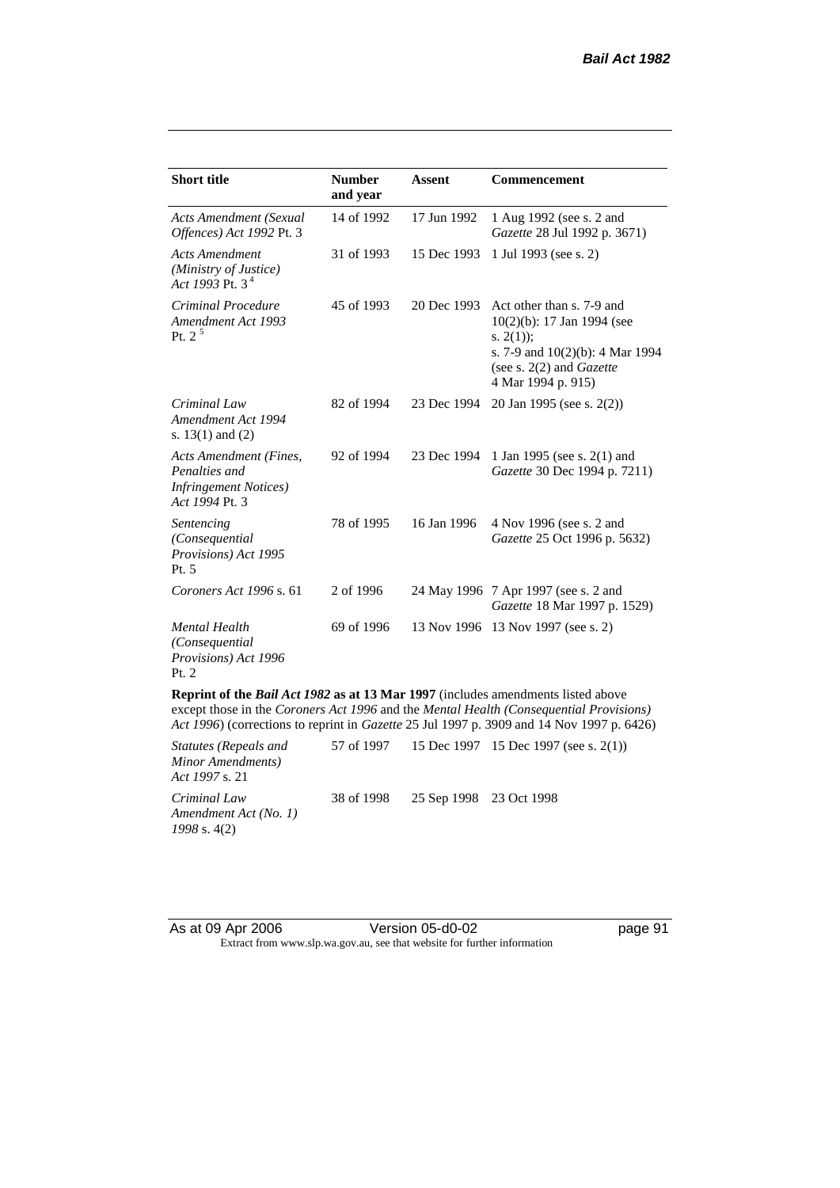| Short title | Number and year | Assent | Commencement |
|---|---|---|---|
| *Acts Amendment (Sexual Offences) Act 1992* Pt. 3 | 14 of 1992 | 17 Jun 1992 | 1 Aug 1992 (see s. 2 and *Gazette* 28 Jul 1992 p. 3671) |
| *Acts Amendment (Ministry of Justice) Act 1993* Pt. 3 [4] | 31 of 1993 | 15 Dec 1993 | 1 Jul 1993 (see s. 2) |
| *Criminal Procedure Amendment Act 1993* Pt. 2 [5] | 45 of 1993 | 20 Dec 1993 | Act other than s. 7-9 and 10(2)(b): 17 Jan 1994 (see s. 2(1)); s. 7-9 and 10(2)(b): 4 Mar 1994 (see s. 2(2) and *Gazette* 4 Mar 1994 p. 915) |
| *Criminal Law Amendment Act 1994* s. 13(1) and (2) | 82 of 1994 | 23 Dec 1994 | 20 Jan 1995 (see s. 2(2)) |
| *Acts Amendment (Fines, Penalties and Infringement Notices) Act 1994* Pt. 3 | 92 of 1994 | 23 Dec 1994 | 1 Jan 1995 (see s. 2(1) and *Gazette* 30 Dec 1994 p. 7211) |
| *Sentencing (Consequential Provisions) Act 1995* Pt. 5 | 78 of 1995 | 16 Jan 1996 | 4 Nov 1996 (see s. 2 and *Gazette* 25 Oct 1996 p. 5632) |
| *Coroners Act 1996* s. 61 | 2 of 1996 | 24 May 1996 | 7 Apr 1997 (see s. 2 and *Gazette* 18 Mar 1997 p. 1529) |
| *Mental Health (Consequential Provisions) Act 1996* Pt. 2 | 69 of 1996 | 13 Nov 1996 | 13 Nov 1997 (see s. 2) |
| **Reprint of the *Bail Act 1982* as at 13 Mar 1997** (includes amendments listed above except those in the *Coroners Act 1996* and the *Mental Health (Consequential Provisions) Act 1996*) (corrections to reprint in *Gazette* 25 Jul 1997 p. 3909 and 14 Nov 1997 p. 6426) | | | |
| *Statutes (Repeals and Minor Amendments) Act 1997* s. 21 | 57 of 1997 | 15 Dec 1997 | 15 Dec 1997 (see s. 2(1)) |
| *Criminal Law Amendment Act (No. 1) 1998* s. 4(2) | 38 of 1998 | 25 Sep 1998 | 23 Oct 1998 |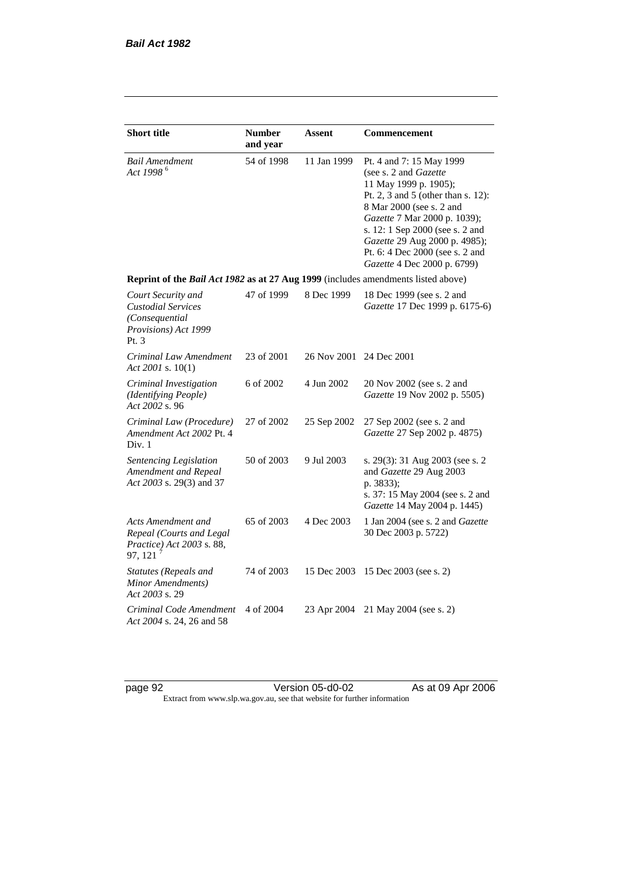| Short title | Number and year | Assent | Commencement |
|---|---|---|---|
| *Bail Amendment Act 1998* [6] | 54 of 1998 | 11 Jan 1999 | Pt. 4 and 7: 15 May 1999 (see s. 2 and *Gazette* 11 May 1999 p. 1905); Pt. 2, 3 and 5 (other than s. 12): 8 Mar 2000 (see s. 2 and *Gazette* 7 Mar 2000 p. 1039); s. 12: 1 Sep 2000 (see s. 2 and *Gazette* 29 Aug 2000 p. 4985); Pt. 6: 4 Dec 2000 (see s. 2 and *Gazette* 4 Dec 2000 p. 6799) |
| **Reprint of the *Bail Act 1982* as at 27 Aug 1999** (includes amendments listed above) | | | |
| *Court Security and Custodial Services (Consequential Provisions) Act 1999* Pt. 3 | 47 of 1999 | 8 Dec 1999 | 18 Dec 1999 (see s. 2 and *Gazette* 17 Dec 1999 p. 6175-6) |
| *Criminal Law Amendment Act 2001* s. 10(1) | 23 of 2001 | 26 Nov 2001 | 24 Dec 2001 |
| *Criminal Investigation (Identifying People) Act 2002* s. 96 | 6 of 2002 | 4 Jun 2002 | 20 Nov 2002 (see s. 2 and *Gazette* 19 Nov 2002 p. 5505) |
| *Criminal Law (Procedure) Amendment Act 2002* Pt. 4 Div. 1 | 27 of 2002 | 25 Sep 2002 | 27 Sep 2002 (see s. 2 and *Gazette* 27 Sep 2002 p. 4875) |
| *Sentencing Legislation Amendment and Repeal Act 2003* s. 29(3) and 37 | 50 of 2003 | 9 Jul 2003 | s. 29(3): 31 Aug 2003 (see s. 2 and *Gazette* 29 Aug 2003 p. 3833); s. 37: 15 May 2004 (see s. 2 and *Gazette* 14 May 2004 p. 1445) |
| *Acts Amendment and Repeal (Courts and Legal Practice) Act 2003* s. 88, 97, 121 [7] | 65 of 2003 | 4 Dec 2003 | 1 Jan 2004 (see s. 2 and *Gazette* 30 Dec 2003 p. 5722) |
| *Statutes (Repeals and Minor Amendments) Act 2003* s. 29 | 74 of 2003 | 15 Dec 2003 | 15 Dec 2003 (see s. 2) |
| *Criminal Code Amendment Act 2004* s. 24, 26 and 58 | 4 of 2004 | 23 Apr 2004 | 21 May 2004 (see s. 2) |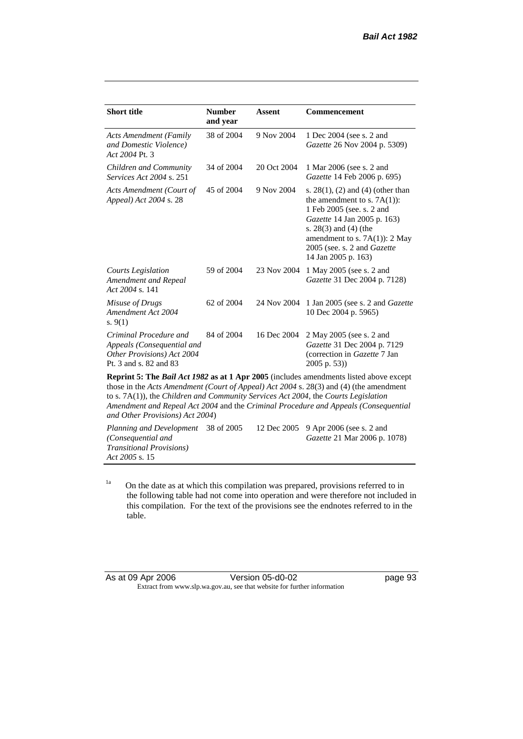| Short title | Number and year | Assent | Commencement |
|---|---|---|---|
| *Acts Amendment (Family and Domestic Violence) Act 2004* Pt. 3 | 38 of 2004 | 9 Nov 2004 | 1 Dec 2004 (see s. 2 and *Gazette* 26 Nov 2004 p. 5309) |
| *Children and Community Services Act 2004* s. 251 | 34 of 2004 | 20 Oct 2004 | 1 Mar 2006 (see s. 2 and *Gazette* 14 Feb 2006 p. 695) |
| *Acts Amendment (Court of Appeal) Act 2004* s. 28 | 45 of 2004 | 9 Nov 2004 | s. 28(1), (2) and (4) (other than the amendment to s. 7A(1)): 1 Feb 2005 (see. s. 2 and *Gazette* 14 Jan 2005 p. 163) s. 28(3) and (4) (the amendment to s. 7A(1)): 2 May 2005 (see. s. 2 and *Gazette* 14 Jan 2005 p. 163) |
| *Courts Legislation Amendment and Repeal Act 2004* s. 141 | 59 of 2004 | 23 Nov 2004 | 1 May 2005 (see s. 2 and *Gazette* 31 Dec 2004 p. 7128) |
| *Misuse of Drugs Amendment Act 2004* s. 9(1) | 62 of 2004 | 24 Nov 2004 | 1 Jan 2005 (see s. 2 and *Gazette* 10 Dec 2004 p. 5965) |
| *Criminal Procedure and Appeals (Consequential and Other Provisions) Act 2004* Pt. 3 and s. 82 and 83 | 84 of 2004 | 16 Dec 2004 | 2 May 2005 (see s. 2 and *Gazette* 31 Dec 2004 p. 7129 (correction in *Gazette* 7 Jan 2005 p. 53)) |
| **Reprint 5: The *Bail Act 1982* as at 1 Apr 2005** (includes amendments listed above except those in the *Acts Amendment (Court of Appeal) Act 2004* s. 28(3) and (4) (the amendment to s. 7A(1)), the *Children and Community Services Act 2004*, the *Courts Legislation Amendment and Repeal Act 2004* and the *Criminal Procedure and Appeals (Consequential and Other Provisions) Act 2004*) | | | |
| *Planning and Development (Consequential and Transitional Provisions) Act 2005* s. 15 | 38 of 2005 | 12 Dec 2005 | 9 Apr 2006 (see s. 2 and *Gazette* 21 Mar 2006 p. 1078) |

[1a] On the date as at which this compilation was prepared, provisions referred to in the following table had not come into operation and were therefore not included in this compilation. For the text of the provisions see the endnotes referred to in the table.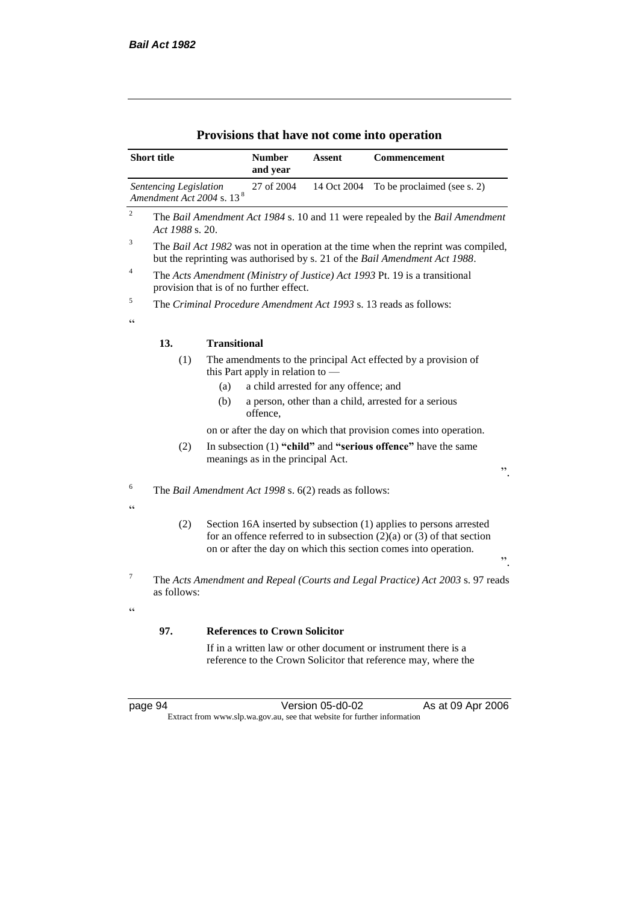## Provisions that have not come into operation

| Short title | Number and year | Assent | Commencement |
|---|---|---|---|
| *Sentencing Legislation Amendment Act 2004* s. 13 [8] | 27 of 2004 | 14 Oct 2004 | To be proclaimed (see s. 2) |

[2] The *Bail Amendment Act 1984* s. 10 and 11 were repealed by the *Bail Amendment Act 1988* s. 20.

[3] The *Bail Act 1982* was not in operation at the time when the reprint was compiled, but the reprinting was authorised by s. 21 of the *Bail Amendment Act 1988*.

[4] The *Acts Amendment (Ministry of Justice) Act 1993* Pt. 19 is a transitional provision that is of no further effect.

[5] The *Criminal Procedure Amendment Act 1993* s. 13 reads as follows:

"

**13. Transitional**

(1) The amendments to the principal Act effected by a provision of this Part apply in relation to —

(a) a child arrested for any offence; and

(b) a person, other than a child, arrested for a serious offence,

on or after the day on which that provision comes into operation.

(2) In subsection (1) **"child"** and **"serious offence"** have the same meanings as in the principal Act.

".

[6] The *Bail Amendment Act 1998* s. 6(2) reads as follows:

"

(2) Section 16A inserted by subsection (1) applies to persons arrested for an offence referred to in subsection (2)(a) or (3) of that section on or after the day on which this section comes into operation.

".

[7] The *Acts Amendment and Repeal (Courts and Legal Practice) Act 2003* s. 97 reads as follows:

"

**97. References to Crown Solicitor**

If in a written law or other document or instrument there is a reference to the Crown Solicitor that reference may, where the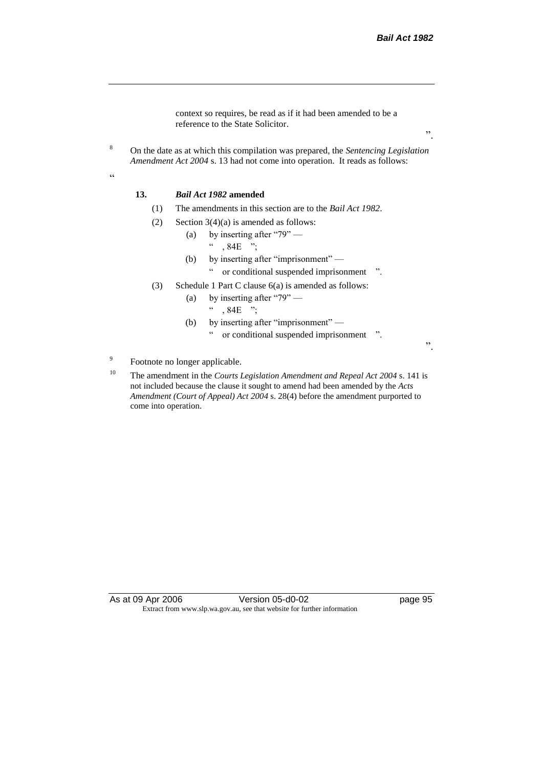context so requires, be read as if it had been amended to be a reference to the State Solicitor.

".

[8] On the date as at which this compilation was prepared, the *Sentencing Legislation Amendment Act 2004* s. 13 had not come into operation. It reads as follows:

"

**13. *Bail Act 1982* amended**

(1) The amendments in this section are to the *Bail Act 1982*.

(2) Section 3(4)(a) is amended as follows:

(a) by inserting after "79" —

" , 84E ";

(b) by inserting after "imprisonment" —

" or conditional suspended imprisonment ".

(3) Schedule 1 Part C clause 6(a) is amended as follows:

(a) by inserting after "79" —

" , 84E ";

(b) by inserting after "imprisonment" —

" or conditional suspended imprisonment ".

".

[9] Footnote no longer applicable.

[10] The amendment in the *Courts Legislation Amendment and Repeal Act 2004* s. 141 is not included because the clause it sought to amend had been amended by the *Acts Amendment (Court of Appeal) Act 2004* s. 28(4) before the amendment purported to come into operation.